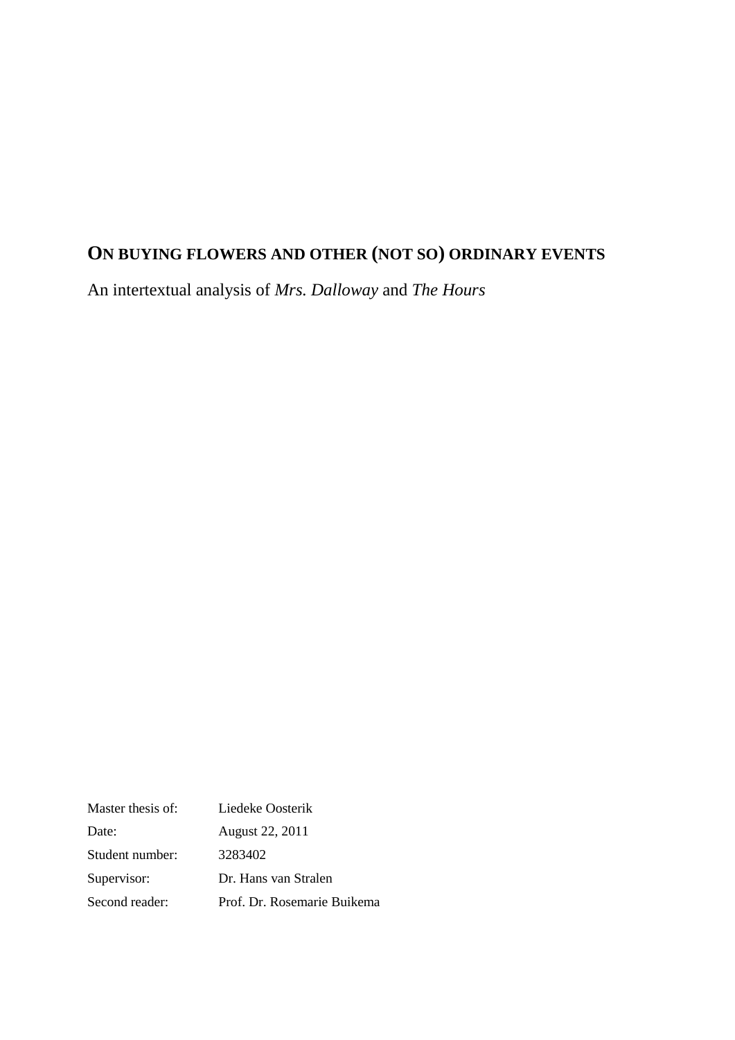# On buying flowers and other (not so) ordinary events

An intertextual analysis of *Mrs. Dalloway* and *The Hours*

| | |
|---|---|
| Master thesis of: | Liedeke Oosterik |
| Date: | August 22, 2011 |
| Student number: | 3283402 |
| Supervisor: | Dr. Hans van Stralen |
| Second reader: | Prof. Dr. Rosemarie Buikema |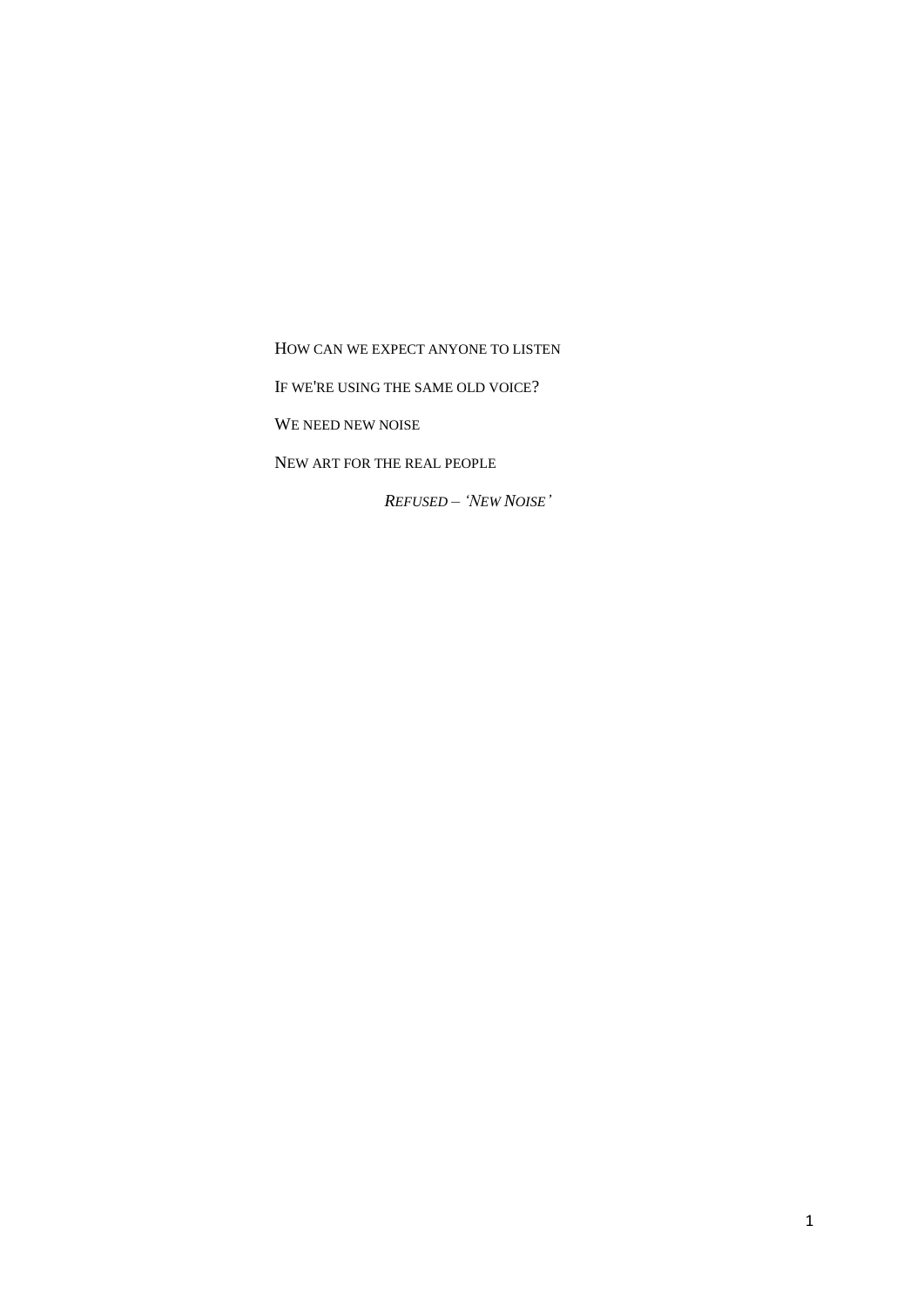HOW CAN WE EXPECT ANYONE TO LISTEN

IF WE'RE USING THE SAME OLD VOICE?

WE NEED NEW NOISE

NEW ART FOR THE REAL PEOPLE

*REFUSED – 'NEW NOISE'*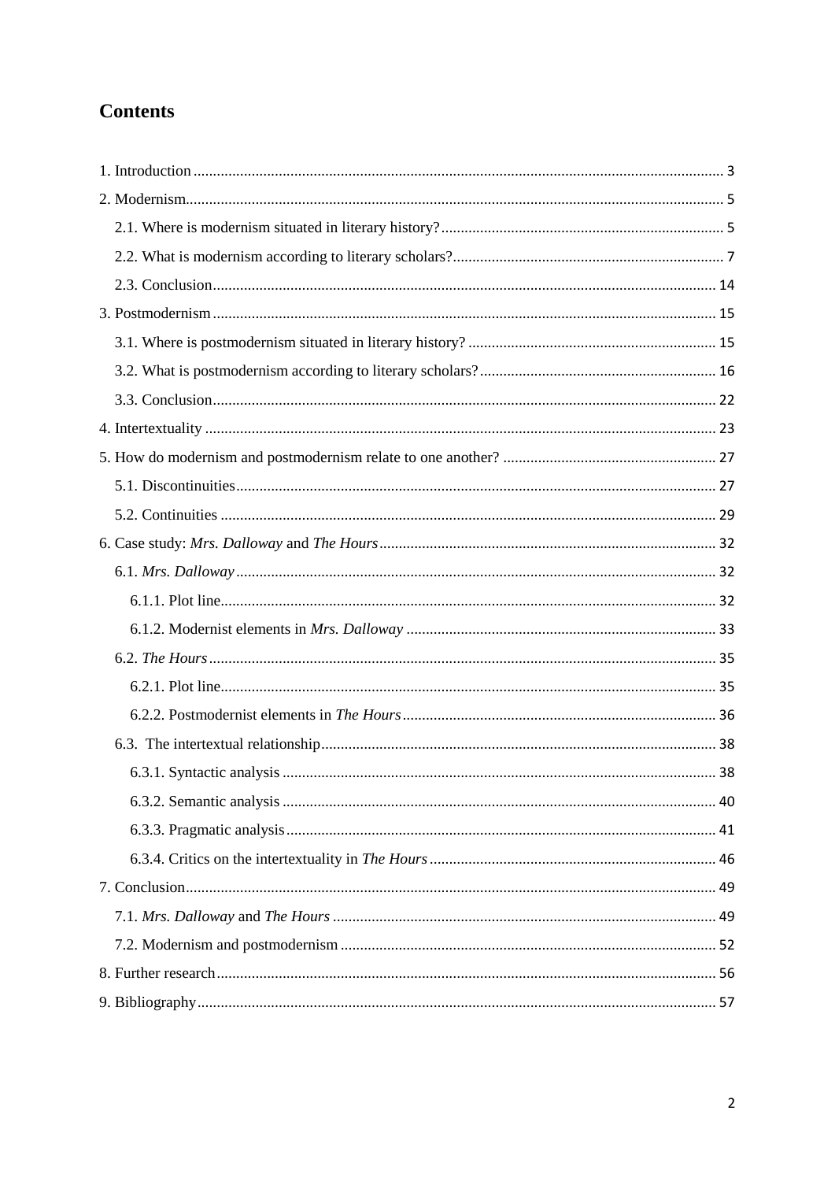# Contents

1. Introduction ... 3
2. Modernism ... 5
   - 2.1. Where is modernism situated in literary history? ... 5
   - 2.2. What is modernism according to literary scholars? ... 7
   - 2.3. Conclusion ... 14
3. Postmodernism ... 15
   - 3.1. Where is postmodernism situated in literary history? ... 15
   - 3.2. What is postmodernism according to literary scholars? ... 16
   - 3.3. Conclusion ... 22
4. Intertextuality ... 23
5. How do modernism and postmodernism relate to one another? ... 27
   - 5.1. Discontinuities ... 27
   - 5.2. Continuities ... 29
6. Case study: *Mrs. Dalloway* and *The Hours* ... 32
   - 6.1. *Mrs. Dalloway* ... 32
     - 6.1.1. Plot line ... 32
     - 6.1.2. Modernist elements in *Mrs. Dalloway* ... 33
   - 6.2. *The Hours* ... 35
     - 6.2.1. Plot line ... 35
     - 6.2.2. Postmodernist elements in *The Hours* ... 36
   - 6.3. The intertextual relationship ... 38
     - 6.3.1. Syntactic analysis ... 38
     - 6.3.2. Semantic analysis ... 40
     - 6.3.3. Pragmatic analysis ... 41
     - 6.3.4. Critics on the intertextuality in *The Hours* ... 46
7. Conclusion ... 49
   - 7.1. *Mrs. Dalloway* and *The Hours* ... 49
   - 7.2. Modernism and postmodernism ... 52
8. Further research ... 56
9. Bibliography ... 57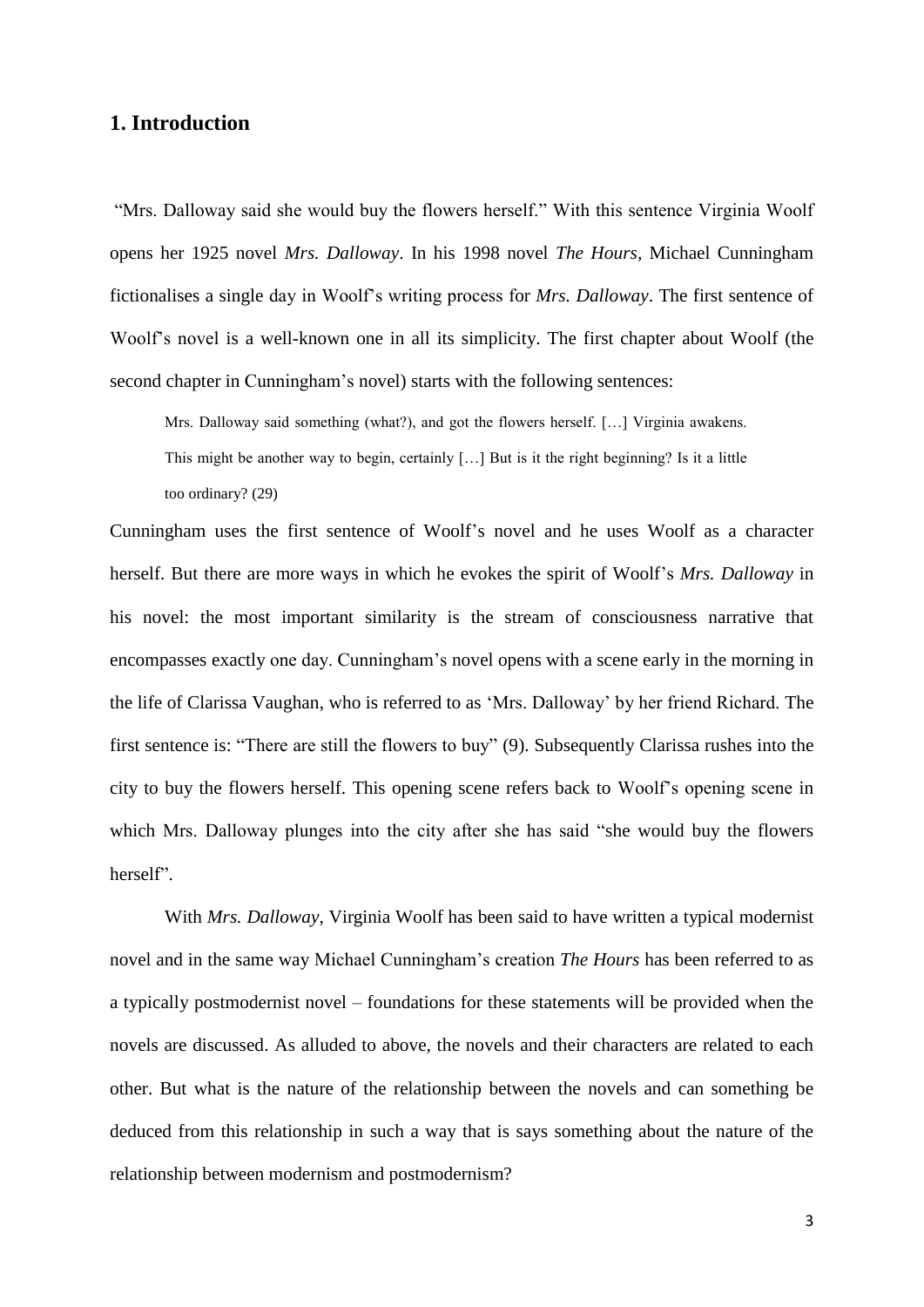## 1. Introduction

"Mrs. Dalloway said she would buy the flowers herself." With this sentence Virginia Woolf opens her 1925 novel *Mrs. Dalloway*. In his 1998 novel *The Hours*, Michael Cunningham fictionalises a single day in Woolf's writing process for *Mrs. Dalloway*. The first sentence of Woolf's novel is a well-known one in all its simplicity. The first chapter about Woolf (the second chapter in Cunningham's novel) starts with the following sentences:

> Mrs. Dalloway said something (what?), and got the flowers herself. […] Virginia awakens. This might be another way to begin, certainly […] But is it the right beginning? Is it a little too ordinary? (29)

Cunningham uses the first sentence of Woolf's novel and he uses Woolf as a character herself. But there are more ways in which he evokes the spirit of Woolf's *Mrs. Dalloway* in his novel: the most important similarity is the stream of consciousness narrative that encompasses exactly one day. Cunningham's novel opens with a scene early in the morning in the life of Clarissa Vaughan, who is referred to as 'Mrs. Dalloway' by her friend Richard. The first sentence is: "There are still the flowers to buy" (9). Subsequently Clarissa rushes into the city to buy the flowers herself. This opening scene refers back to Woolf's opening scene in which Mrs. Dalloway plunges into the city after she has said "she would buy the flowers herself".

With *Mrs. Dalloway*, Virginia Woolf has been said to have written a typical modernist novel and in the same way Michael Cunningham's creation *The Hours* has been referred to as a typically postmodernist novel – foundations for these statements will be provided when the novels are discussed. As alluded to above, the novels and their characters are related to each other. But what is the nature of the relationship between the novels and can something be deduced from this relationship in such a way that is says something about the nature of the relationship between modernism and postmodernism?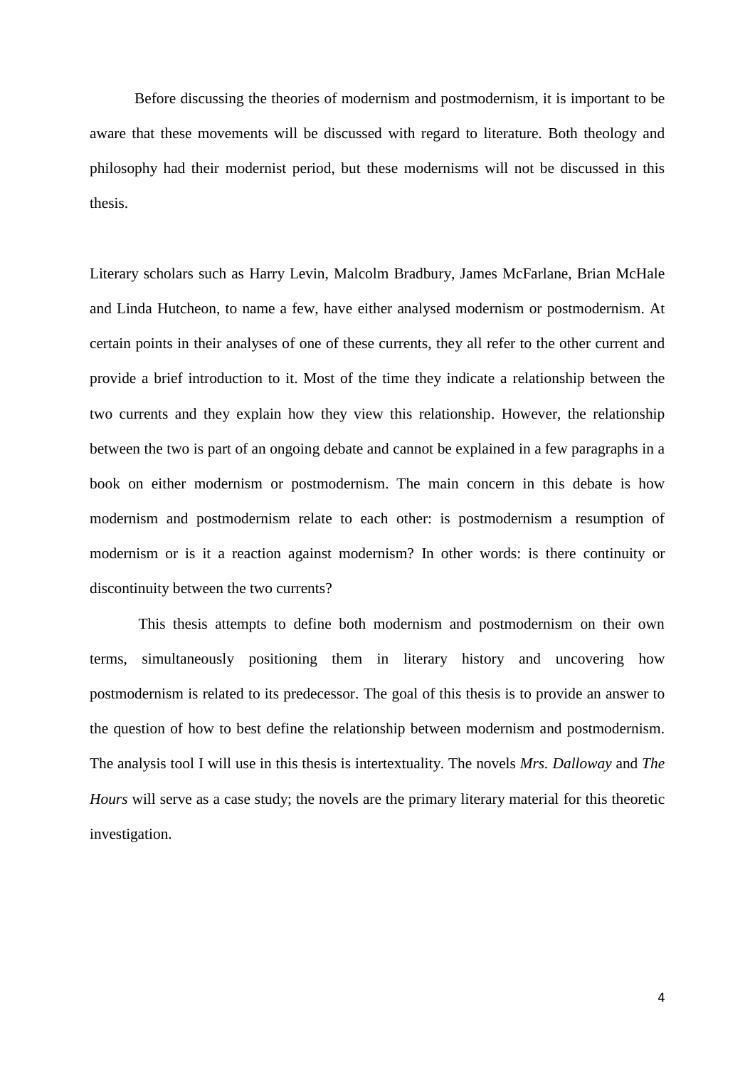Before discussing the theories of modernism and postmodernism, it is important to be aware that these movements will be discussed with regard to literature. Both theology and philosophy had their modernist period, but these modernisms will not be discussed in this thesis.

Literary scholars such as Harry Levin, Malcolm Bradbury, James McFarlane, Brian McHale and Linda Hutcheon, to name a few, have either analysed modernism or postmodernism. At certain points in their analyses of one of these currents, they all refer to the other current and provide a brief introduction to it. Most of the time they indicate a relationship between the two currents and they explain how they view this relationship. However, the relationship between the two is part of an ongoing debate and cannot be explained in a few paragraphs in a book on either modernism or postmodernism. The main concern in this debate is how modernism and postmodernism relate to each other: is postmodernism a resumption of modernism or is it a reaction against modernism? In other words: is there continuity or discontinuity between the two currents?

This thesis attempts to define both modernism and postmodernism on their own terms, simultaneously positioning them in literary history and uncovering how postmodernism is related to its predecessor. The goal of this thesis is to provide an answer to the question of how to best define the relationship between modernism and postmodernism. The analysis tool I will use in this thesis is intertextuality. The novels *Mrs. Dalloway* and *The Hours* will serve as a case study; the novels are the primary literary material for this theoretic investigation.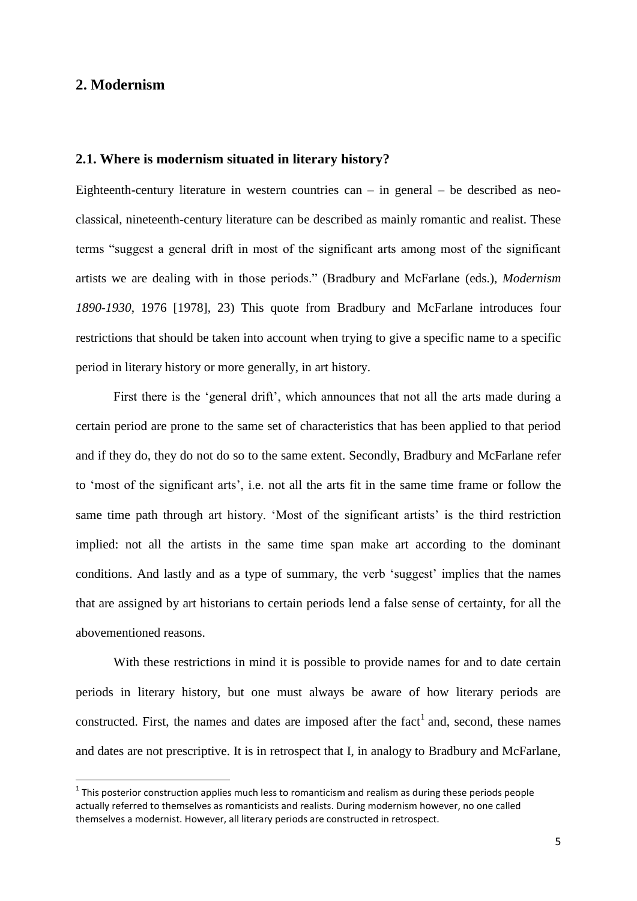## 2. Modernism

### 2.1. Where is modernism situated in literary history?

Eighteenth-century literature in western countries can – in general – be described as neo-classical, nineteenth-century literature can be described as mainly romantic and realist. These terms "suggest a general drift in most of the significant arts among most of the significant artists we are dealing with in those periods." (Bradbury and McFarlane (eds.), *Modernism 1890-1930*, 1976 [1978], 23) This quote from Bradbury and McFarlane introduces four restrictions that should be taken into account when trying to give a specific name to a specific period in literary history or more generally, in art history.

First there is the 'general drift', which announces that not all the arts made during a certain period are prone to the same set of characteristics that has been applied to that period and if they do, they do not do so to the same extent. Secondly, Bradbury and McFarlane refer to 'most of the significant arts', i.e. not all the arts fit in the same time frame or follow the same time path through art history. 'Most of the significant artists' is the third restriction implied: not all the artists in the same time span make art according to the dominant conditions. And lastly and as a type of summary, the verb 'suggest' implies that the names that are assigned by art historians to certain periods lend a false sense of certainty, for all the abovementioned reasons.

With these restrictions in mind it is possible to provide names for and to date certain periods in literary history, but one must always be aware of how literary periods are constructed. First, the names and dates are imposed after the fact[1] and, second, these names and dates are not prescriptive. It is in retrospect that I, in analogy to Bradbury and McFarlane,

[1] This posterior construction applies much less to romanticism and realism as during these periods people actually referred to themselves as romanticists and realists. During modernism however, no one called themselves a modernist. However, all literary periods are constructed in retrospect.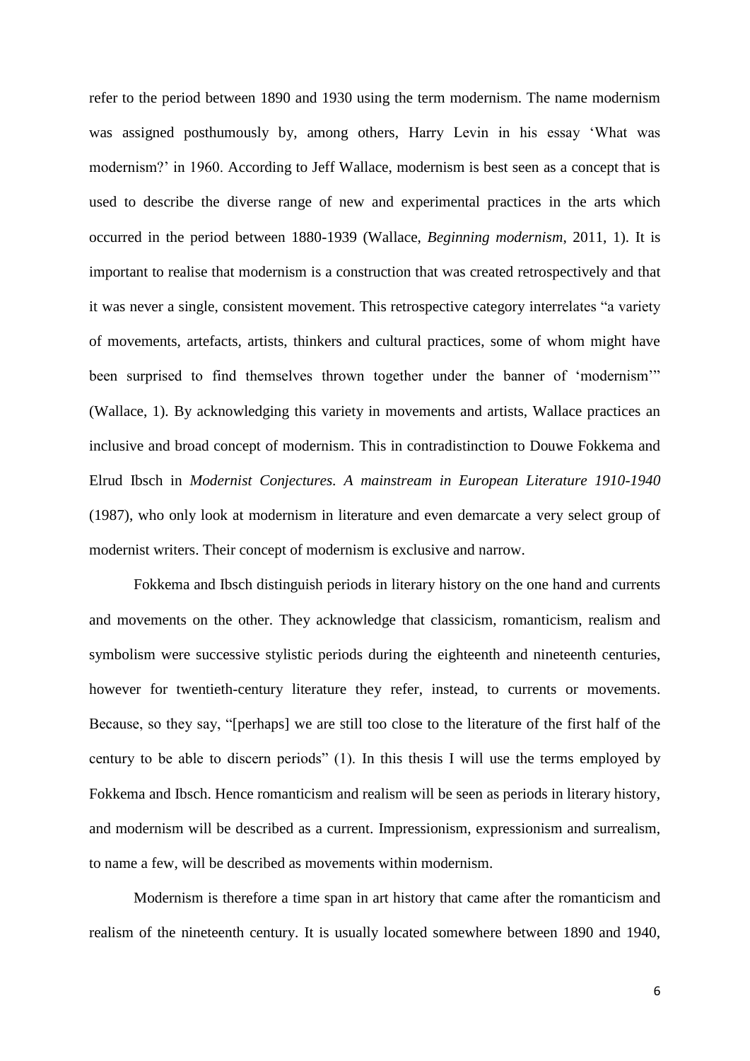refer to the period between 1890 and 1930 using the term modernism. The name modernism was assigned posthumously by, among others, Harry Levin in his essay 'What was modernism?' in 1960. According to Jeff Wallace, modernism is best seen as a concept that is used to describe the diverse range of new and experimental practices in the arts which occurred in the period between 1880-1939 (Wallace, *Beginning modernism*, 2011, 1). It is important to realise that modernism is a construction that was created retrospectively and that it was never a single, consistent movement. This retrospective category interrelates "a variety of movements, artefacts, artists, thinkers and cultural practices, some of whom might have been surprised to find themselves thrown together under the banner of 'modernism'" (Wallace, 1). By acknowledging this variety in movements and artists, Wallace practices an inclusive and broad concept of modernism. This in contradistinction to Douwe Fokkema and Elrud Ibsch in *Modernist Conjectures. A mainstream in European Literature 1910-1940* (1987), who only look at modernism in literature and even demarcate a very select group of modernist writers. Their concept of modernism is exclusive and narrow.

Fokkema and Ibsch distinguish periods in literary history on the one hand and currents and movements on the other. They acknowledge that classicism, romanticism, realism and symbolism were successive stylistic periods during the eighteenth and nineteenth centuries, however for twentieth-century literature they refer, instead, to currents or movements. Because, so they say, "[perhaps] we are still too close to the literature of the first half of the century to be able to discern periods" (1). In this thesis I will use the terms employed by Fokkema and Ibsch. Hence romanticism and realism will be seen as periods in literary history, and modernism will be described as a current. Impressionism, expressionism and surrealism, to name a few, will be described as movements within modernism.

Modernism is therefore a time span in art history that came after the romanticism and realism of the nineteenth century. It is usually located somewhere between 1890 and 1940,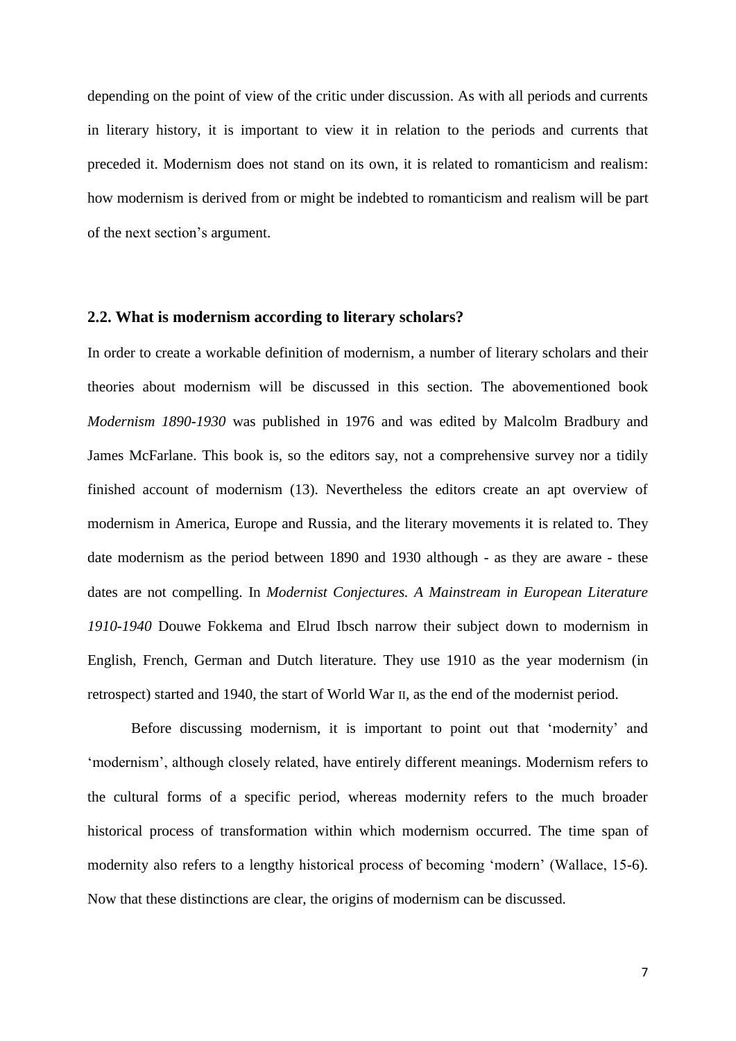depending on the point of view of the critic under discussion. As with all periods and currents in literary history, it is important to view it in relation to the periods and currents that preceded it. Modernism does not stand on its own, it is related to romanticism and realism: how modernism is derived from or might be indebted to romanticism and realism will be part of the next section's argument.

### 2.2. What is modernism according to literary scholars?

In order to create a workable definition of modernism, a number of literary scholars and their theories about modernism will be discussed in this section. The abovementioned book *Modernism 1890-1930* was published in 1976 and was edited by Malcolm Bradbury and James McFarlane. This book is, so the editors say, not a comprehensive survey nor a tidily finished account of modernism (13). Nevertheless the editors create an apt overview of modernism in America, Europe and Russia, and the literary movements it is related to. They date modernism as the period between 1890 and 1930 although - as they are aware - these dates are not compelling. In *Modernist Conjectures. A Mainstream in European Literature 1910-1940* Douwe Fokkema and Elrud Ibsch narrow their subject down to modernism in English, French, German and Dutch literature. They use 1910 as the year modernism (in retrospect) started and 1940, the start of World War II, as the end of the modernist period.

Before discussing modernism, it is important to point out that 'modernity' and 'modernism', although closely related, have entirely different meanings. Modernism refers to the cultural forms of a specific period, whereas modernity refers to the much broader historical process of transformation within which modernism occurred. The time span of modernity also refers to a lengthy historical process of becoming 'modern' (Wallace, 15-6). Now that these distinctions are clear, the origins of modernism can be discussed.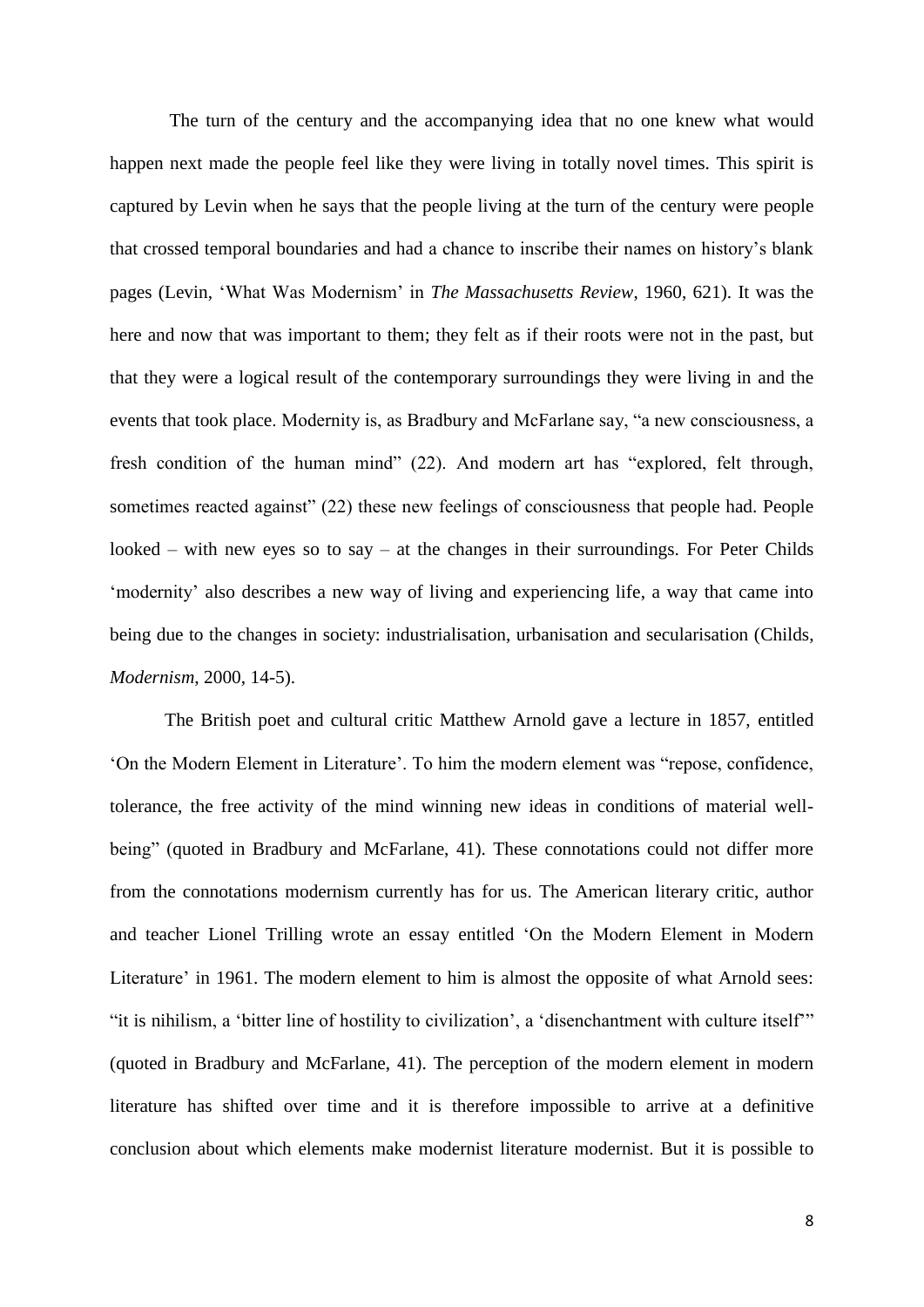The turn of the century and the accompanying idea that no one knew what would happen next made the people feel like they were living in totally novel times. This spirit is captured by Levin when he says that the people living at the turn of the century were people that crossed temporal boundaries and had a chance to inscribe their names on history's blank pages (Levin, 'What Was Modernism' in *The Massachusetts Review*, 1960, 621). It was the here and now that was important to them; they felt as if their roots were not in the past, but that they were a logical result of the contemporary surroundings they were living in and the events that took place. Modernity is, as Bradbury and McFarlane say, "a new consciousness, a fresh condition of the human mind" (22). And modern art has "explored, felt through, sometimes reacted against" (22) these new feelings of consciousness that people had. People looked – with new eyes so to say – at the changes in their surroundings. For Peter Childs 'modernity' also describes a new way of living and experiencing life, a way that came into being due to the changes in society: industrialisation, urbanisation and secularisation (Childs, *Modernism*, 2000, 14-5).

The British poet and cultural critic Matthew Arnold gave a lecture in 1857, entitled 'On the Modern Element in Literature'. To him the modern element was "repose, confidence, tolerance, the free activity of the mind winning new ideas in conditions of material well-being" (quoted in Bradbury and McFarlane, 41). These connotations could not differ more from the connotations modernism currently has for us. The American literary critic, author and teacher Lionel Trilling wrote an essay entitled 'On the Modern Element in Modern Literature' in 1961. The modern element to him is almost the opposite of what Arnold sees: "it is nihilism, a 'bitter line of hostility to civilization', a 'disenchantment with culture itself'" (quoted in Bradbury and McFarlane, 41). The perception of the modern element in modern literature has shifted over time and it is therefore impossible to arrive at a definitive conclusion about which elements make modernist literature modernist. But it is possible to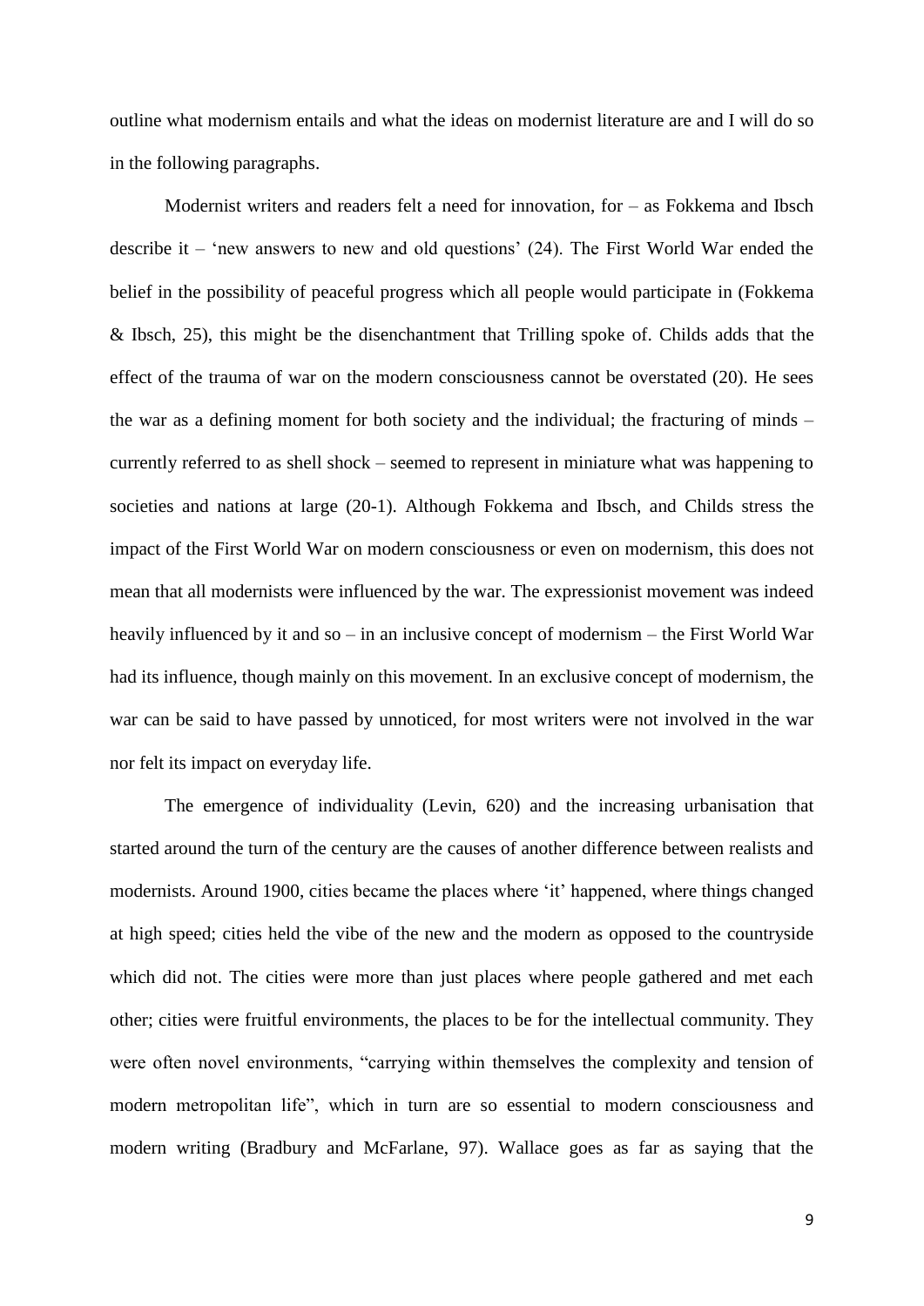outline what modernism entails and what the ideas on modernist literature are and I will do so in the following paragraphs.

Modernist writers and readers felt a need for innovation, for – as Fokkema and Ibsch describe it – 'new answers to new and old questions' (24). The First World War ended the belief in the possibility of peaceful progress which all people would participate in (Fokkema & Ibsch, 25), this might be the disenchantment that Trilling spoke of. Childs adds that the effect of the trauma of war on the modern consciousness cannot be overstated (20). He sees the war as a defining moment for both society and the individual; the fracturing of minds – currently referred to as shell shock – seemed to represent in miniature what was happening to societies and nations at large (20-1). Although Fokkema and Ibsch, and Childs stress the impact of the First World War on modern consciousness or even on modernism, this does not mean that all modernists were influenced by the war. The expressionist movement was indeed heavily influenced by it and so – in an inclusive concept of modernism – the First World War had its influence, though mainly on this movement. In an exclusive concept of modernism, the war can be said to have passed by unnoticed, for most writers were not involved in the war nor felt its impact on everyday life.

The emergence of individuality (Levin, 620) and the increasing urbanisation that started around the turn of the century are the causes of another difference between realists and modernists. Around 1900, cities became the places where 'it' happened, where things changed at high speed; cities held the vibe of the new and the modern as opposed to the countryside which did not. The cities were more than just places where people gathered and met each other; cities were fruitful environments, the places to be for the intellectual community. They were often novel environments, "carrying within themselves the complexity and tension of modern metropolitan life", which in turn are so essential to modern consciousness and modern writing (Bradbury and McFarlane, 97). Wallace goes as far as saying that the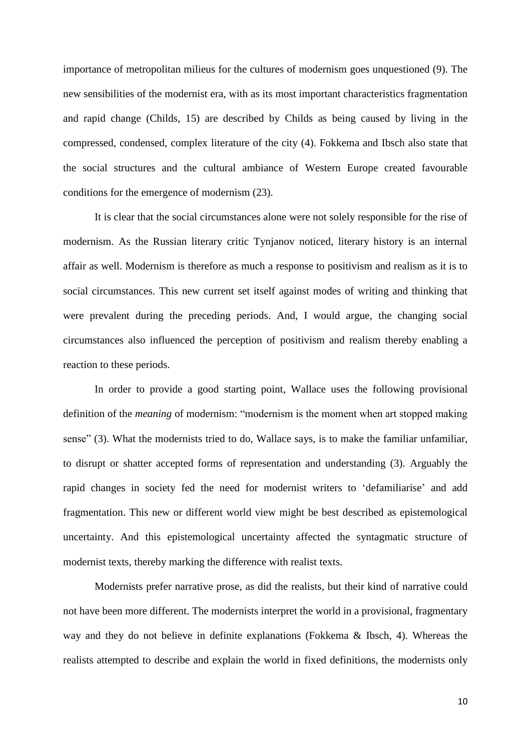importance of metropolitan milieus for the cultures of modernism goes unquestioned (9). The new sensibilities of the modernist era, with as its most important characteristics fragmentation and rapid change (Childs, 15) are described by Childs as being caused by living in the compressed, condensed, complex literature of the city (4). Fokkema and Ibsch also state that the social structures and the cultural ambiance of Western Europe created favourable conditions for the emergence of modernism (23).

It is clear that the social circumstances alone were not solely responsible for the rise of modernism. As the Russian literary critic Tynjanov noticed, literary history is an internal affair as well. Modernism is therefore as much a response to positivism and realism as it is to social circumstances. This new current set itself against modes of writing and thinking that were prevalent during the preceding periods. And, I would argue, the changing social circumstances also influenced the perception of positivism and realism thereby enabling a reaction to these periods.

In order to provide a good starting point, Wallace uses the following provisional definition of the *meaning* of modernism: "modernism is the moment when art stopped making sense" (3). What the modernists tried to do, Wallace says, is to make the familiar unfamiliar, to disrupt or shatter accepted forms of representation and understanding (3). Arguably the rapid changes in society fed the need for modernist writers to 'defamiliarise' and add fragmentation. This new or different world view might be best described as epistemological uncertainty. And this epistemological uncertainty affected the syntagmatic structure of modernist texts, thereby marking the difference with realist texts.

Modernists prefer narrative prose, as did the realists, but their kind of narrative could not have been more different. The modernists interpret the world in a provisional, fragmentary way and they do not believe in definite explanations (Fokkema & Ibsch, 4). Whereas the realists attempted to describe and explain the world in fixed definitions, the modernists only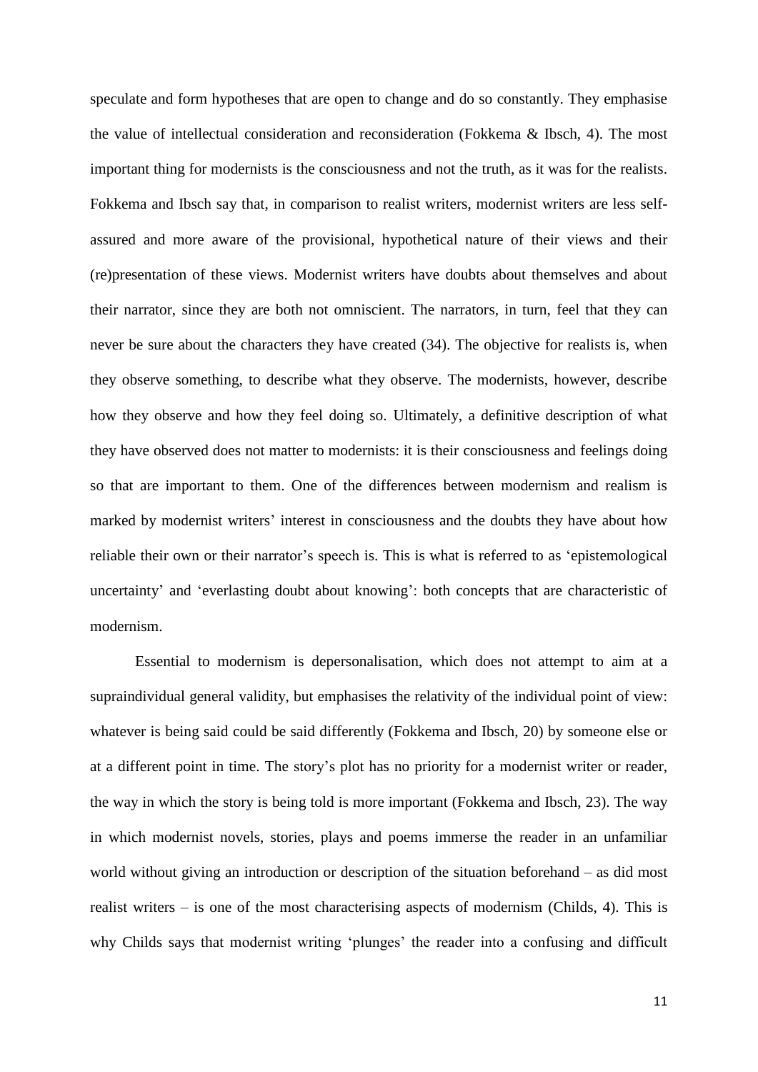speculate and form hypotheses that are open to change and do so constantly. They emphasise the value of intellectual consideration and reconsideration (Fokkema & Ibsch, 4). The most important thing for modernists is the consciousness and not the truth, as it was for the realists. Fokkema and Ibsch say that, in comparison to realist writers, modernist writers are less self-assured and more aware of the provisional, hypothetical nature of their views and their (re)presentation of these views. Modernist writers have doubts about themselves and about their narrator, since they are both not omniscient. The narrators, in turn, feel that they can never be sure about the characters they have created (34). The objective for realists is, when they observe something, to describe what they observe. The modernists, however, describe how they observe and how they feel doing so. Ultimately, a definitive description of what they have observed does not matter to modernists: it is their consciousness and feelings doing so that are important to them. One of the differences between modernism and realism is marked by modernist writers' interest in consciousness and the doubts they have about how reliable their own or their narrator's speech is. This is what is referred to as 'epistemological uncertainty' and 'everlasting doubt about knowing': both concepts that are characteristic of modernism.

Essential to modernism is depersonalisation, which does not attempt to aim at a supraindividual general validity, but emphasises the relativity of the individual point of view: whatever is being said could be said differently (Fokkema and Ibsch, 20) by someone else or at a different point in time. The story's plot has no priority for a modernist writer or reader, the way in which the story is being told is more important (Fokkema and Ibsch, 23). The way in which modernist novels, stories, plays and poems immerse the reader in an unfamiliar world without giving an introduction or description of the situation beforehand – as did most realist writers – is one of the most characterising aspects of modernism (Childs, 4). This is why Childs says that modernist writing 'plunges' the reader into a confusing and difficult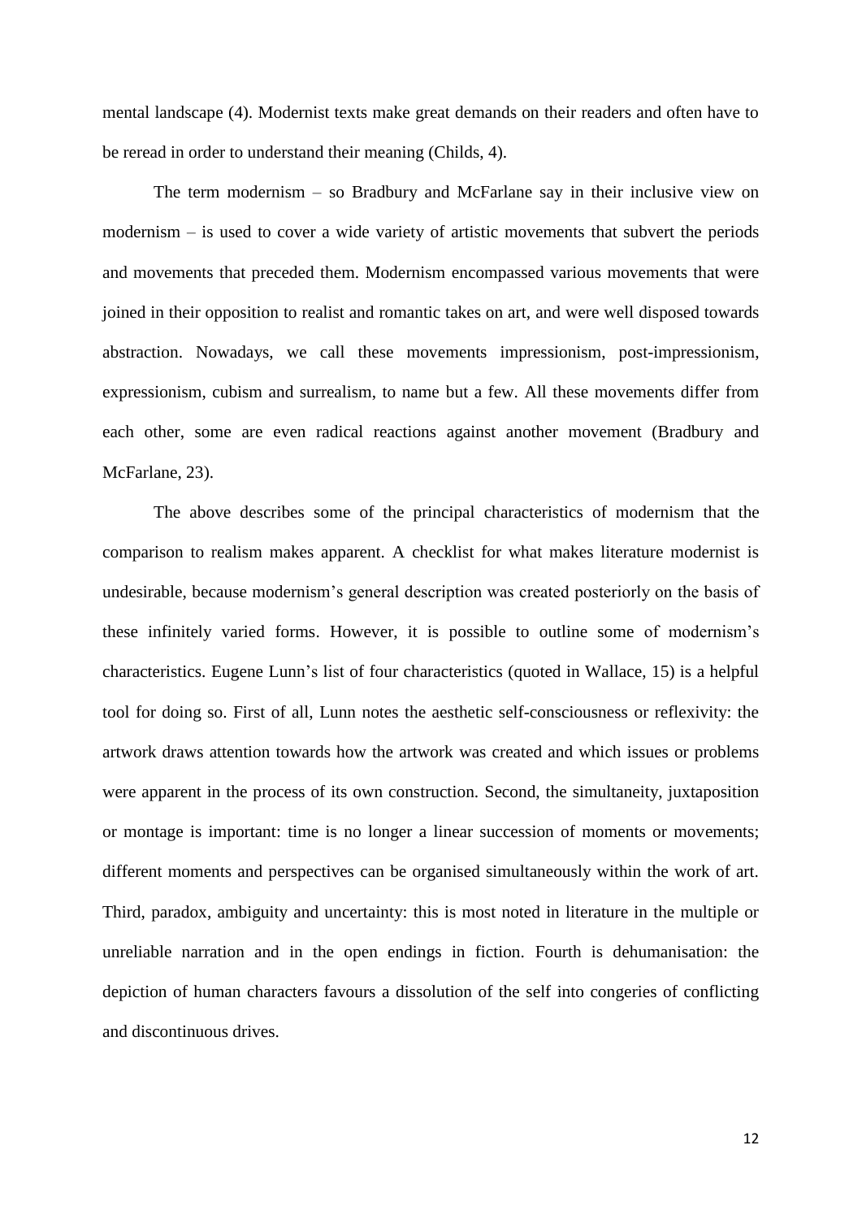mental landscape (4). Modernist texts make great demands on their readers and often have to be reread in order to understand their meaning (Childs, 4).

The term modernism – so Bradbury and McFarlane say in their inclusive view on modernism – is used to cover a wide variety of artistic movements that subvert the periods and movements that preceded them. Modernism encompassed various movements that were joined in their opposition to realist and romantic takes on art, and were well disposed towards abstraction. Nowadays, we call these movements impressionism, post-impressionism, expressionism, cubism and surrealism, to name but a few. All these movements differ from each other, some are even radical reactions against another movement (Bradbury and McFarlane, 23).

The above describes some of the principal characteristics of modernism that the comparison to realism makes apparent. A checklist for what makes literature modernist is undesirable, because modernism's general description was created posteriorly on the basis of these infinitely varied forms. However, it is possible to outline some of modernism's characteristics. Eugene Lunn's list of four characteristics (quoted in Wallace, 15) is a helpful tool for doing so. First of all, Lunn notes the aesthetic self-consciousness or reflexivity: the artwork draws attention towards how the artwork was created and which issues or problems were apparent in the process of its own construction. Second, the simultaneity, juxtaposition or montage is important: time is no longer a linear succession of moments or movements; different moments and perspectives can be organised simultaneously within the work of art. Third, paradox, ambiguity and uncertainty: this is most noted in literature in the multiple or unreliable narration and in the open endings in fiction. Fourth is dehumanisation: the depiction of human characters favours a dissolution of the self into congeries of conflicting and discontinuous drives.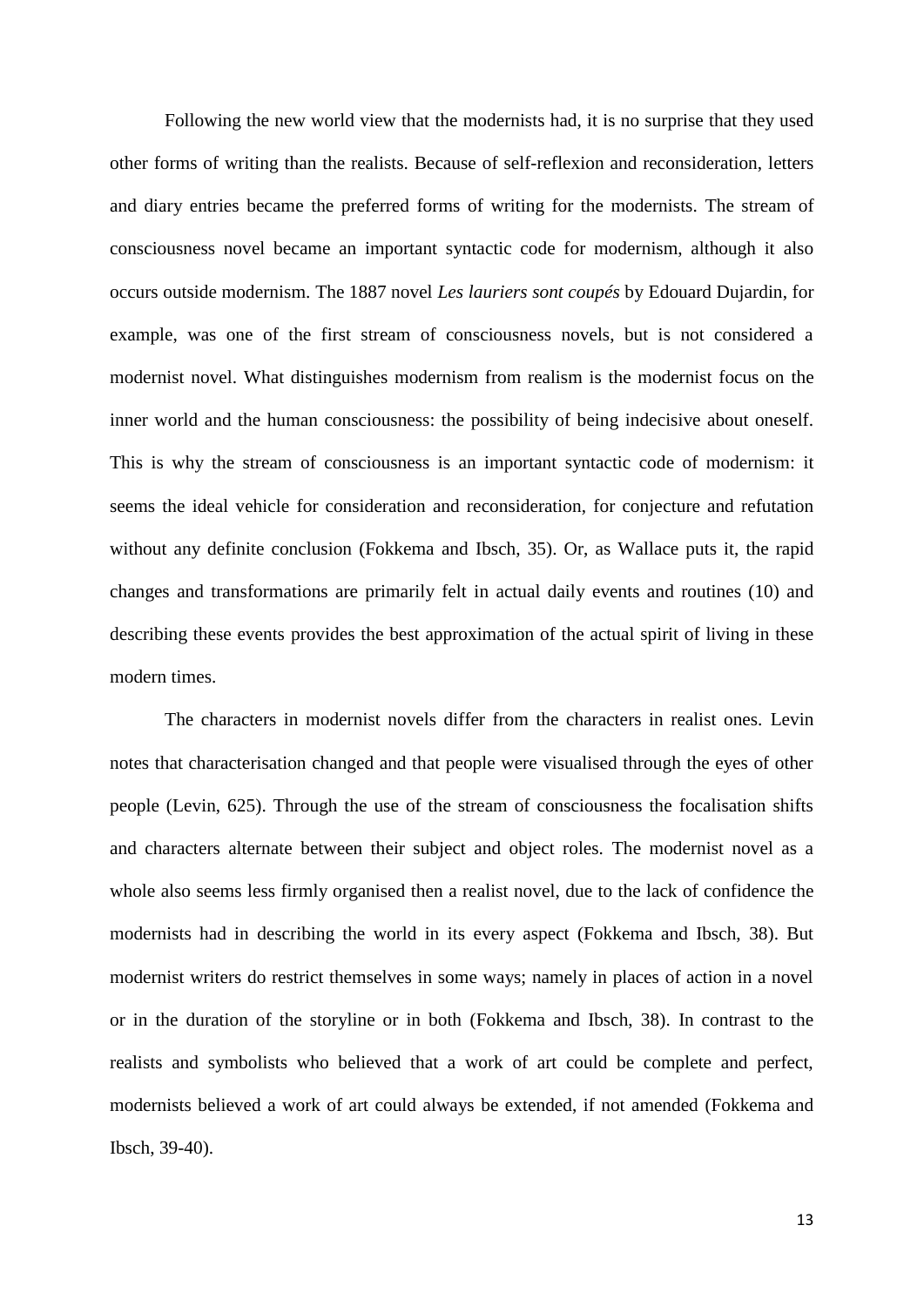Following the new world view that the modernists had, it is no surprise that they used other forms of writing than the realists. Because of self-reflexion and reconsideration, letters and diary entries became the preferred forms of writing for the modernists. The stream of consciousness novel became an important syntactic code for modernism, although it also occurs outside modernism. The 1887 novel *Les lauriers sont coupés* by Edouard Dujardin, for example, was one of the first stream of consciousness novels, but is not considered a modernist novel. What distinguishes modernism from realism is the modernist focus on the inner world and the human consciousness: the possibility of being indecisive about oneself. This is why the stream of consciousness is an important syntactic code of modernism: it seems the ideal vehicle for consideration and reconsideration, for conjecture and refutation without any definite conclusion (Fokkema and Ibsch, 35). Or, as Wallace puts it, the rapid changes and transformations are primarily felt in actual daily events and routines (10) and describing these events provides the best approximation of the actual spirit of living in these modern times.

The characters in modernist novels differ from the characters in realist ones. Levin notes that characterisation changed and that people were visualised through the eyes of other people (Levin, 625). Through the use of the stream of consciousness the focalisation shifts and characters alternate between their subject and object roles. The modernist novel as a whole also seems less firmly organised then a realist novel, due to the lack of confidence the modernists had in describing the world in its every aspect (Fokkema and Ibsch, 38). But modernist writers do restrict themselves in some ways; namely in places of action in a novel or in the duration of the storyline or in both (Fokkema and Ibsch, 38). In contrast to the realists and symbolists who believed that a work of art could be complete and perfect, modernists believed a work of art could always be extended, if not amended (Fokkema and Ibsch, 39-40).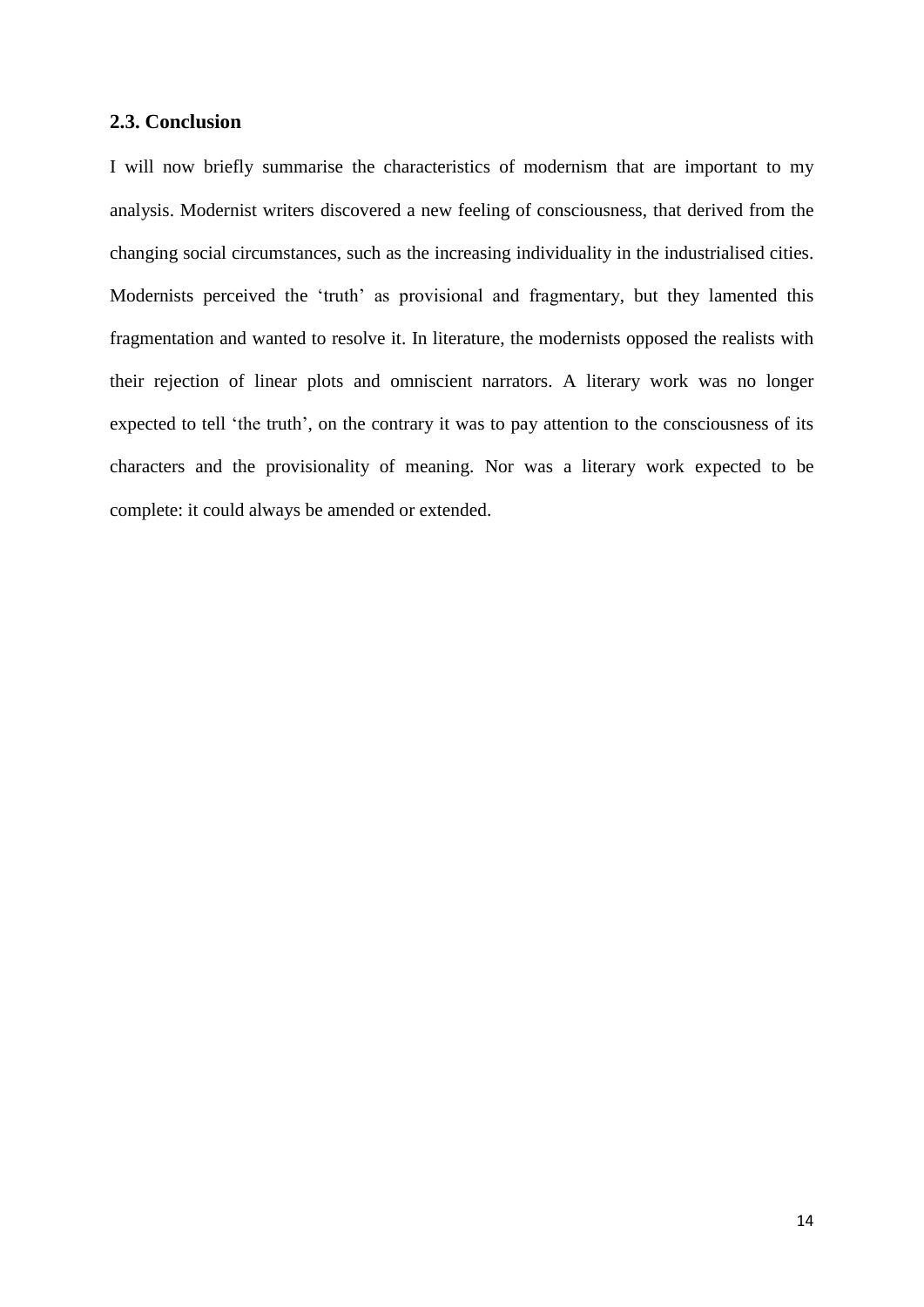## 2.3. Conclusion

I will now briefly summarise the characteristics of modernism that are important to my analysis. Modernist writers discovered a new feeling of consciousness, that derived from the changing social circumstances, such as the increasing individuality in the industrialised cities. Modernists perceived the 'truth' as provisional and fragmentary, but they lamented this fragmentation and wanted to resolve it. In literature, the modernists opposed the realists with their rejection of linear plots and omniscient narrators. A literary work was no longer expected to tell 'the truth', on the contrary it was to pay attention to the consciousness of its characters and the provisionality of meaning. Nor was a literary work expected to be complete: it could always be amended or extended.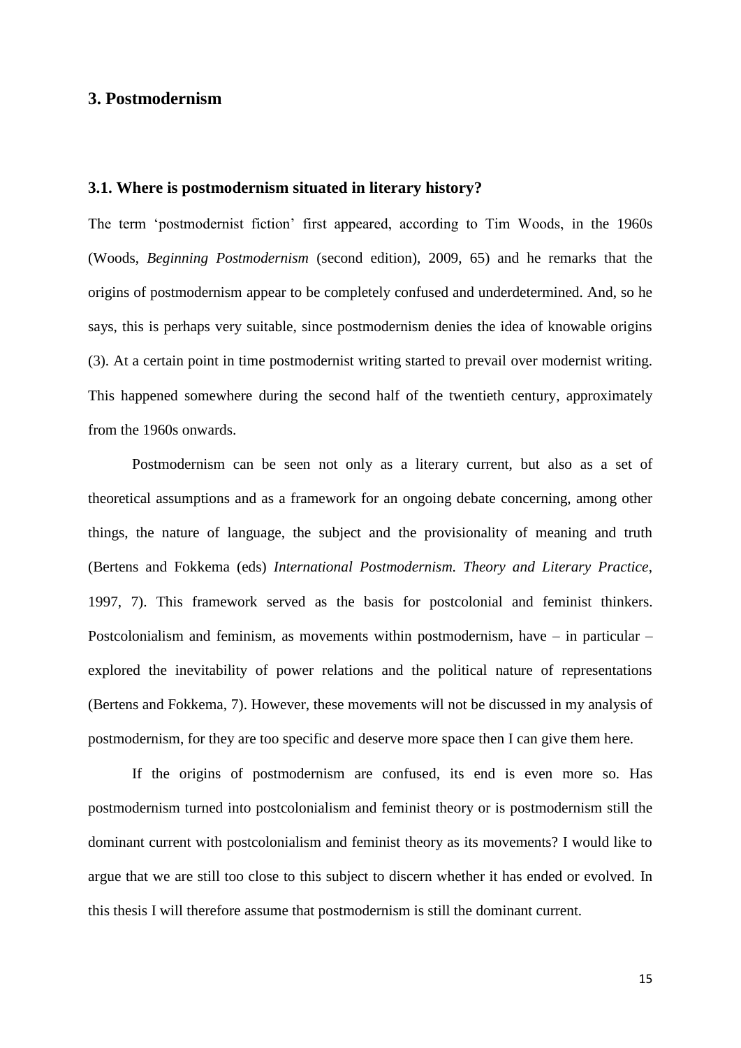## 3. Postmodernism

### 3.1. Where is postmodernism situated in literary history?

The term 'postmodernist fiction' first appeared, according to Tim Woods, in the 1960s (Woods, *Beginning Postmodernism* (second edition), 2009, 65) and he remarks that the origins of postmodernism appear to be completely confused and underdetermined. And, so he says, this is perhaps very suitable, since postmodernism denies the idea of knowable origins (3). At a certain point in time postmodernist writing started to prevail over modernist writing. This happened somewhere during the second half of the twentieth century, approximately from the 1960s onwards.

Postmodernism can be seen not only as a literary current, but also as a set of theoretical assumptions and as a framework for an ongoing debate concerning, among other things, the nature of language, the subject and the provisionality of meaning and truth (Bertens and Fokkema (eds) *International Postmodernism. Theory and Literary Practice*, 1997, 7). This framework served as the basis for postcolonial and feminist thinkers. Postcolonialism and feminism, as movements within postmodernism, have – in particular – explored the inevitability of power relations and the political nature of representations (Bertens and Fokkema, 7). However, these movements will not be discussed in my analysis of postmodernism, for they are too specific and deserve more space then I can give them here.

If the origins of postmodernism are confused, its end is even more so. Has postmodernism turned into postcolonialism and feminist theory or is postmodernism still the dominant current with postcolonialism and feminist theory as its movements? I would like to argue that we are still too close to this subject to discern whether it has ended or evolved. In this thesis I will therefore assume that postmodernism is still the dominant current.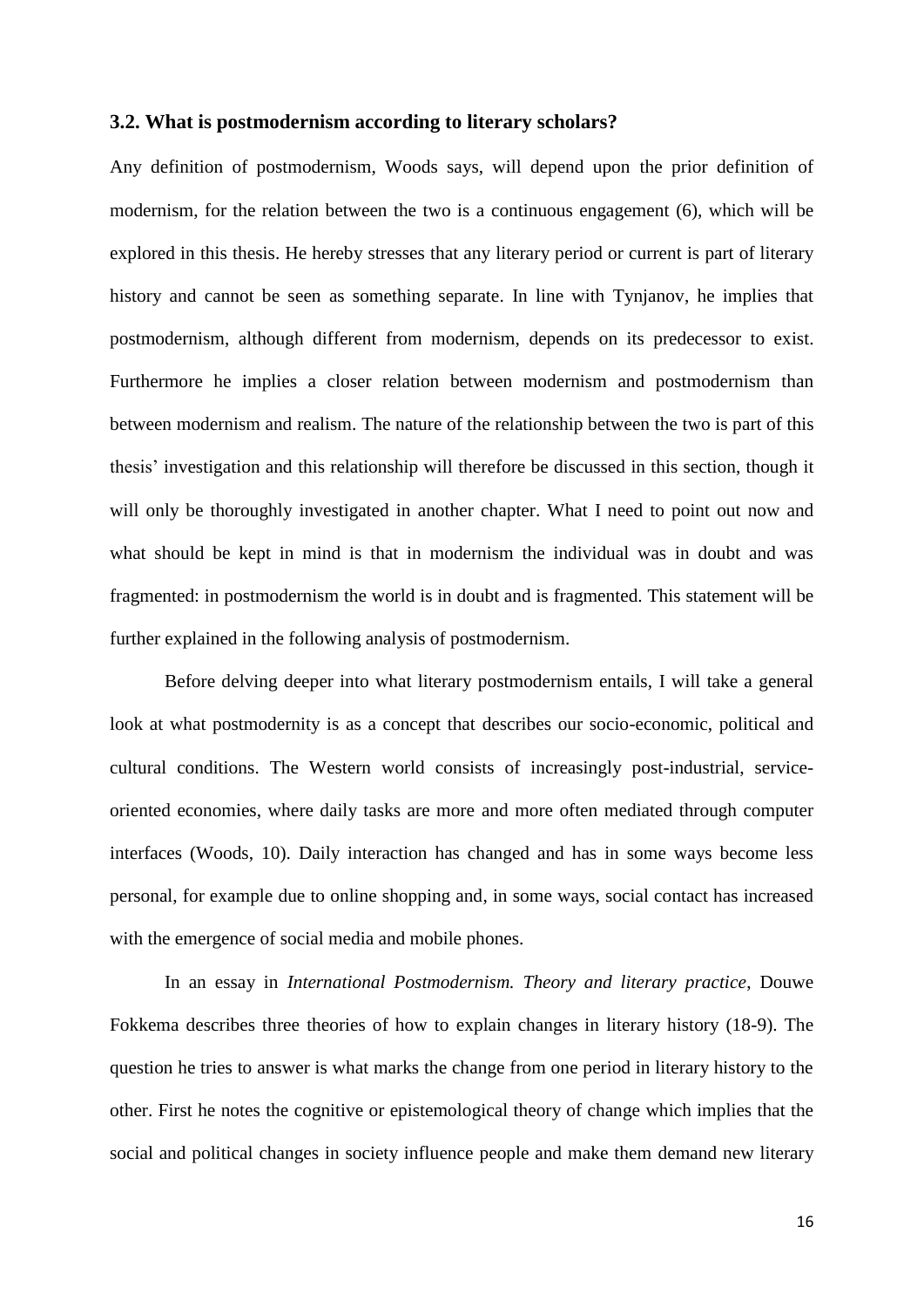### 3.2. What is postmodernism according to literary scholars?

Any definition of postmodernism, Woods says, will depend upon the prior definition of modernism, for the relation between the two is a continuous engagement (6), which will be explored in this thesis. He hereby stresses that any literary period or current is part of literary history and cannot be seen as something separate. In line with Tynjanov, he implies that postmodernism, although different from modernism, depends on its predecessor to exist. Furthermore he implies a closer relation between modernism and postmodernism than between modernism and realism. The nature of the relationship between the two is part of this thesis' investigation and this relationship will therefore be discussed in this section, though it will only be thoroughly investigated in another chapter. What I need to point out now and what should be kept in mind is that in modernism the individual was in doubt and was fragmented: in postmodernism the world is in doubt and is fragmented. This statement will be further explained in the following analysis of postmodernism.

Before delving deeper into what literary postmodernism entails, I will take a general look at what postmodernity is as a concept that describes our socio-economic, political and cultural conditions. The Western world consists of increasingly post-industrial, service-oriented economies, where daily tasks are more and more often mediated through computer interfaces (Woods, 10). Daily interaction has changed and has in some ways become less personal, for example due to online shopping and, in some ways, social contact has increased with the emergence of social media and mobile phones.

In an essay in *International Postmodernism. Theory and literary practice*, Douwe Fokkema describes three theories of how to explain changes in literary history (18-9). The question he tries to answer is what marks the change from one period in literary history to the other. First he notes the cognitive or epistemological theory of change which implies that the social and political changes in society influence people and make them demand new literary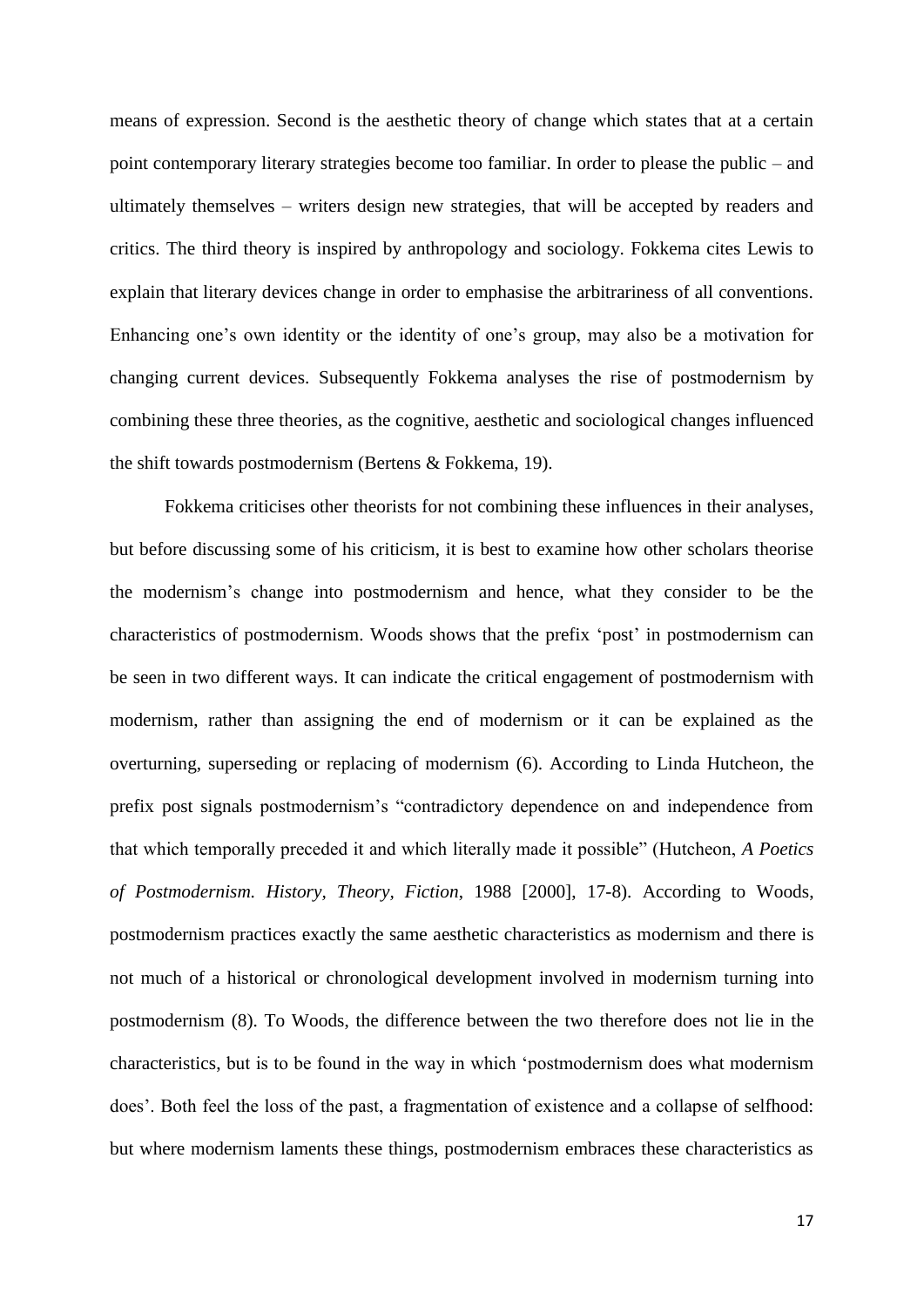means of expression. Second is the aesthetic theory of change which states that at a certain point contemporary literary strategies become too familiar. In order to please the public – and ultimately themselves – writers design new strategies, that will be accepted by readers and critics. The third theory is inspired by anthropology and sociology. Fokkema cites Lewis to explain that literary devices change in order to emphasise the arbitrariness of all conventions. Enhancing one's own identity or the identity of one's group, may also be a motivation for changing current devices. Subsequently Fokkema analyses the rise of postmodernism by combining these three theories, as the cognitive, aesthetic and sociological changes influenced the shift towards postmodernism (Bertens & Fokkema, 19).

Fokkema criticises other theorists for not combining these influences in their analyses, but before discussing some of his criticism, it is best to examine how other scholars theorise the modernism's change into postmodernism and hence, what they consider to be the characteristics of postmodernism. Woods shows that the prefix 'post' in postmodernism can be seen in two different ways. It can indicate the critical engagement of postmodernism with modernism, rather than assigning the end of modernism or it can be explained as the overturning, superseding or replacing of modernism (6). According to Linda Hutcheon, the prefix post signals postmodernism's "contradictory dependence on and independence from that which temporally preceded it and which literally made it possible" (Hutcheon, *A Poetics of Postmodernism. History, Theory, Fiction*, 1988 [2000], 17-8). According to Woods, postmodernism practices exactly the same aesthetic characteristics as modernism and there is not much of a historical or chronological development involved in modernism turning into postmodernism (8). To Woods, the difference between the two therefore does not lie in the characteristics, but is to be found in the way in which 'postmodernism does what modernism does'. Both feel the loss of the past, a fragmentation of existence and a collapse of selfhood: but where modernism laments these things, postmodernism embraces these characteristics as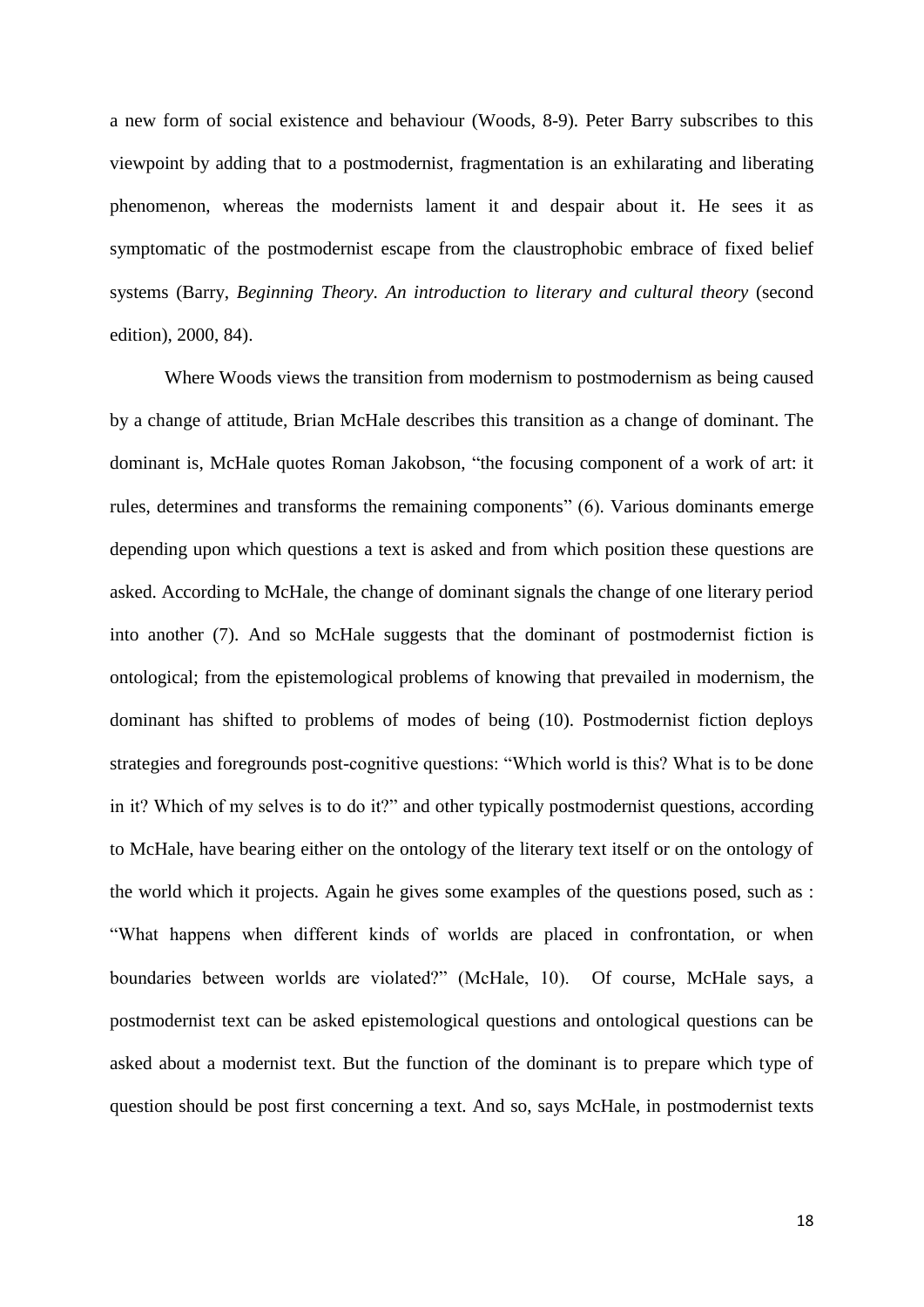a new form of social existence and behaviour (Woods, 8-9). Peter Barry subscribes to this viewpoint by adding that to a postmodernist, fragmentation is an exhilarating and liberating phenomenon, whereas the modernists lament it and despair about it. He sees it as symptomatic of the postmodernist escape from the claustrophobic embrace of fixed belief systems (Barry, *Beginning Theory. An introduction to literary and cultural theory* (second edition), 2000, 84).

Where Woods views the transition from modernism to postmodernism as being caused by a change of attitude, Brian McHale describes this transition as a change of dominant. The dominant is, McHale quotes Roman Jakobson, "the focusing component of a work of art: it rules, determines and transforms the remaining components" (6). Various dominants emerge depending upon which questions a text is asked and from which position these questions are asked. According to McHale, the change of dominant signals the change of one literary period into another (7). And so McHale suggests that the dominant of postmodernist fiction is ontological; from the epistemological problems of knowing that prevailed in modernism, the dominant has shifted to problems of modes of being (10). Postmodernist fiction deploys strategies and foregrounds post-cognitive questions: "Which world is this? What is to be done in it? Which of my selves is to do it?" and other typically postmodernist questions, according to McHale, have bearing either on the ontology of the literary text itself or on the ontology of the world which it projects. Again he gives some examples of the questions posed, such as : "What happens when different kinds of worlds are placed in confrontation, or when boundaries between worlds are violated?" (McHale, 10). Of course, McHale says, a postmodernist text can be asked epistemological questions and ontological questions can be asked about a modernist text. But the function of the dominant is to prepare which type of question should be post first concerning a text. And so, says McHale, in postmodernist texts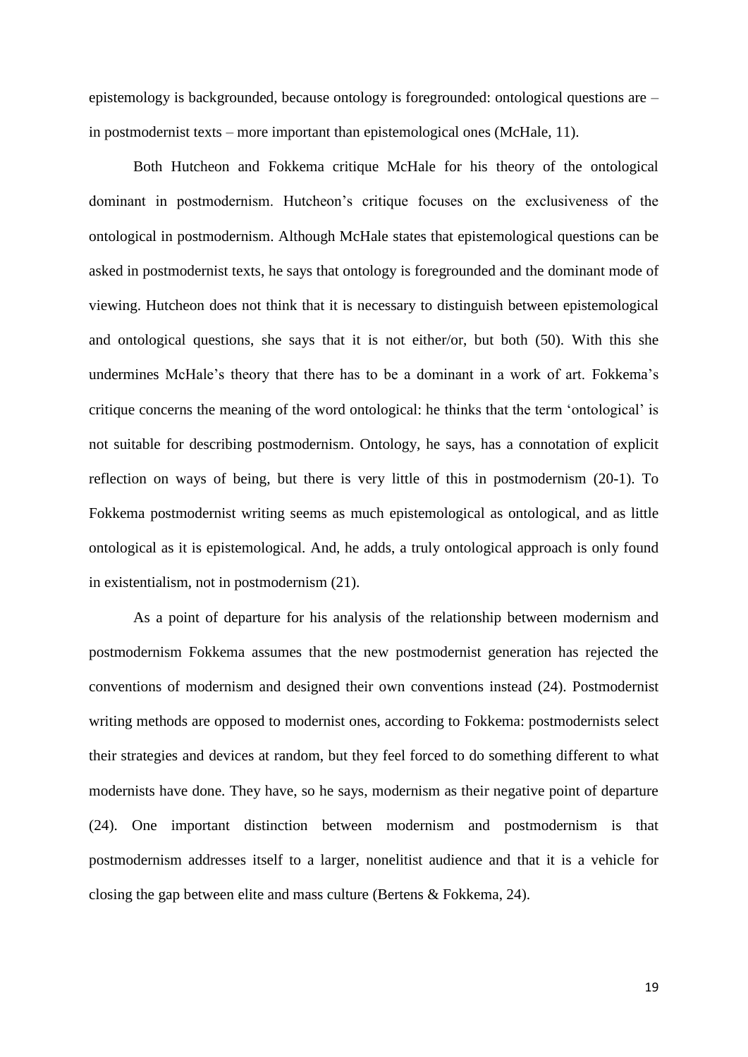epistemology is backgrounded, because ontology is foregrounded: ontological questions are – in postmodernist texts – more important than epistemological ones (McHale, 11).

Both Hutcheon and Fokkema critique McHale for his theory of the ontological dominant in postmodernism. Hutcheon's critique focuses on the exclusiveness of the ontological in postmodernism. Although McHale states that epistemological questions can be asked in postmodernist texts, he says that ontology is foregrounded and the dominant mode of viewing. Hutcheon does not think that it is necessary to distinguish between epistemological and ontological questions, she says that it is not either/or, but both (50). With this she undermines McHale's theory that there has to be a dominant in a work of art. Fokkema's critique concerns the meaning of the word ontological: he thinks that the term 'ontological' is not suitable for describing postmodernism. Ontology, he says, has a connotation of explicit reflection on ways of being, but there is very little of this in postmodernism (20-1). To Fokkema postmodernist writing seems as much epistemological as ontological, and as little ontological as it is epistemological. And, he adds, a truly ontological approach is only found in existentialism, not in postmodernism (21).

As a point of departure for his analysis of the relationship between modernism and postmodernism Fokkema assumes that the new postmodernist generation has rejected the conventions of modernism and designed their own conventions instead (24). Postmodernist writing methods are opposed to modernist ones, according to Fokkema: postmodernists select their strategies and devices at random, but they feel forced to do something different to what modernists have done. They have, so he says, modernism as their negative point of departure (24). One important distinction between modernism and postmodernism is that postmodernism addresses itself to a larger, nonelitist audience and that it is a vehicle for closing the gap between elite and mass culture (Bertens & Fokkema, 24).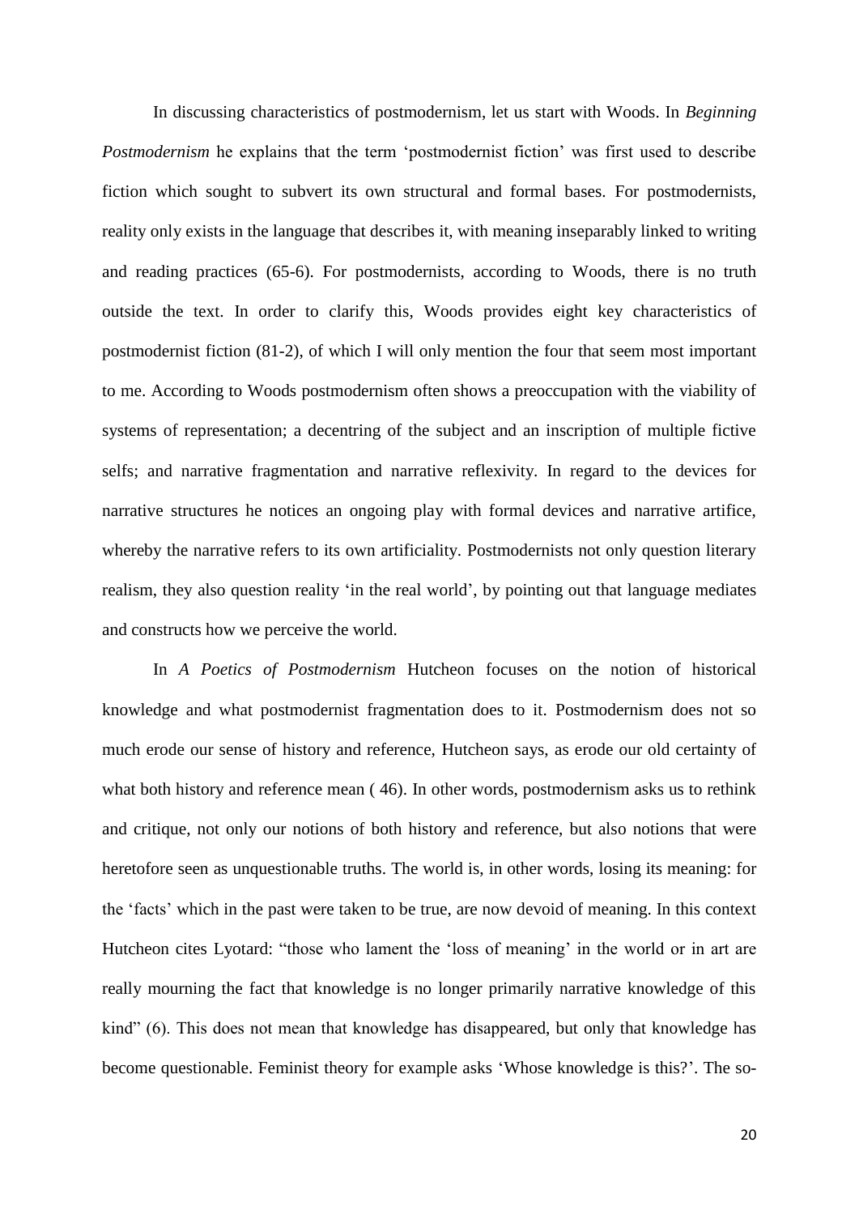In discussing characteristics of postmodernism, let us start with Woods. In *Beginning Postmodernism* he explains that the term 'postmodernist fiction' was first used to describe fiction which sought to subvert its own structural and formal bases. For postmodernists, reality only exists in the language that describes it, with meaning inseparably linked to writing and reading practices (65-6). For postmodernists, according to Woods, there is no truth outside the text. In order to clarify this, Woods provides eight key characteristics of postmodernist fiction (81-2), of which I will only mention the four that seem most important to me. According to Woods postmodernism often shows a preoccupation with the viability of systems of representation; a decentring of the subject and an inscription of multiple fictive selfs; and narrative fragmentation and narrative reflexivity. In regard to the devices for narrative structures he notices an ongoing play with formal devices and narrative artifice, whereby the narrative refers to its own artificiality. Postmodernists not only question literary realism, they also question reality 'in the real world', by pointing out that language mediates and constructs how we perceive the world.

In *A Poetics of Postmodernism* Hutcheon focuses on the notion of historical knowledge and what postmodernist fragmentation does to it. Postmodernism does not so much erode our sense of history and reference, Hutcheon says, as erode our old certainty of what both history and reference mean ( 46). In other words, postmodernism asks us to rethink and critique, not only our notions of both history and reference, but also notions that were heretofore seen as unquestionable truths. The world is, in other words, losing its meaning: for the 'facts' which in the past were taken to be true, are now devoid of meaning. In this context Hutcheon cites Lyotard: "those who lament the 'loss of meaning' in the world or in art are really mourning the fact that knowledge is no longer primarily narrative knowledge of this kind" (6). This does not mean that knowledge has disappeared, but only that knowledge has become questionable. Feminist theory for example asks 'Whose knowledge is this?'. The so-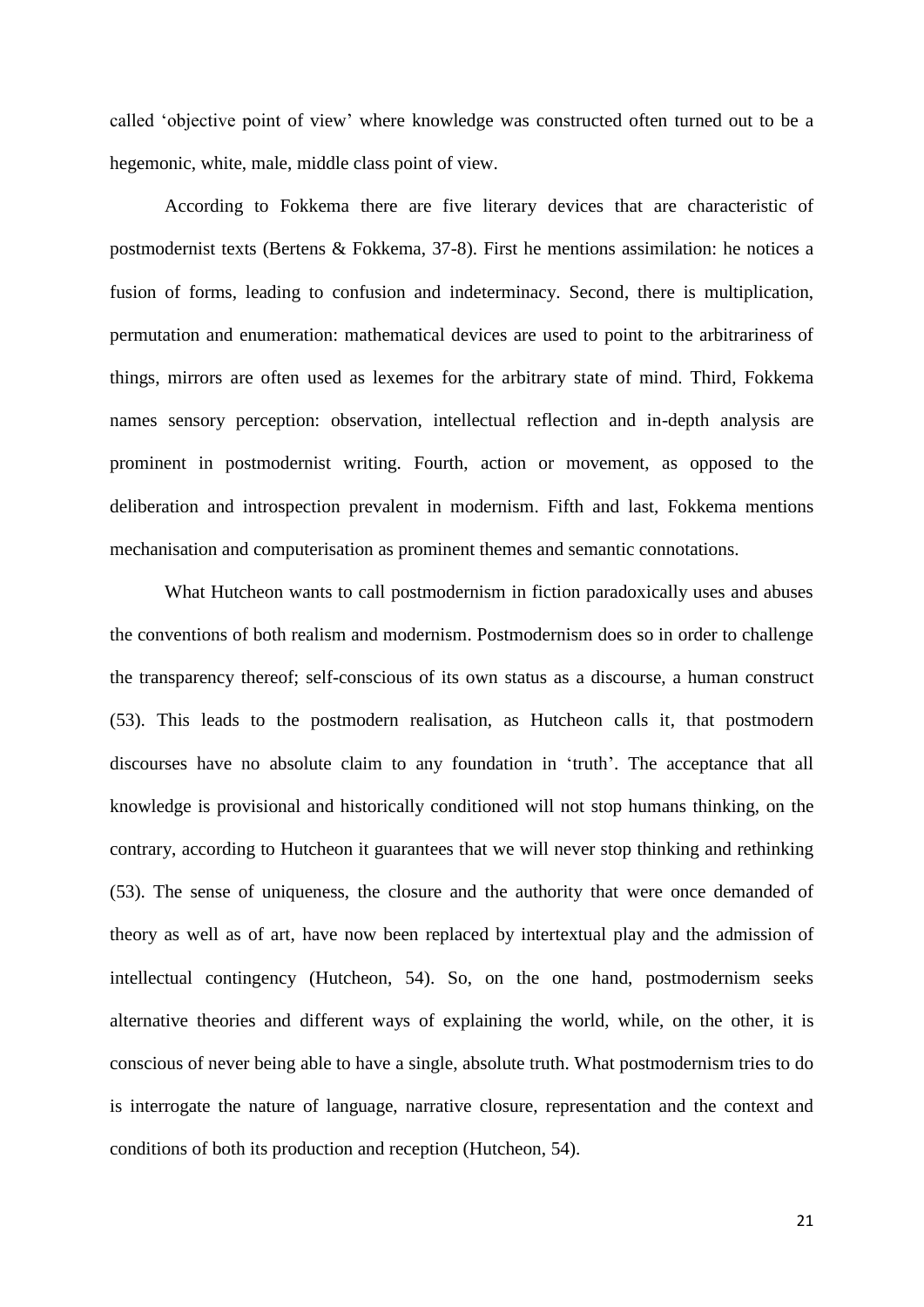called 'objective point of view' where knowledge was constructed often turned out to be a hegemonic, white, male, middle class point of view.

According to Fokkema there are five literary devices that are characteristic of postmodernist texts (Bertens & Fokkema, 37-8). First he mentions assimilation: he notices a fusion of forms, leading to confusion and indeterminacy. Second, there is multiplication, permutation and enumeration: mathematical devices are used to point to the arbitrariness of things, mirrors are often used as lexemes for the arbitrary state of mind. Third, Fokkema names sensory perception: observation, intellectual reflection and in-depth analysis are prominent in postmodernist writing. Fourth, action or movement, as opposed to the deliberation and introspection prevalent in modernism. Fifth and last, Fokkema mentions mechanisation and computerisation as prominent themes and semantic connotations.

What Hutcheon wants to call postmodernism in fiction paradoxically uses and abuses the conventions of both realism and modernism. Postmodernism does so in order to challenge the transparency thereof; self-conscious of its own status as a discourse, a human construct (53). This leads to the postmodern realisation, as Hutcheon calls it, that postmodern discourses have no absolute claim to any foundation in 'truth'. The acceptance that all knowledge is provisional and historically conditioned will not stop humans thinking, on the contrary, according to Hutcheon it guarantees that we will never stop thinking and rethinking (53). The sense of uniqueness, the closure and the authority that were once demanded of theory as well as of art, have now been replaced by intertextual play and the admission of intellectual contingency (Hutcheon, 54). So, on the one hand, postmodernism seeks alternative theories and different ways of explaining the world, while, on the other, it is conscious of never being able to have a single, absolute truth. What postmodernism tries to do is interrogate the nature of language, narrative closure, representation and the context and conditions of both its production and reception (Hutcheon, 54).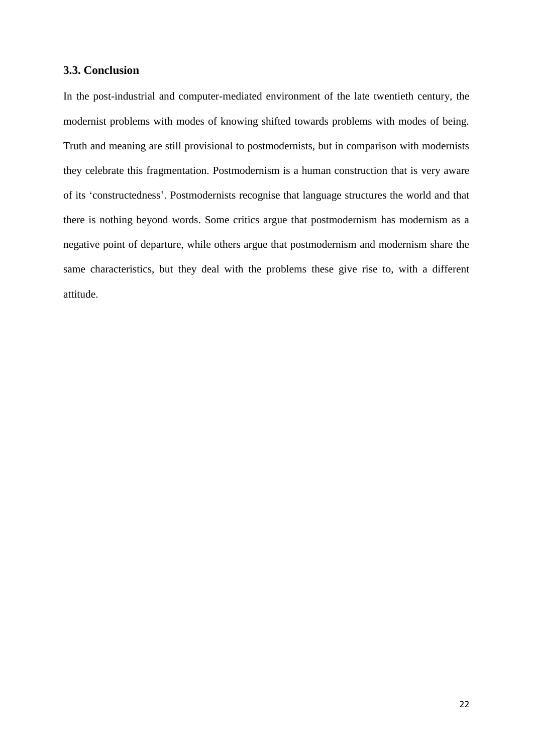### 3.3. Conclusion

In the post-industrial and computer-mediated environment of the late twentieth century, the modernist problems with modes of knowing shifted towards problems with modes of being. Truth and meaning are still provisional to postmodernists, but in comparison with modernists they celebrate this fragmentation. Postmodernism is a human construction that is very aware of its 'constructedness'. Postmodernists recognise that language structures the world and that there is nothing beyond words. Some critics argue that postmodernism has modernism as a negative point of departure, while others argue that postmodernism and modernism share the same characteristics, but they deal with the problems these give rise to, with a different attitude.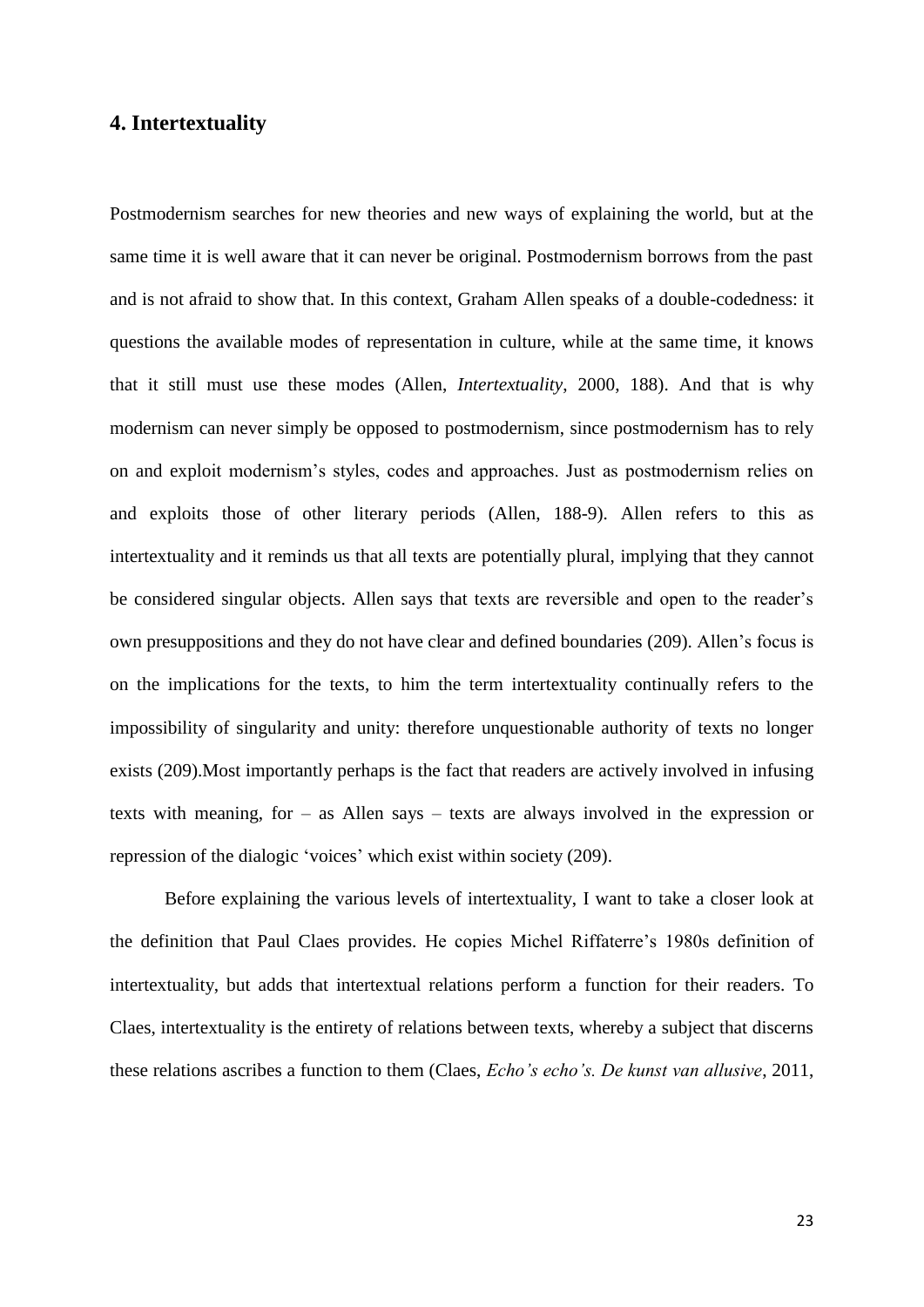## 4. Intertextuality

Postmodernism searches for new theories and new ways of explaining the world, but at the same time it is well aware that it can never be original. Postmodernism borrows from the past and is not afraid to show that. In this context, Graham Allen speaks of a double-codedness: it questions the available modes of representation in culture, while at the same time, it knows that it still must use these modes (Allen, *Intertextuality*, 2000, 188). And that is why modernism can never simply be opposed to postmodernism, since postmodernism has to rely on and exploit modernism's styles, codes and approaches. Just as postmodernism relies on and exploits those of other literary periods (Allen, 188-9). Allen refers to this as intertextuality and it reminds us that all texts are potentially plural, implying that they cannot be considered singular objects. Allen says that texts are reversible and open to the reader's own presuppositions and they do not have clear and defined boundaries (209). Allen's focus is on the implications for the texts, to him the term intertextuality continually refers to the impossibility of singularity and unity: therefore unquestionable authority of texts no longer exists (209).Most importantly perhaps is the fact that readers are actively involved in infusing texts with meaning, for – as Allen says – texts are always involved in the expression or repression of the dialogic 'voices' which exist within society (209).

Before explaining the various levels of intertextuality, I want to take a closer look at the definition that Paul Claes provides. He copies Michel Riffaterre's 1980s definition of intertextuality, but adds that intertextual relations perform a function for their readers. To Claes, intertextuality is the entirety of relations between texts, whereby a subject that discerns these relations ascribes a function to them (Claes, *Echo's echo's. De kunst van allusive*, 2011,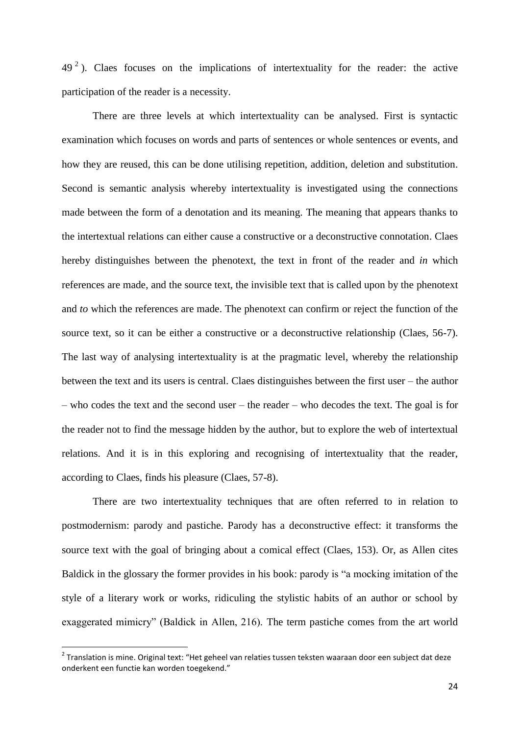49 [2] ). Claes focuses on the implications of intertextuality for the reader: the active participation of the reader is a necessity.

There are three levels at which intertextuality can be analysed. First is syntactic examination which focuses on words and parts of sentences or whole sentences or events, and how they are reused, this can be done utilising repetition, addition, deletion and substitution. Second is semantic analysis whereby intertextuality is investigated using the connections made between the form of a denotation and its meaning. The meaning that appears thanks to the intertextual relations can either cause a constructive or a deconstructive connotation. Claes hereby distinguishes between the phenotext, the text in front of the reader and *in* which references are made, and the source text, the invisible text that is called upon by the phenotext and *to* which the references are made. The phenotext can confirm or reject the function of the source text, so it can be either a constructive or a deconstructive relationship (Claes, 56-7). The last way of analysing intertextuality is at the pragmatic level, whereby the relationship between the text and its users is central. Claes distinguishes between the first user – the author – who codes the text and the second user – the reader – who decodes the text. The goal is for the reader not to find the message hidden by the author, but to explore the web of intertextual relations. And it is in this exploring and recognising of intertextuality that the reader, according to Claes, finds his pleasure (Claes, 57-8).

There are two intertextuality techniques that are often referred to in relation to postmodernism: parody and pastiche. Parody has a deconstructive effect: it transforms the source text with the goal of bringing about a comical effect (Claes, 153). Or, as Allen cites Baldick in the glossary the former provides in his book: parody is "a mocking imitation of the style of a literary work or works, ridiculing the stylistic habits of an author or school by exaggerated mimicry" (Baldick in Allen, 216). The term pastiche comes from the art world

[2] Translation is mine. Original text: "Het geheel van relaties tussen teksten waaraan door een subject dat deze onderkent een functie kan worden toegekend."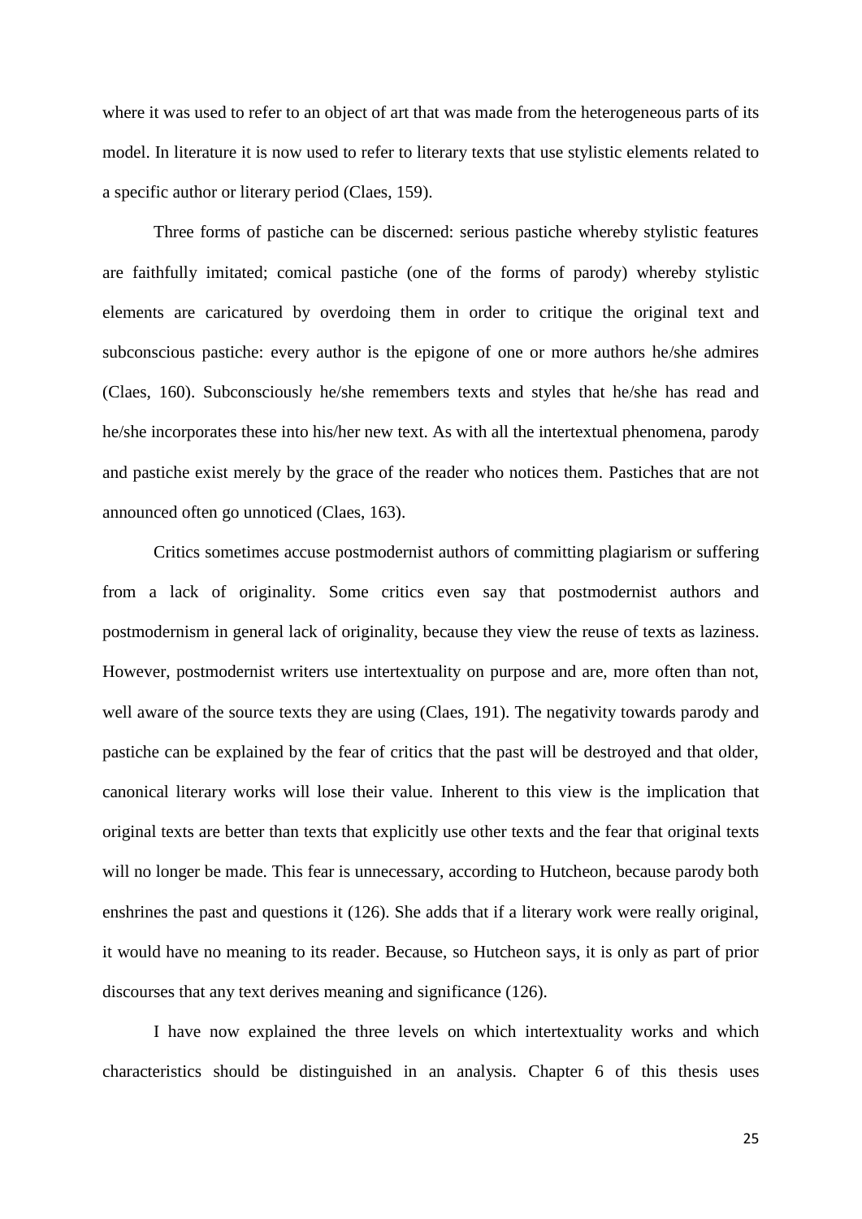where it was used to refer to an object of art that was made from the heterogeneous parts of its model. In literature it is now used to refer to literary texts that use stylistic elements related to a specific author or literary period (Claes, 159).

Three forms of pastiche can be discerned: serious pastiche whereby stylistic features are faithfully imitated; comical pastiche (one of the forms of parody) whereby stylistic elements are caricatured by overdoing them in order to critique the original text and subconscious pastiche: every author is the epigone of one or more authors he/she admires (Claes, 160). Subconsciously he/she remembers texts and styles that he/she has read and he/she incorporates these into his/her new text. As with all the intertextual phenomena, parody and pastiche exist merely by the grace of the reader who notices them. Pastiches that are not announced often go unnoticed (Claes, 163).

Critics sometimes accuse postmodernist authors of committing plagiarism or suffering from a lack of originality. Some critics even say that postmodernist authors and postmodernism in general lack of originality, because they view the reuse of texts as laziness. However, postmodernist writers use intertextuality on purpose and are, more often than not, well aware of the source texts they are using (Claes, 191). The negativity towards parody and pastiche can be explained by the fear of critics that the past will be destroyed and that older, canonical literary works will lose their value. Inherent to this view is the implication that original texts are better than texts that explicitly use other texts and the fear that original texts will no longer be made. This fear is unnecessary, according to Hutcheon, because parody both enshrines the past and questions it (126). She adds that if a literary work were really original, it would have no meaning to its reader. Because, so Hutcheon says, it is only as part of prior discourses that any text derives meaning and significance (126).

I have now explained the three levels on which intertextuality works and which characteristics should be distinguished in an analysis. Chapter 6 of this thesis uses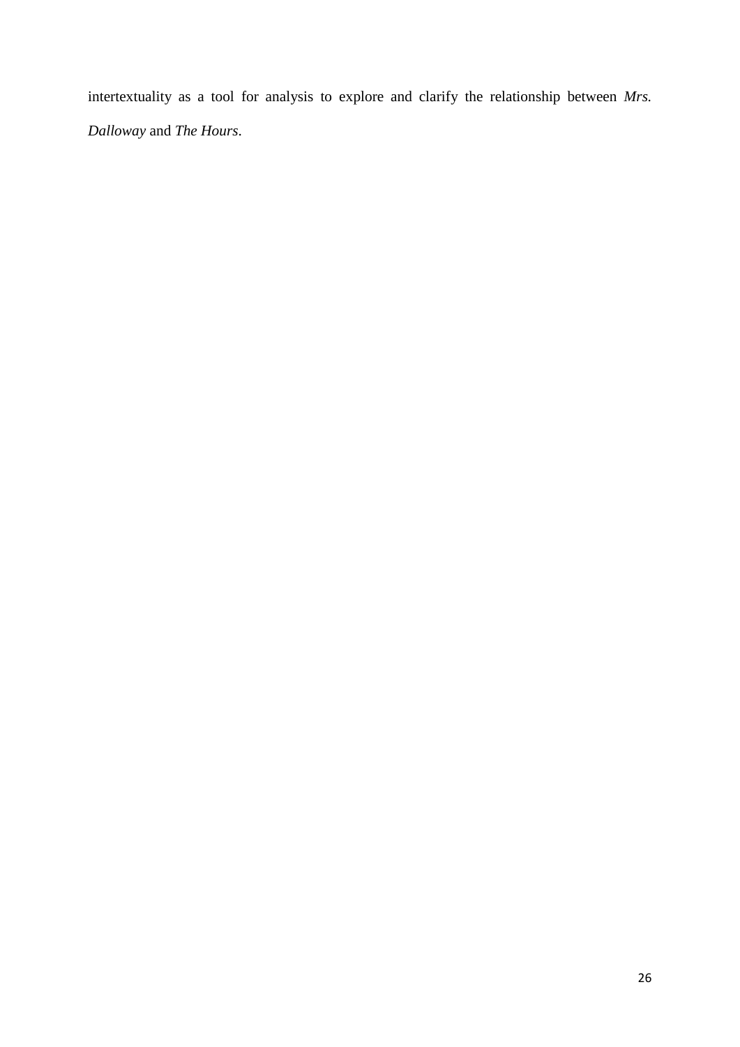intertextuality as a tool for analysis to explore and clarify the relationship between *Mrs. Dalloway* and *The Hours*.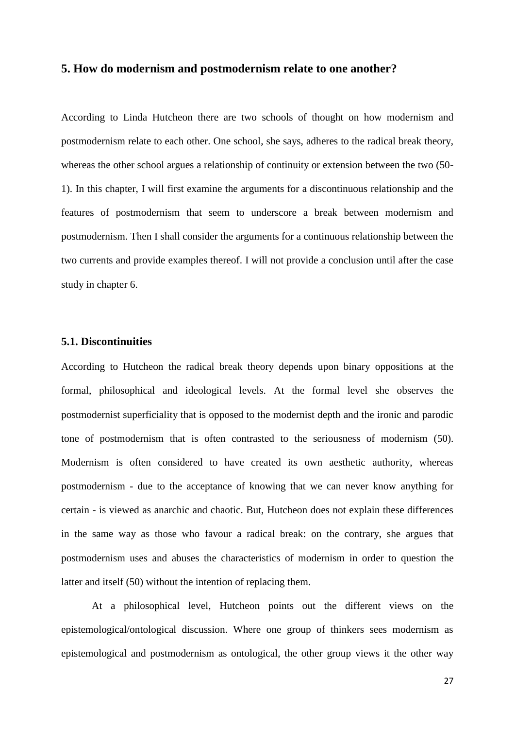## 5. How do modernism and postmodernism relate to one another?

According to Linda Hutcheon there are two schools of thought on how modernism and postmodernism relate to each other. One school, she says, adheres to the radical break theory, whereas the other school argues a relationship of continuity or extension between the two (50-1). In this chapter, I will first examine the arguments for a discontinuous relationship and the features of postmodernism that seem to underscore a break between modernism and postmodernism. Then I shall consider the arguments for a continuous relationship between the two currents and provide examples thereof. I will not provide a conclusion until after the case study in chapter 6.

### 5.1. Discontinuities

According to Hutcheon the radical break theory depends upon binary oppositions at the formal, philosophical and ideological levels. At the formal level she observes the postmodernist superficiality that is opposed to the modernist depth and the ironic and parodic tone of postmodernism that is often contrasted to the seriousness of modernism (50). Modernism is often considered to have created its own aesthetic authority, whereas postmodernism - due to the acceptance of knowing that we can never know anything for certain - is viewed as anarchic and chaotic. But, Hutcheon does not explain these differences in the same way as those who favour a radical break: on the contrary, she argues that postmodernism uses and abuses the characteristics of modernism in order to question the latter and itself (50) without the intention of replacing them.

At a philosophical level, Hutcheon points out the different views on the epistemological/ontological discussion. Where one group of thinkers sees modernism as epistemological and postmodernism as ontological, the other group views it the other way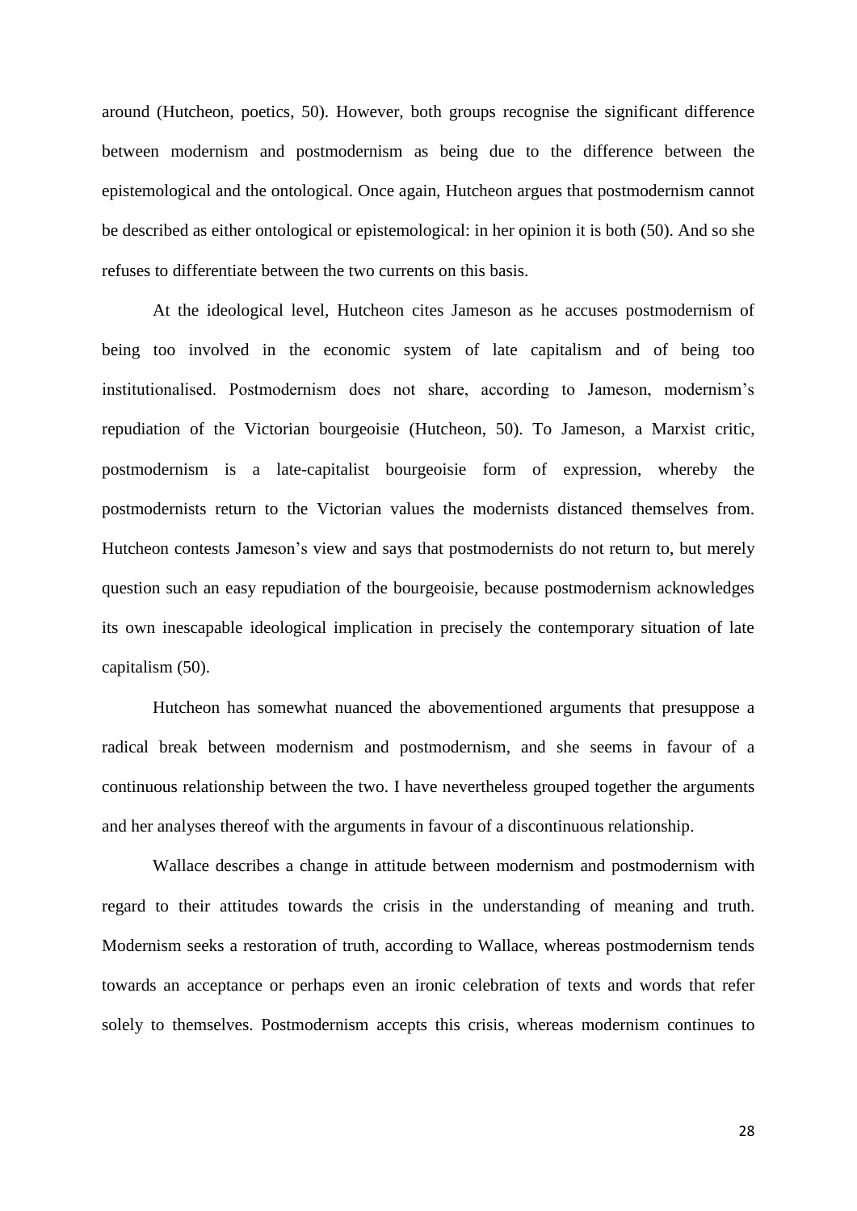around (Hutcheon, poetics, 50). However, both groups recognise the significant difference between modernism and postmodernism as being due to the difference between the epistemological and the ontological. Once again, Hutcheon argues that postmodernism cannot be described as either ontological or epistemological: in her opinion it is both (50). And so she refuses to differentiate between the two currents on this basis.

At the ideological level, Hutcheon cites Jameson as he accuses postmodernism of being too involved in the economic system of late capitalism and of being too institutionalised. Postmodernism does not share, according to Jameson, modernism's repudiation of the Victorian bourgeoisie (Hutcheon, 50). To Jameson, a Marxist critic, postmodernism is a late-capitalist bourgeoisie form of expression, whereby the postmodernists return to the Victorian values the modernists distanced themselves from. Hutcheon contests Jameson's view and says that postmodernists do not return to, but merely question such an easy repudiation of the bourgeoisie, because postmodernism acknowledges its own inescapable ideological implication in precisely the contemporary situation of late capitalism (50).

Hutcheon has somewhat nuanced the abovementioned arguments that presuppose a radical break between modernism and postmodernism, and she seems in favour of a continuous relationship between the two. I have nevertheless grouped together the arguments and her analyses thereof with the arguments in favour of a discontinuous relationship.

Wallace describes a change in attitude between modernism and postmodernism with regard to their attitudes towards the crisis in the understanding of meaning and truth. Modernism seeks a restoration of truth, according to Wallace, whereas postmodernism tends towards an acceptance or perhaps even an ironic celebration of texts and words that refer solely to themselves. Postmodernism accepts this crisis, whereas modernism continues to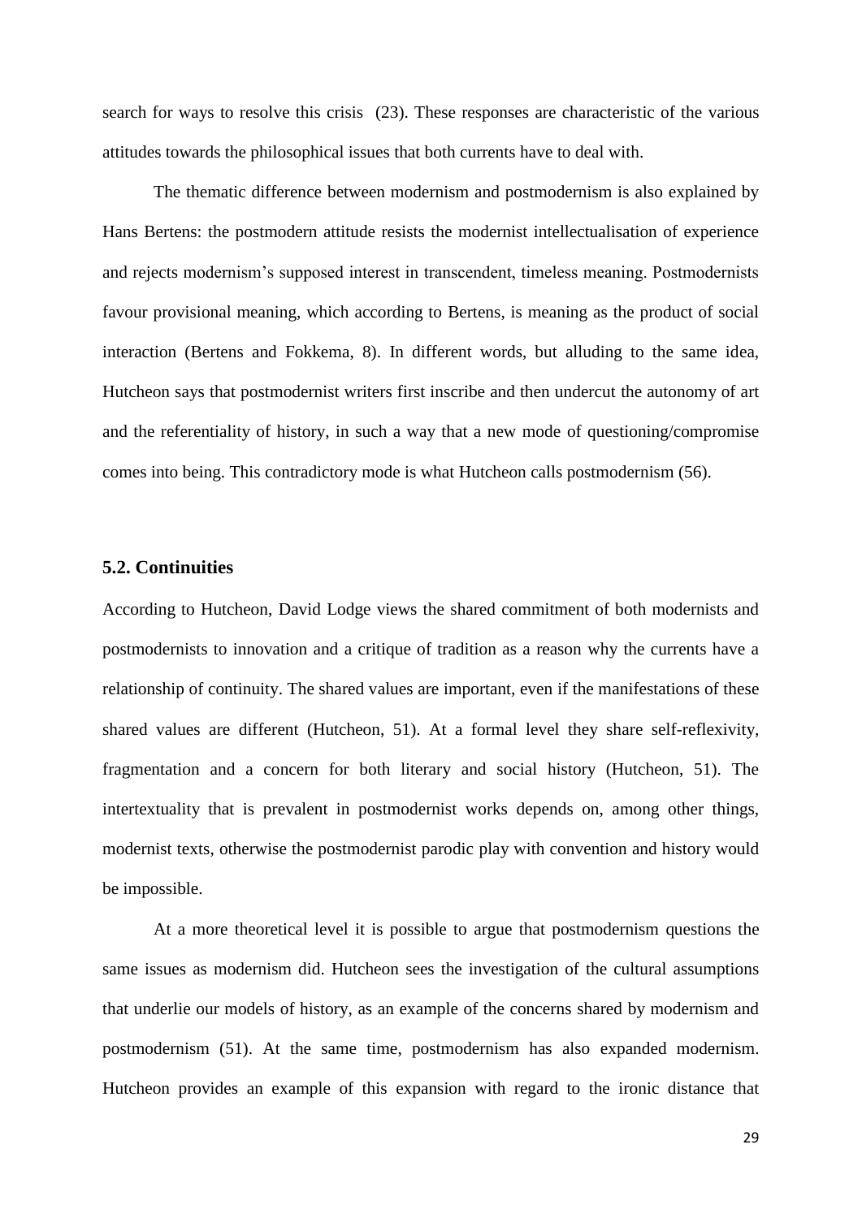search for ways to resolve this crisis (23). These responses are characteristic of the various attitudes towards the philosophical issues that both currents have to deal with.

The thematic difference between modernism and postmodernism is also explained by Hans Bertens: the postmodern attitude resists the modernist intellectualisation of experience and rejects modernism's supposed interest in transcendent, timeless meaning. Postmodernists favour provisional meaning, which according to Bertens, is meaning as the product of social interaction (Bertens and Fokkema, 8). In different words, but alluding to the same idea, Hutcheon says that postmodernist writers first inscribe and then undercut the autonomy of art and the referentiality of history, in such a way that a new mode of questioning/compromise comes into being. This contradictory mode is what Hutcheon calls postmodernism (56).

### 5.2. Continuities

According to Hutcheon, David Lodge views the shared commitment of both modernists and postmodernists to innovation and a critique of tradition as a reason why the currents have a relationship of continuity. The shared values are important, even if the manifestations of these shared values are different (Hutcheon, 51). At a formal level they share self-reflexivity, fragmentation and a concern for both literary and social history (Hutcheon, 51). The intertextuality that is prevalent in postmodernist works depends on, among other things, modernist texts, otherwise the postmodernist parodic play with convention and history would be impossible.

At a more theoretical level it is possible to argue that postmodernism questions the same issues as modernism did. Hutcheon sees the investigation of the cultural assumptions that underlie our models of history, as an example of the concerns shared by modernism and postmodernism (51). At the same time, postmodernism has also expanded modernism. Hutcheon provides an example of this expansion with regard to the ironic distance that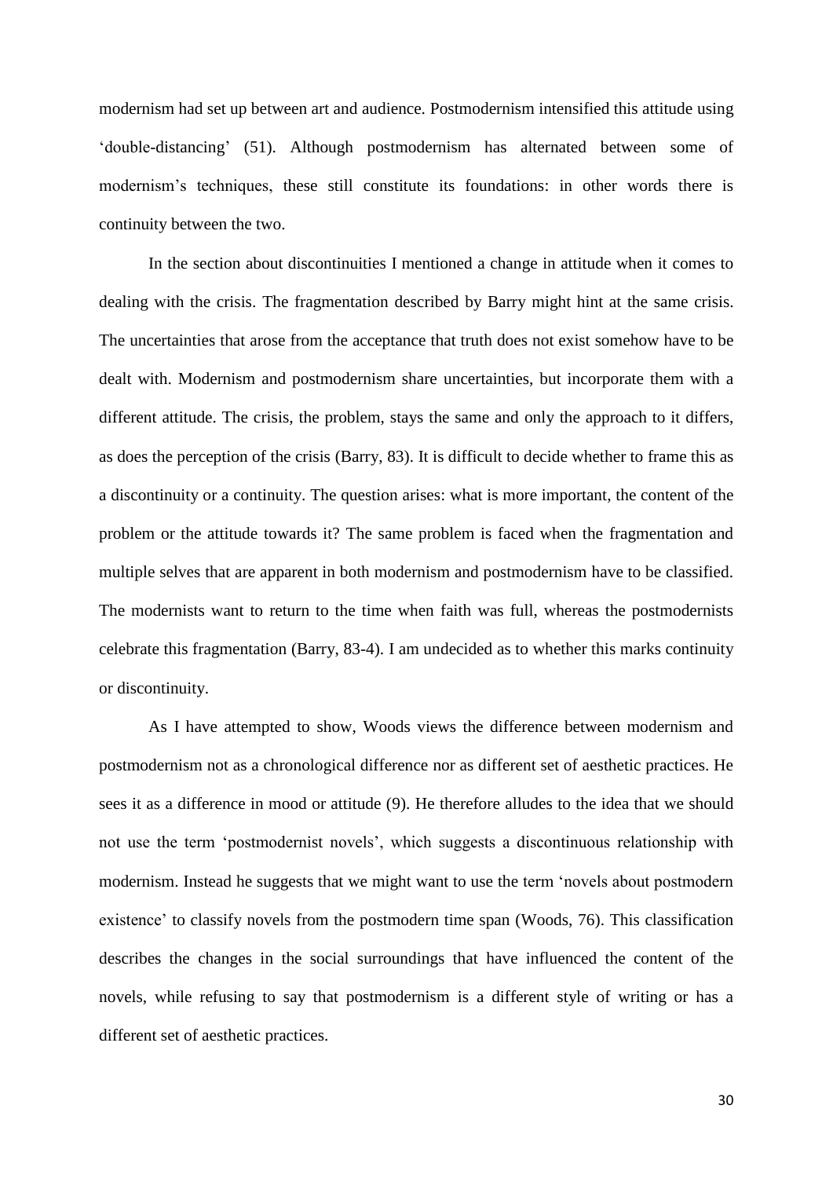modernism had set up between art and audience. Postmodernism intensified this attitude using ‘double-distancing’ (51). Although postmodernism has alternated between some of modernism’s techniques, these still constitute its foundations: in other words there is continuity between the two.

In the section about discontinuities I mentioned a change in attitude when it comes to dealing with the crisis. The fragmentation described by Barry might hint at the same crisis. The uncertainties that arose from the acceptance that truth does not exist somehow have to be dealt with. Modernism and postmodernism share uncertainties, but incorporate them with a different attitude. The crisis, the problem, stays the same and only the approach to it differs, as does the perception of the crisis (Barry, 83). It is difficult to decide whether to frame this as a discontinuity or a continuity. The question arises: what is more important, the content of the problem or the attitude towards it? The same problem is faced when the fragmentation and multiple selves that are apparent in both modernism and postmodernism have to be classified. The modernists want to return to the time when faith was full, whereas the postmodernists celebrate this fragmentation (Barry, 83-4). I am undecided as to whether this marks continuity or discontinuity.

As I have attempted to show, Woods views the difference between modernism and postmodernism not as a chronological difference nor as different set of aesthetic practices. He sees it as a difference in mood or attitude (9). He therefore alludes to the idea that we should not use the term ‘postmodernist novels’, which suggests a discontinuous relationship with modernism. Instead he suggests that we might want to use the term ‘novels about postmodern existence’ to classify novels from the postmodern time span (Woods, 76). This classification describes the changes in the social surroundings that have influenced the content of the novels, while refusing to say that postmodernism is a different style of writing or has a different set of aesthetic practices.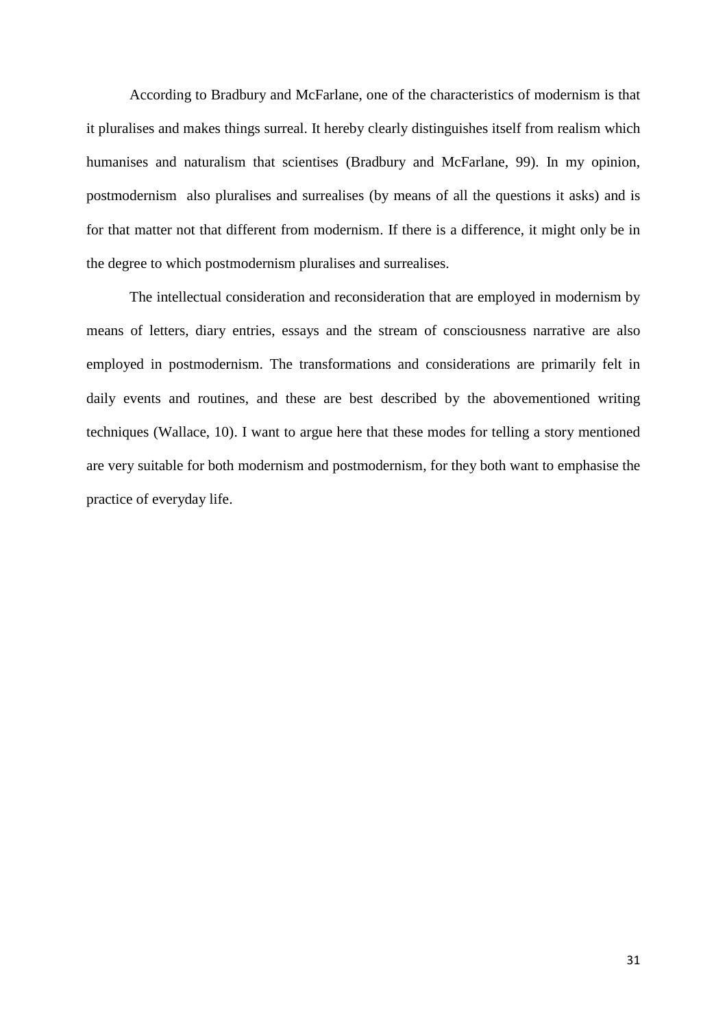According to Bradbury and McFarlane, one of the characteristics of modernism is that it pluralises and makes things surreal. It hereby clearly distinguishes itself from realism which humanises and naturalism that scientises (Bradbury and McFarlane, 99). In my opinion, postmodernism also pluralises and surrealises (by means of all the questions it asks) and is for that matter not that different from modernism. If there is a difference, it might only be in the degree to which postmodernism pluralises and surrealises.

The intellectual consideration and reconsideration that are employed in modernism by means of letters, diary entries, essays and the stream of consciousness narrative are also employed in postmodernism. The transformations and considerations are primarily felt in daily events and routines, and these are best described by the abovementioned writing techniques (Wallace, 10). I want to argue here that these modes for telling a story mentioned are very suitable for both modernism and postmodernism, for they both want to emphasise the practice of everyday life.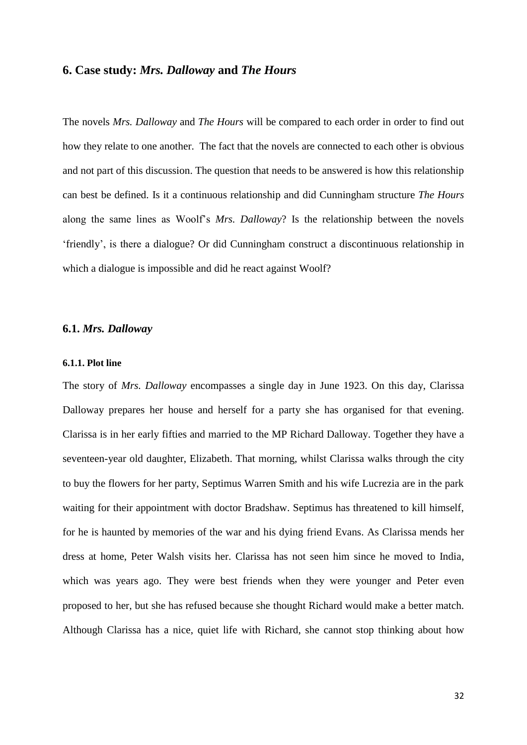## 6. Case study: *Mrs. Dalloway* and *The Hours*

The novels *Mrs. Dalloway* and *The Hours* will be compared to each order in order to find out how they relate to one another. The fact that the novels are connected to each other is obvious and not part of this discussion. The question that needs to be answered is how this relationship can best be defined. Is it a continuous relationship and did Cunningham structure *The Hours* along the same lines as Woolf's *Mrs. Dalloway*? Is the relationship between the novels 'friendly', is there a dialogue? Or did Cunningham construct a discontinuous relationship in which a dialogue is impossible and did he react against Woolf?

### 6.1. *Mrs. Dalloway*

#### 6.1.1. Plot line

The story of *Mrs. Dalloway* encompasses a single day in June 1923. On this day, Clarissa Dalloway prepares her house and herself for a party she has organised for that evening. Clarissa is in her early fifties and married to the MP Richard Dalloway. Together they have a seventeen-year old daughter, Elizabeth. That morning, whilst Clarissa walks through the city to buy the flowers for her party, Septimus Warren Smith and his wife Lucrezia are in the park waiting for their appointment with doctor Bradshaw. Septimus has threatened to kill himself, for he is haunted by memories of the war and his dying friend Evans. As Clarissa mends her dress at home, Peter Walsh visits her. Clarissa has not seen him since he moved to India, which was years ago. They were best friends when they were younger and Peter even proposed to her, but she has refused because she thought Richard would make a better match. Although Clarissa has a nice, quiet life with Richard, she cannot stop thinking about how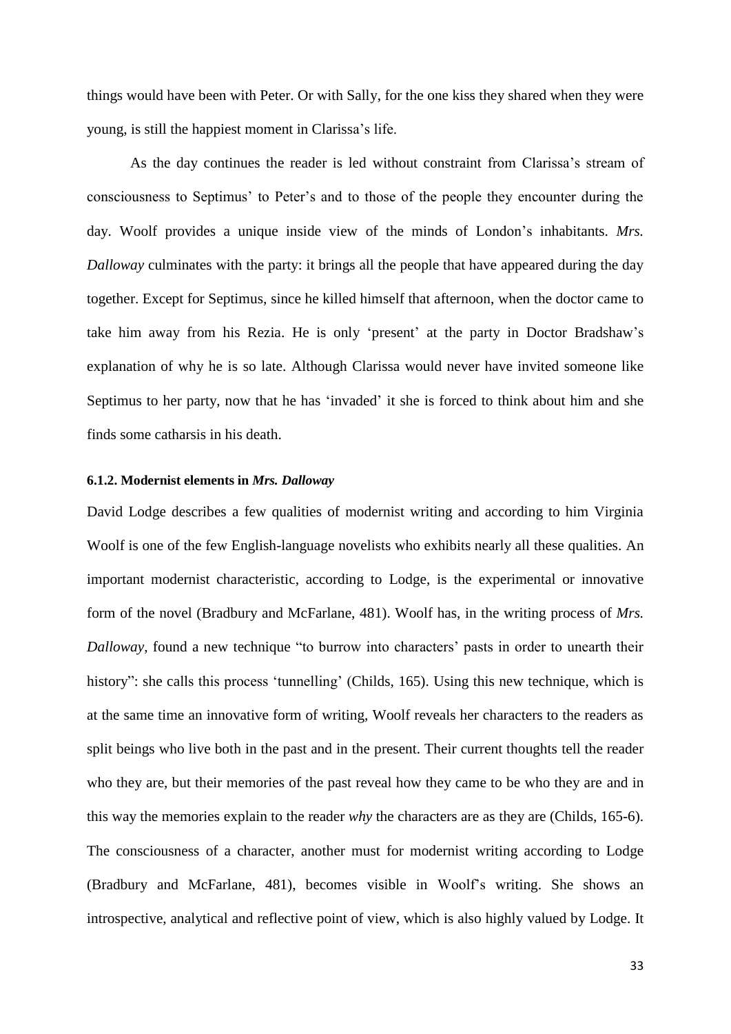things would have been with Peter. Or with Sally, for the one kiss they shared when they were young, is still the happiest moment in Clarissa's life.

As the day continues the reader is led without constraint from Clarissa's stream of consciousness to Septimus' to Peter's and to those of the people they encounter during the day. Woolf provides a unique inside view of the minds of London's inhabitants. *Mrs. Dalloway* culminates with the party: it brings all the people that have appeared during the day together. Except for Septimus, since he killed himself that afternoon, when the doctor came to take him away from his Rezia. He is only 'present' at the party in Doctor Bradshaw's explanation of why he is so late. Although Clarissa would never have invited someone like Septimus to her party, now that he has 'invaded' it she is forced to think about him and she finds some catharsis in his death.

#### 6.1.2. Modernist elements in *Mrs. Dalloway*

David Lodge describes a few qualities of modernist writing and according to him Virginia Woolf is one of the few English-language novelists who exhibits nearly all these qualities. An important modernist characteristic, according to Lodge, is the experimental or innovative form of the novel (Bradbury and McFarlane, 481). Woolf has, in the writing process of *Mrs. Dalloway*, found a new technique "to burrow into characters' pasts in order to unearth their history": she calls this process 'tunnelling' (Childs, 165). Using this new technique, which is at the same time an innovative form of writing, Woolf reveals her characters to the readers as split beings who live both in the past and in the present. Their current thoughts tell the reader who they are, but their memories of the past reveal how they came to be who they are and in this way the memories explain to the reader *why* the characters are as they are (Childs, 165-6). The consciousness of a character, another must for modernist writing according to Lodge (Bradbury and McFarlane, 481), becomes visible in Woolf's writing. She shows an introspective, analytical and reflective point of view, which is also highly valued by Lodge. It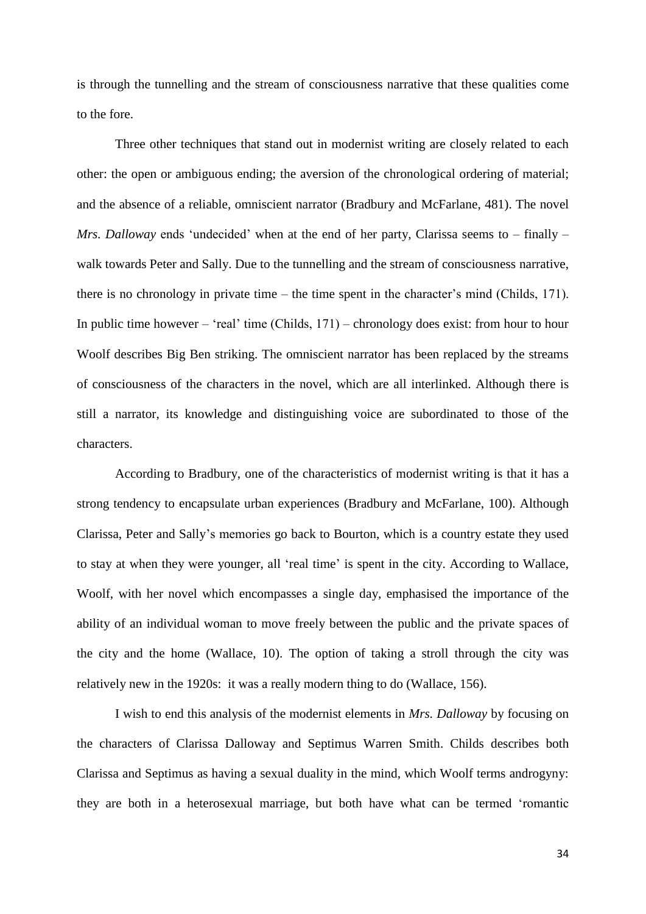is through the tunnelling and the stream of consciousness narrative that these qualities come to the fore.

Three other techniques that stand out in modernist writing are closely related to each other: the open or ambiguous ending; the aversion of the chronological ordering of material; and the absence of a reliable, omniscient narrator (Bradbury and McFarlane, 481). The novel *Mrs. Dalloway* ends 'undecided' when at the end of her party, Clarissa seems to – finally – walk towards Peter and Sally. Due to the tunnelling and the stream of consciousness narrative, there is no chronology in private time – the time spent in the character's mind (Childs, 171). In public time however – 'real' time (Childs, 171) – chronology does exist: from hour to hour Woolf describes Big Ben striking. The omniscient narrator has been replaced by the streams of consciousness of the characters in the novel, which are all interlinked. Although there is still a narrator, its knowledge and distinguishing voice are subordinated to those of the characters.

According to Bradbury, one of the characteristics of modernist writing is that it has a strong tendency to encapsulate urban experiences (Bradbury and McFarlane, 100). Although Clarissa, Peter and Sally's memories go back to Bourton, which is a country estate they used to stay at when they were younger, all 'real time' is spent in the city. According to Wallace, Woolf, with her novel which encompasses a single day, emphasised the importance of the ability of an individual woman to move freely between the public and the private spaces of the city and the home (Wallace, 10). The option of taking a stroll through the city was relatively new in the 1920s: it was a really modern thing to do (Wallace, 156).

I wish to end this analysis of the modernist elements in *Mrs. Dalloway* by focusing on the characters of Clarissa Dalloway and Septimus Warren Smith. Childs describes both Clarissa and Septimus as having a sexual duality in the mind, which Woolf terms androgyny: they are both in a heterosexual marriage, but both have what can be termed 'romantic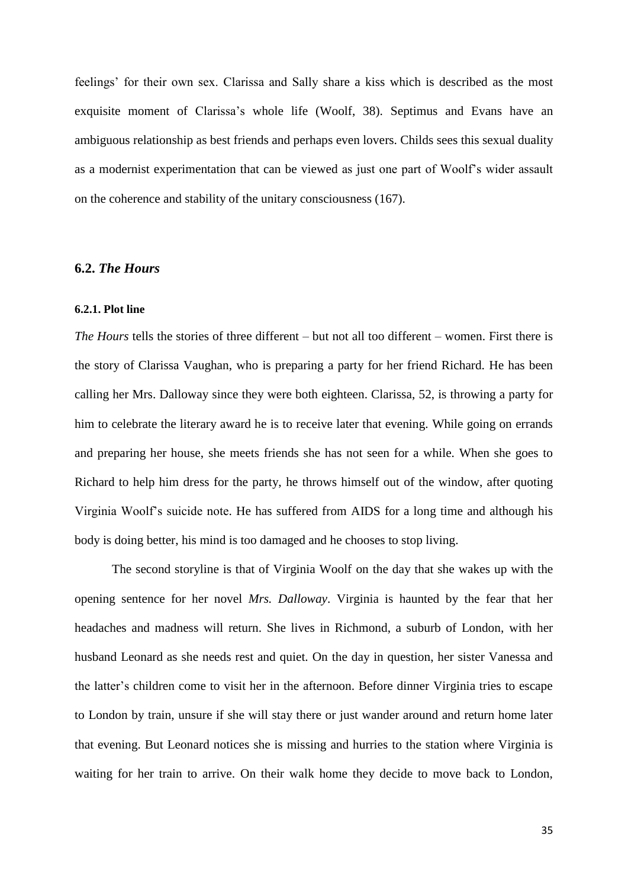feelings' for their own sex. Clarissa and Sally share a kiss which is described as the most exquisite moment of Clarissa's whole life (Woolf, 38). Septimus and Evans have an ambiguous relationship as best friends and perhaps even lovers. Childs sees this sexual duality as a modernist experimentation that can be viewed as just one part of Woolf's wider assault on the coherence and stability of the unitary consciousness (167).

## 6.2. *The Hours*

#### 6.2.1. Plot line

*The Hours* tells the stories of three different – but not all too different – women. First there is the story of Clarissa Vaughan, who is preparing a party for her friend Richard. He has been calling her Mrs. Dalloway since they were both eighteen. Clarissa, 52, is throwing a party for him to celebrate the literary award he is to receive later that evening. While going on errands and preparing her house, she meets friends she has not seen for a while. When she goes to Richard to help him dress for the party, he throws himself out of the window, after quoting Virginia Woolf's suicide note. He has suffered from AIDS for a long time and although his body is doing better, his mind is too damaged and he chooses to stop living.

The second storyline is that of Virginia Woolf on the day that she wakes up with the opening sentence for her novel *Mrs. Dalloway*. Virginia is haunted by the fear that her headaches and madness will return. She lives in Richmond, a suburb of London, with her husband Leonard as she needs rest and quiet. On the day in question, her sister Vanessa and the latter's children come to visit her in the afternoon. Before dinner Virginia tries to escape to London by train, unsure if she will stay there or just wander around and return home later that evening. But Leonard notices she is missing and hurries to the station where Virginia is waiting for her train to arrive. On their walk home they decide to move back to London,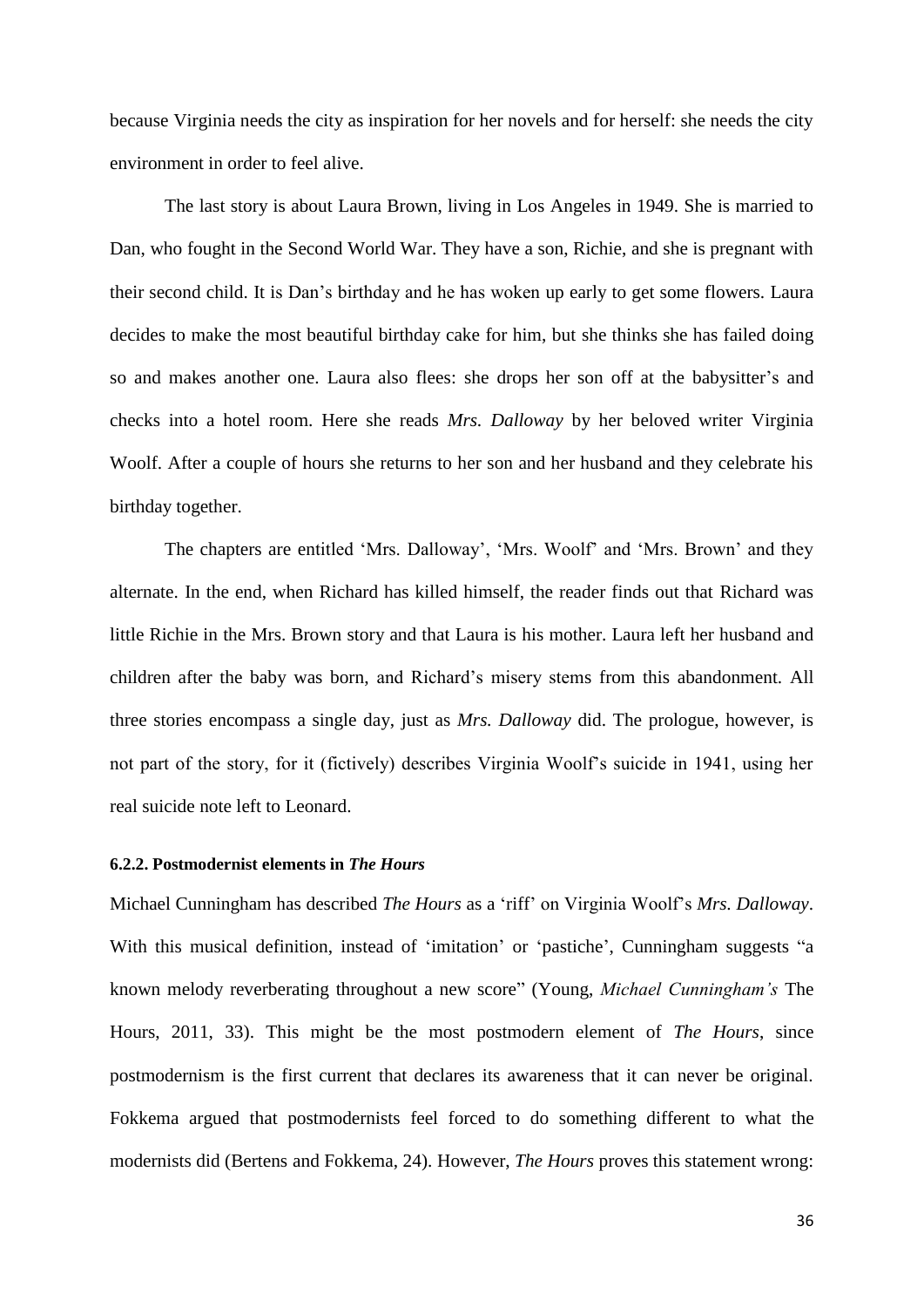because Virginia needs the city as inspiration for her novels and for herself: she needs the city environment in order to feel alive.

The last story is about Laura Brown, living in Los Angeles in 1949. She is married to Dan, who fought in the Second World War. They have a son, Richie, and she is pregnant with their second child. It is Dan's birthday and he has woken up early to get some flowers. Laura decides to make the most beautiful birthday cake for him, but she thinks she has failed doing so and makes another one. Laura also flees: she drops her son off at the babysitter's and checks into a hotel room. Here she reads *Mrs. Dalloway* by her beloved writer Virginia Woolf. After a couple of hours she returns to her son and her husband and they celebrate his birthday together.

The chapters are entitled 'Mrs. Dalloway', 'Mrs. Woolf' and 'Mrs. Brown' and they alternate. In the end, when Richard has killed himself, the reader finds out that Richard was little Richie in the Mrs. Brown story and that Laura is his mother. Laura left her husband and children after the baby was born, and Richard's misery stems from this abandonment. All three stories encompass a single day, just as *Mrs. Dalloway* did. The prologue, however, is not part of the story, for it (fictively) describes Virginia Woolf's suicide in 1941, using her real suicide note left to Leonard.

#### 6.2.2. Postmodernist elements in *The Hours*

Michael Cunningham has described *The Hours* as a 'riff' on Virginia Woolf's *Mrs. Dalloway*. With this musical definition, instead of 'imitation' or 'pastiche', Cunningham suggests "a known melody reverberating throughout a new score" (Young, *Michael Cunningham's* The Hours, 2011, 33). This might be the most postmodern element of *The Hours*, since postmodernism is the first current that declares its awareness that it can never be original. Fokkema argued that postmodernists feel forced to do something different to what the modernists did (Bertens and Fokkema, 24). However, *The Hours* proves this statement wrong: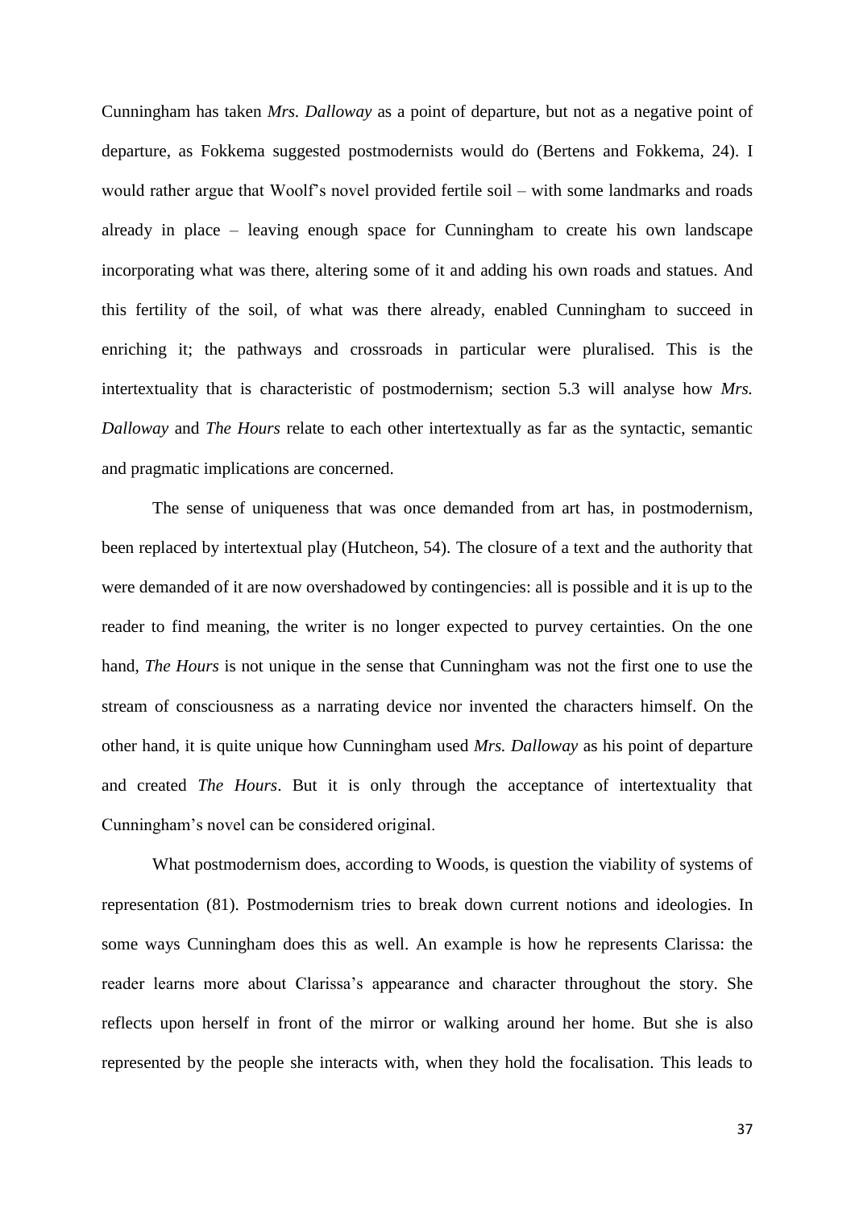Cunningham has taken *Mrs. Dalloway* as a point of departure, but not as a negative point of departure, as Fokkema suggested postmodernists would do (Bertens and Fokkema, 24). I would rather argue that Woolf's novel provided fertile soil – with some landmarks and roads already in place – leaving enough space for Cunningham to create his own landscape incorporating what was there, altering some of it and adding his own roads and statues. And this fertility of the soil, of what was there already, enabled Cunningham to succeed in enriching it; the pathways and crossroads in particular were pluralised. This is the intertextuality that is characteristic of postmodernism; section 5.3 will analyse how *Mrs. Dalloway* and *The Hours* relate to each other intertextually as far as the syntactic, semantic and pragmatic implications are concerned.

The sense of uniqueness that was once demanded from art has, in postmodernism, been replaced by intertextual play (Hutcheon, 54). The closure of a text and the authority that were demanded of it are now overshadowed by contingencies: all is possible and it is up to the reader to find meaning, the writer is no longer expected to purvey certainties. On the one hand, *The Hours* is not unique in the sense that Cunningham was not the first one to use the stream of consciousness as a narrating device nor invented the characters himself. On the other hand, it is quite unique how Cunningham used *Mrs. Dalloway* as his point of departure and created *The Hours*. But it is only through the acceptance of intertextuality that Cunningham's novel can be considered original.

What postmodernism does, according to Woods, is question the viability of systems of representation (81). Postmodernism tries to break down current notions and ideologies. In some ways Cunningham does this as well. An example is how he represents Clarissa: the reader learns more about Clarissa's appearance and character throughout the story. She reflects upon herself in front of the mirror or walking around her home. But she is also represented by the people she interacts with, when they hold the focalisation. This leads to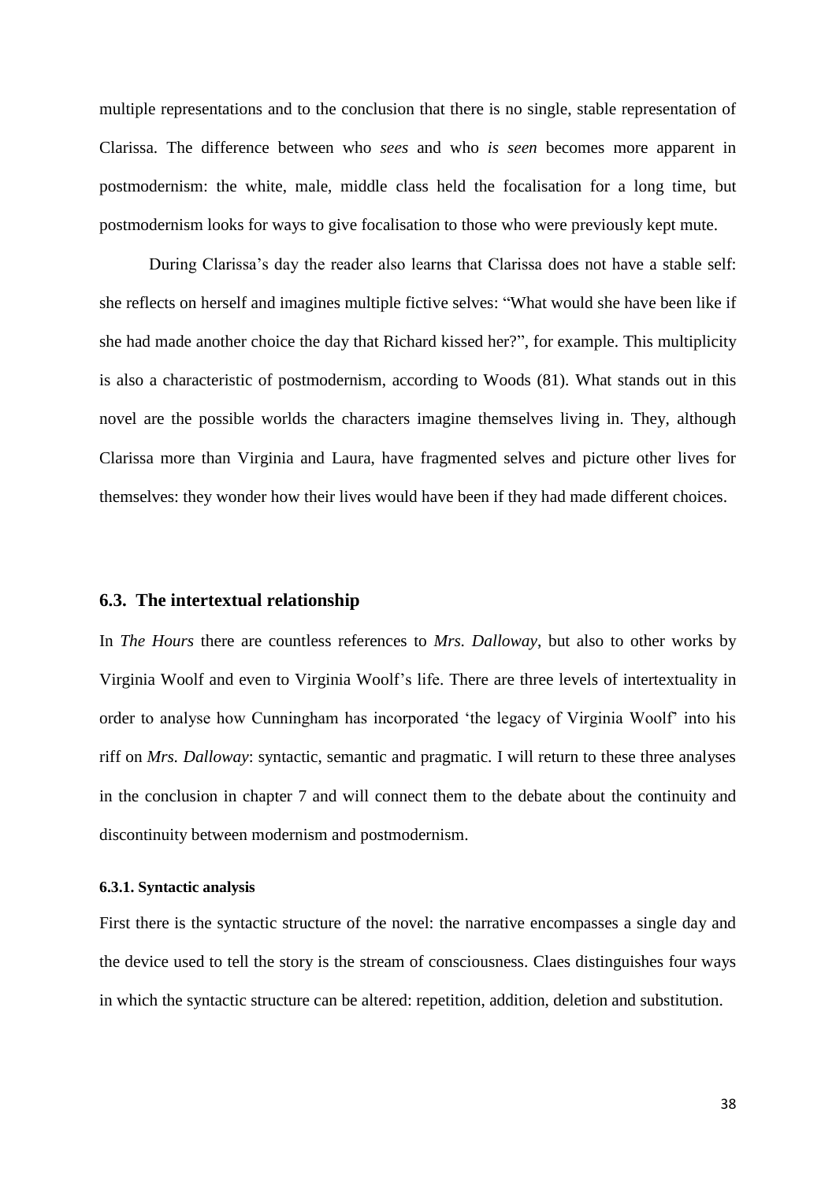multiple representations and to the conclusion that there is no single, stable representation of Clarissa. The difference between who *sees* and who *is seen* becomes more apparent in postmodernism: the white, male, middle class held the focalisation for a long time, but postmodernism looks for ways to give focalisation to those who were previously kept mute.

During Clarissa's day the reader also learns that Clarissa does not have a stable self: she reflects on herself and imagines multiple fictive selves: "What would she have been like if she had made another choice the day that Richard kissed her?", for example. This multiplicity is also a characteristic of postmodernism, according to Woods (81). What stands out in this novel are the possible worlds the characters imagine themselves living in. They, although Clarissa more than Virginia and Laura, have fragmented selves and picture other lives for themselves: they wonder how their lives would have been if they had made different choices.

## 6.3. The intertextual relationship

In *The Hours* there are countless references to *Mrs. Dalloway*, but also to other works by Virginia Woolf and even to Virginia Woolf's life. There are three levels of intertextuality in order to analyse how Cunningham has incorporated 'the legacy of Virginia Woolf' into his riff on *Mrs. Dalloway*: syntactic, semantic and pragmatic. I will return to these three analyses in the conclusion in chapter 7 and will connect them to the debate about the continuity and discontinuity between modernism and postmodernism.

### 6.3.1. Syntactic analysis

First there is the syntactic structure of the novel: the narrative encompasses a single day and the device used to tell the story is the stream of consciousness. Claes distinguishes four ways in which the syntactic structure can be altered: repetition, addition, deletion and substitution.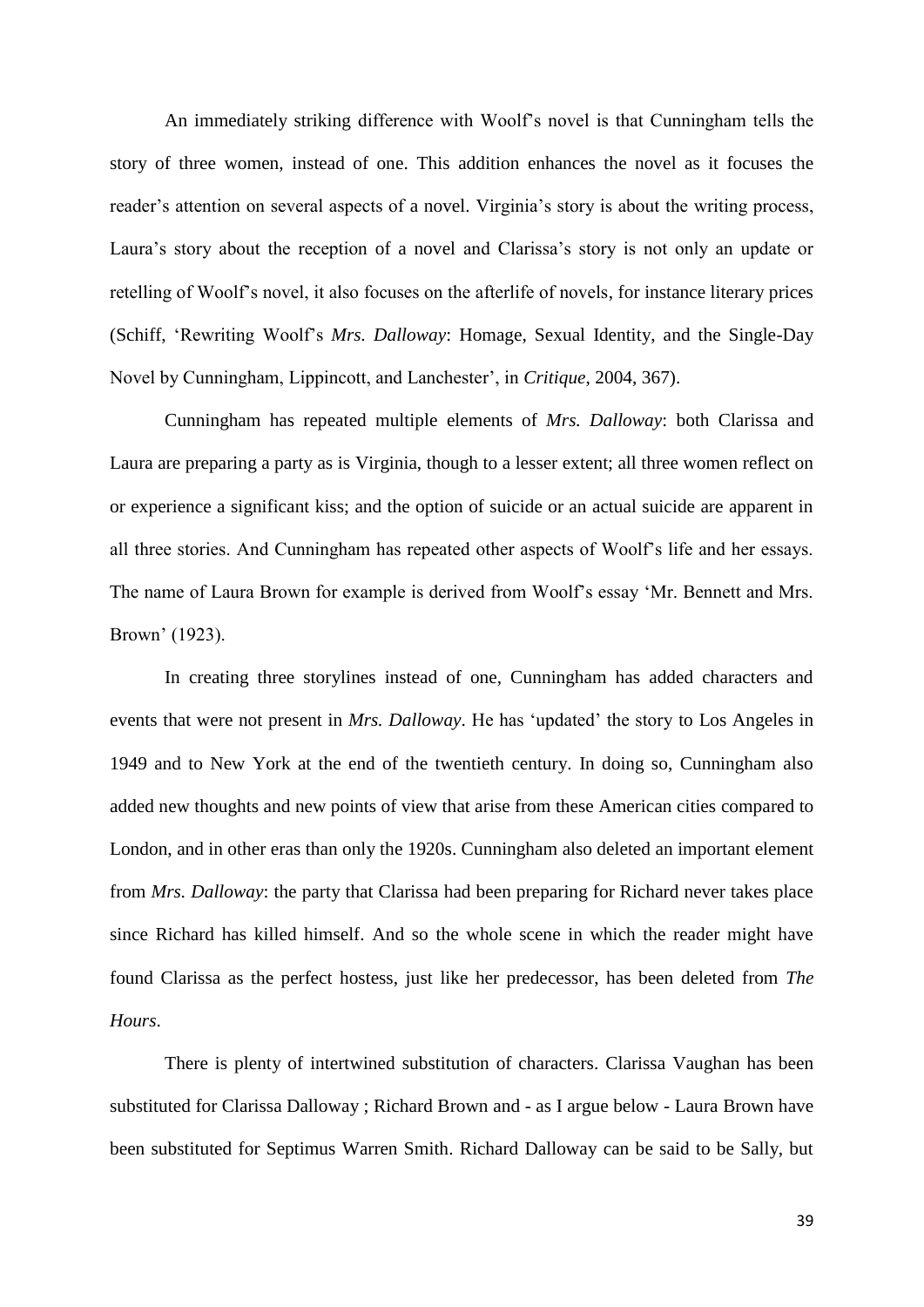An immediately striking difference with Woolf's novel is that Cunningham tells the story of three women, instead of one. This addition enhances the novel as it focuses the reader's attention on several aspects of a novel. Virginia's story is about the writing process, Laura's story about the reception of a novel and Clarissa's story is not only an update or retelling of Woolf's novel, it also focuses on the afterlife of novels, for instance literary prices (Schiff, 'Rewriting Woolf's *Mrs. Dalloway*: Homage, Sexual Identity, and the Single-Day Novel by Cunningham, Lippincott, and Lanchester', in *Critique*, 2004, 367).

Cunningham has repeated multiple elements of *Mrs. Dalloway*: both Clarissa and Laura are preparing a party as is Virginia, though to a lesser extent; all three women reflect on or experience a significant kiss; and the option of suicide or an actual suicide are apparent in all three stories. And Cunningham has repeated other aspects of Woolf's life and her essays. The name of Laura Brown for example is derived from Woolf's essay 'Mr. Bennett and Mrs. Brown' (1923).

In creating three storylines instead of one, Cunningham has added characters and events that were not present in *Mrs. Dalloway*. He has 'updated' the story to Los Angeles in 1949 and to New York at the end of the twentieth century. In doing so, Cunningham also added new thoughts and new points of view that arise from these American cities compared to London, and in other eras than only the 1920s. Cunningham also deleted an important element from *Mrs. Dalloway*: the party that Clarissa had been preparing for Richard never takes place since Richard has killed himself. And so the whole scene in which the reader might have found Clarissa as the perfect hostess, just like her predecessor, has been deleted from *The Hours*.

There is plenty of intertwined substitution of characters. Clarissa Vaughan has been substituted for Clarissa Dalloway ; Richard Brown and - as I argue below - Laura Brown have been substituted for Septimus Warren Smith. Richard Dalloway can be said to be Sally, but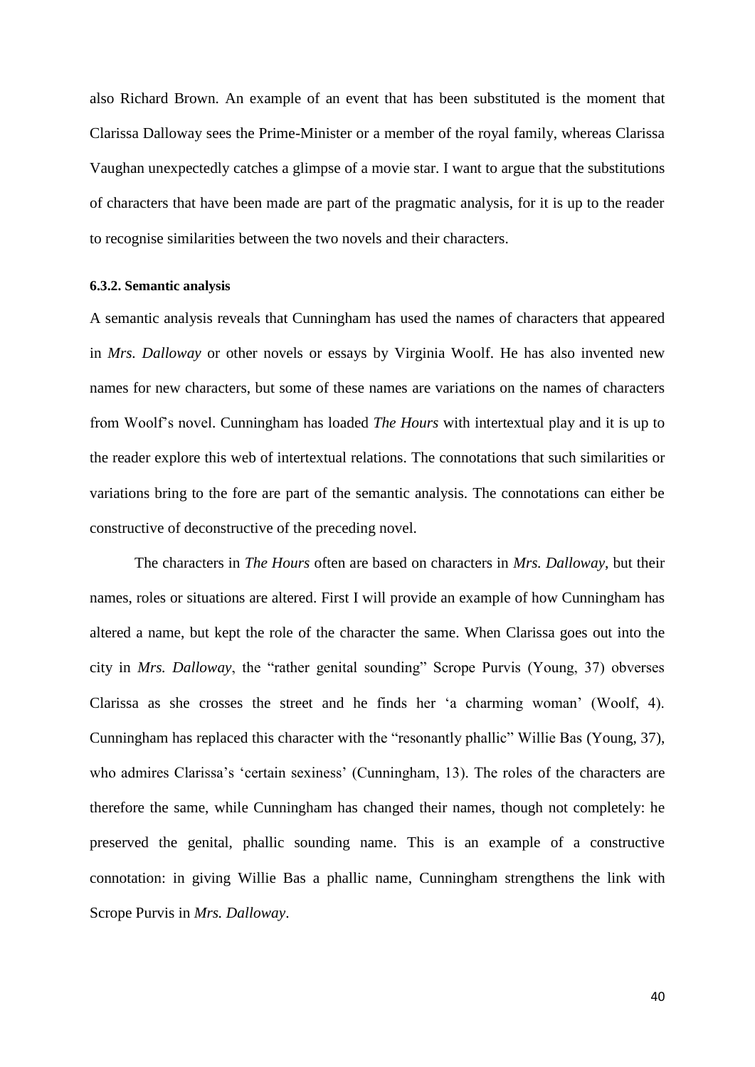also Richard Brown. An example of an event that has been substituted is the moment that Clarissa Dalloway sees the Prime-Minister or a member of the royal family, whereas Clarissa Vaughan unexpectedly catches a glimpse of a movie star. I want to argue that the substitutions of characters that have been made are part of the pragmatic analysis, for it is up to the reader to recognise similarities between the two novels and their characters.

#### 6.3.2. Semantic analysis

A semantic analysis reveals that Cunningham has used the names of characters that appeared in *Mrs. Dalloway* or other novels or essays by Virginia Woolf. He has also invented new names for new characters, but some of these names are variations on the names of characters from Woolf's novel. Cunningham has loaded *The Hours* with intertextual play and it is up to the reader explore this web of intertextual relations. The connotations that such similarities or variations bring to the fore are part of the semantic analysis. The connotations can either be constructive of deconstructive of the preceding novel.

The characters in *The Hours* often are based on characters in *Mrs. Dalloway*, but their names, roles or situations are altered. First I will provide an example of how Cunningham has altered a name, but kept the role of the character the same. When Clarissa goes out into the city in *Mrs. Dalloway*, the "rather genital sounding" Scrope Purvis (Young, 37) obverses Clarissa as she crosses the street and he finds her 'a charming woman' (Woolf, 4). Cunningham has replaced this character with the "resonantly phallic" Willie Bas (Young, 37), who admires Clarissa's 'certain sexiness' (Cunningham, 13). The roles of the characters are therefore the same, while Cunningham has changed their names, though not completely: he preserved the genital, phallic sounding name. This is an example of a constructive connotation: in giving Willie Bas a phallic name, Cunningham strengthens the link with Scrope Purvis in *Mrs. Dalloway*.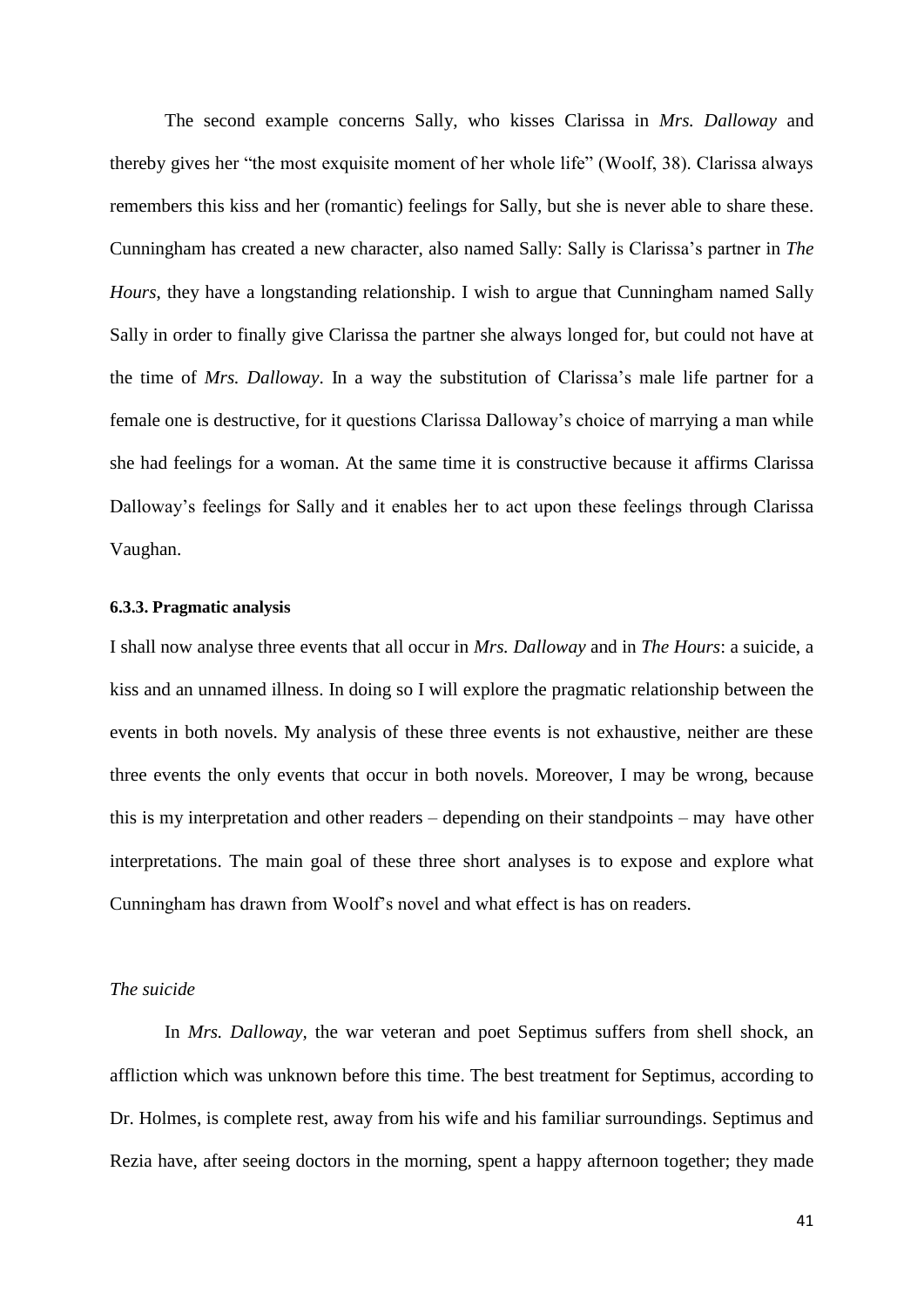The second example concerns Sally, who kisses Clarissa in *Mrs. Dalloway* and thereby gives her "the most exquisite moment of her whole life" (Woolf, 38). Clarissa always remembers this kiss and her (romantic) feelings for Sally, but she is never able to share these. Cunningham has created a new character, also named Sally: Sally is Clarissa's partner in *The Hours*, they have a longstanding relationship. I wish to argue that Cunningham named Sally Sally in order to finally give Clarissa the partner she always longed for, but could not have at the time of *Mrs. Dalloway*. In a way the substitution of Clarissa's male life partner for a female one is destructive, for it questions Clarissa Dalloway's choice of marrying a man while she had feelings for a woman. At the same time it is constructive because it affirms Clarissa Dalloway's feelings for Sally and it enables her to act upon these feelings through Clarissa Vaughan.

#### 6.3.3. Pragmatic analysis

I shall now analyse three events that all occur in *Mrs. Dalloway* and in *The Hours*: a suicide, a kiss and an unnamed illness. In doing so I will explore the pragmatic relationship between the events in both novels. My analysis of these three events is not exhaustive, neither are these three events the only events that occur in both novels. Moreover, I may be wrong, because this is my interpretation and other readers – depending on their standpoints – may have other interpretations. The main goal of these three short analyses is to expose and explore what Cunningham has drawn from Woolf's novel and what effect is has on readers.

*The suicide*

In *Mrs. Dalloway*, the war veteran and poet Septimus suffers from shell shock, an affliction which was unknown before this time. The best treatment for Septimus, according to Dr. Holmes, is complete rest, away from his wife and his familiar surroundings. Septimus and Rezia have, after seeing doctors in the morning, spent a happy afternoon together; they made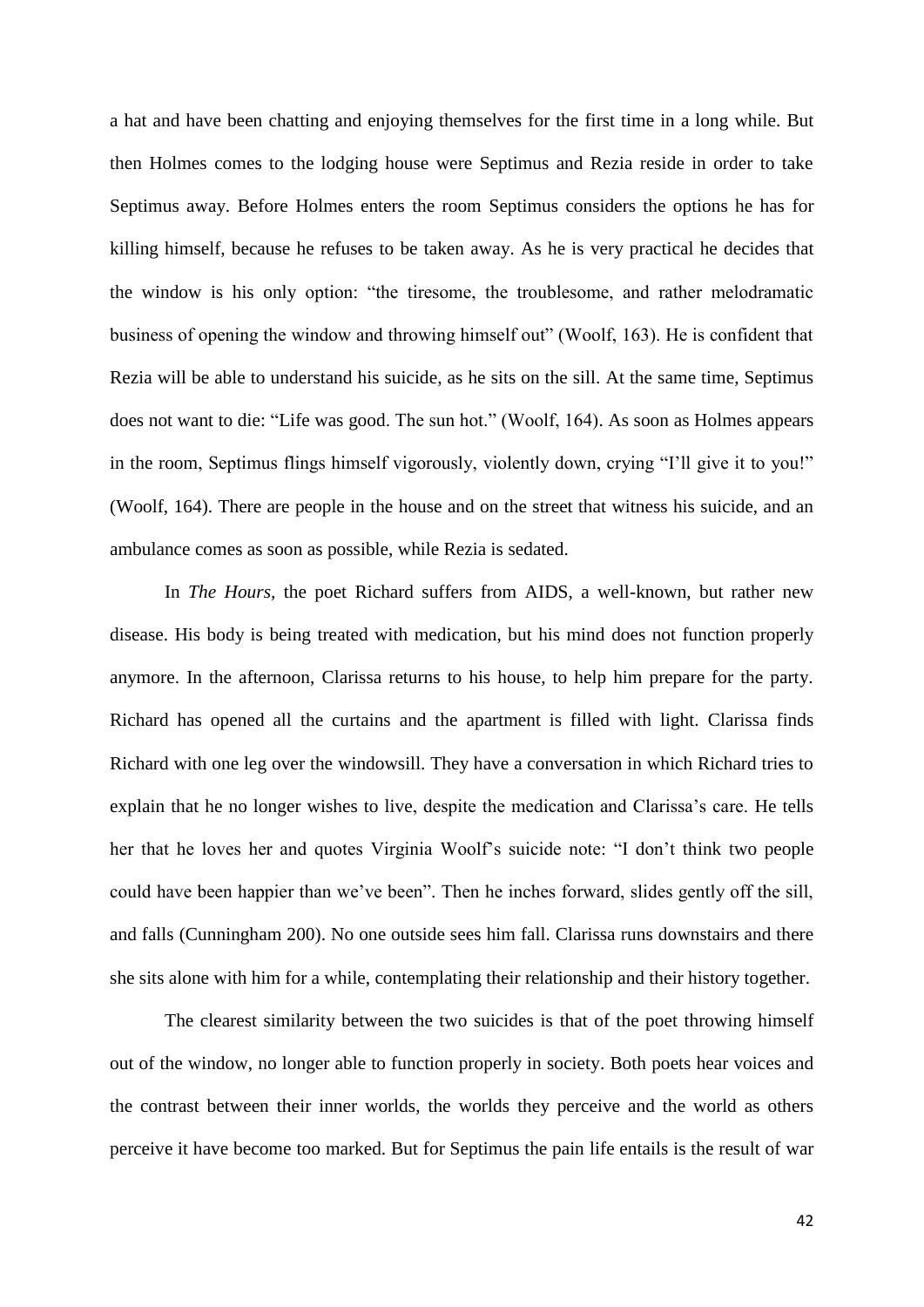a hat and have been chatting and enjoying themselves for the first time in a long while. But then Holmes comes to the lodging house were Septimus and Rezia reside in order to take Septimus away. Before Holmes enters the room Septimus considers the options he has for killing himself, because he refuses to be taken away. As he is very practical he decides that the window is his only option: "the tiresome, the troublesome, and rather melodramatic business of opening the window and throwing himself out" (Woolf, 163). He is confident that Rezia will be able to understand his suicide, as he sits on the sill. At the same time, Septimus does not want to die: "Life was good. The sun hot." (Woolf, 164). As soon as Holmes appears in the room, Septimus flings himself vigorously, violently down, crying "I'll give it to you!" (Woolf, 164). There are people in the house and on the street that witness his suicide, and an ambulance comes as soon as possible, while Rezia is sedated.

In *The Hours,* the poet Richard suffers from AIDS, a well-known, but rather new disease. His body is being treated with medication, but his mind does not function properly anymore. In the afternoon, Clarissa returns to his house, to help him prepare for the party. Richard has opened all the curtains and the apartment is filled with light. Clarissa finds Richard with one leg over the windowsill. They have a conversation in which Richard tries to explain that he no longer wishes to live, despite the medication and Clarissa's care. He tells her that he loves her and quotes Virginia Woolf's suicide note: "I don't think two people could have been happier than we've been". Then he inches forward, slides gently off the sill, and falls (Cunningham 200). No one outside sees him fall. Clarissa runs downstairs and there she sits alone with him for a while, contemplating their relationship and their history together.

The clearest similarity between the two suicides is that of the poet throwing himself out of the window, no longer able to function properly in society. Both poets hear voices and the contrast between their inner worlds, the worlds they perceive and the world as others perceive it have become too marked. But for Septimus the pain life entails is the result of war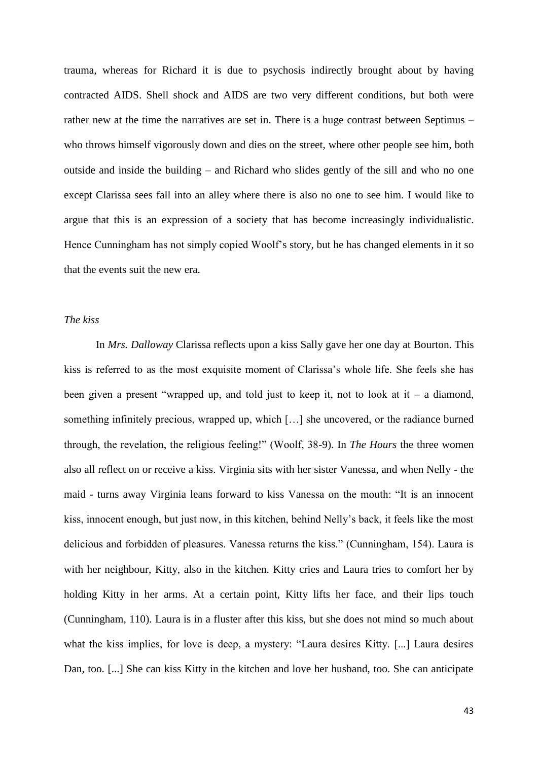trauma, whereas for Richard it is due to psychosis indirectly brought about by having contracted AIDS. Shell shock and AIDS are two very different conditions, but both were rather new at the time the narratives are set in. There is a huge contrast between Septimus – who throws himself vigorously down and dies on the street, where other people see him, both outside and inside the building – and Richard who slides gently of the sill and who no one except Clarissa sees fall into an alley where there is also no one to see him. I would like to argue that this is an expression of a society that has become increasingly individualistic. Hence Cunningham has not simply copied Woolf's story, but he has changed elements in it so that the events suit the new era.

### *The kiss*

In *Mrs. Dalloway* Clarissa reflects upon a kiss Sally gave her one day at Bourton. This kiss is referred to as the most exquisite moment of Clarissa's whole life. She feels she has been given a present "wrapped up, and told just to keep it, not to look at it – a diamond, something infinitely precious, wrapped up, which […] she uncovered, or the radiance burned through, the revelation, the religious feeling!" (Woolf, 38-9). In *The Hours* the three women also all reflect on or receive a kiss. Virginia sits with her sister Vanessa, and when Nelly - the maid - turns away Virginia leans forward to kiss Vanessa on the mouth: "It is an innocent kiss, innocent enough, but just now, in this kitchen, behind Nelly's back, it feels like the most delicious and forbidden of pleasures. Vanessa returns the kiss." (Cunningham, 154). Laura is with her neighbour, Kitty, also in the kitchen. Kitty cries and Laura tries to comfort her by holding Kitty in her arms. At a certain point, Kitty lifts her face, and their lips touch (Cunningham, 110). Laura is in a fluster after this kiss, but she does not mind so much about what the kiss implies, for love is deep, a mystery: "Laura desires Kitty. [...] Laura desires Dan, too. [...] She can kiss Kitty in the kitchen and love her husband, too. She can anticipate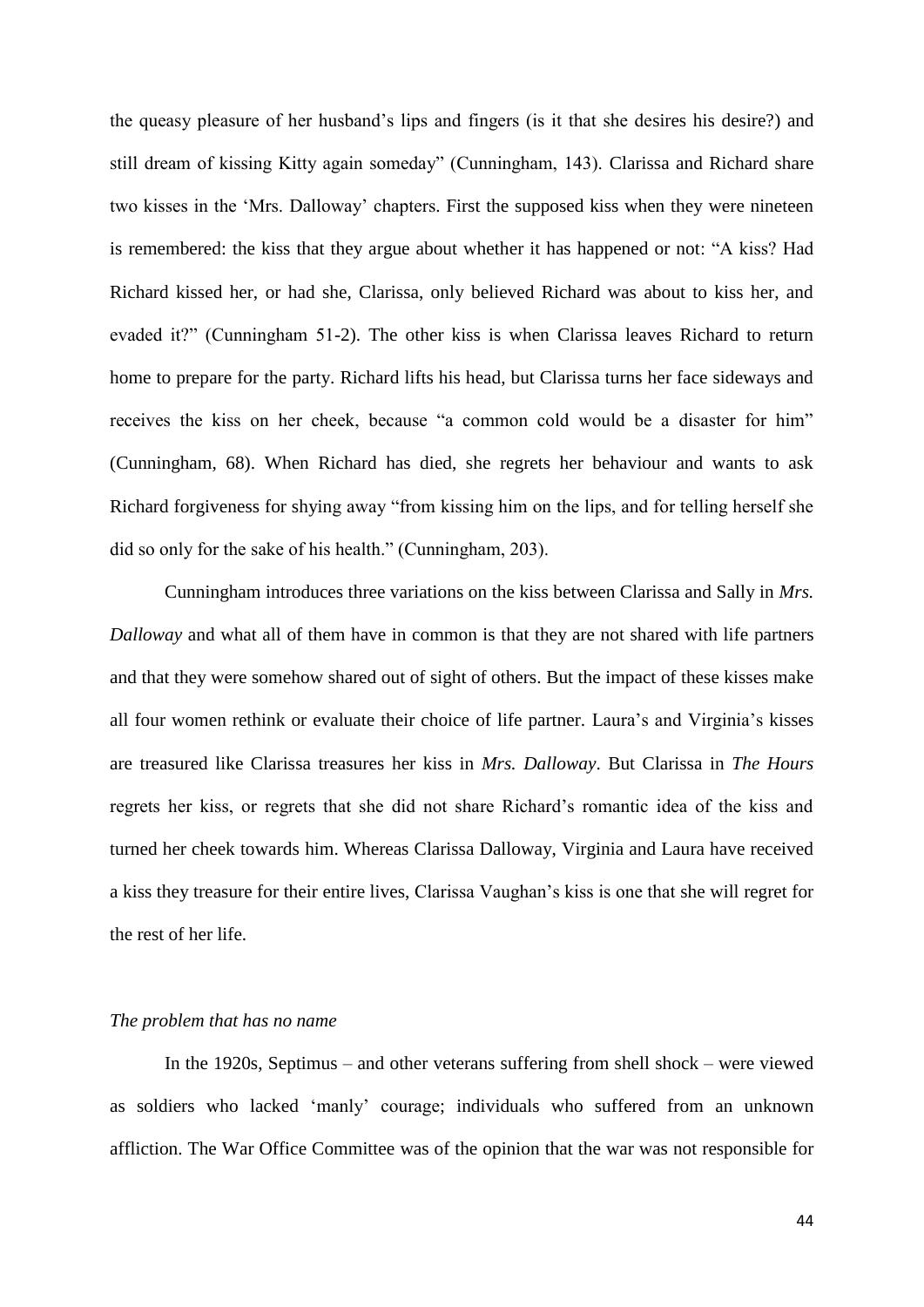the queasy pleasure of her husband's lips and fingers (is it that she desires his desire?) and still dream of kissing Kitty again someday" (Cunningham, 143). Clarissa and Richard share two kisses in the 'Mrs. Dalloway' chapters. First the supposed kiss when they were nineteen is remembered: the kiss that they argue about whether it has happened or not: "A kiss? Had Richard kissed her, or had she, Clarissa, only believed Richard was about to kiss her, and evaded it?" (Cunningham 51-2). The other kiss is when Clarissa leaves Richard to return home to prepare for the party. Richard lifts his head, but Clarissa turns her face sideways and receives the kiss on her cheek, because "a common cold would be a disaster for him" (Cunningham, 68). When Richard has died, she regrets her behaviour and wants to ask Richard forgiveness for shying away "from kissing him on the lips, and for telling herself she did so only for the sake of his health." (Cunningham, 203).

Cunningham introduces three variations on the kiss between Clarissa and Sally in *Mrs. Dalloway* and what all of them have in common is that they are not shared with life partners and that they were somehow shared out of sight of others. But the impact of these kisses make all four women rethink or evaluate their choice of life partner. Laura's and Virginia's kisses are treasured like Clarissa treasures her kiss in *Mrs. Dalloway*. But Clarissa in *The Hours* regrets her kiss, or regrets that she did not share Richard's romantic idea of the kiss and turned her cheek towards him. Whereas Clarissa Dalloway, Virginia and Laura have received a kiss they treasure for their entire lives, Clarissa Vaughan's kiss is one that she will regret for the rest of her life.

*The problem that has no name*

In the 1920s, Septimus – and other veterans suffering from shell shock – were viewed as soldiers who lacked 'manly' courage; individuals who suffered from an unknown affliction. The War Office Committee was of the opinion that the war was not responsible for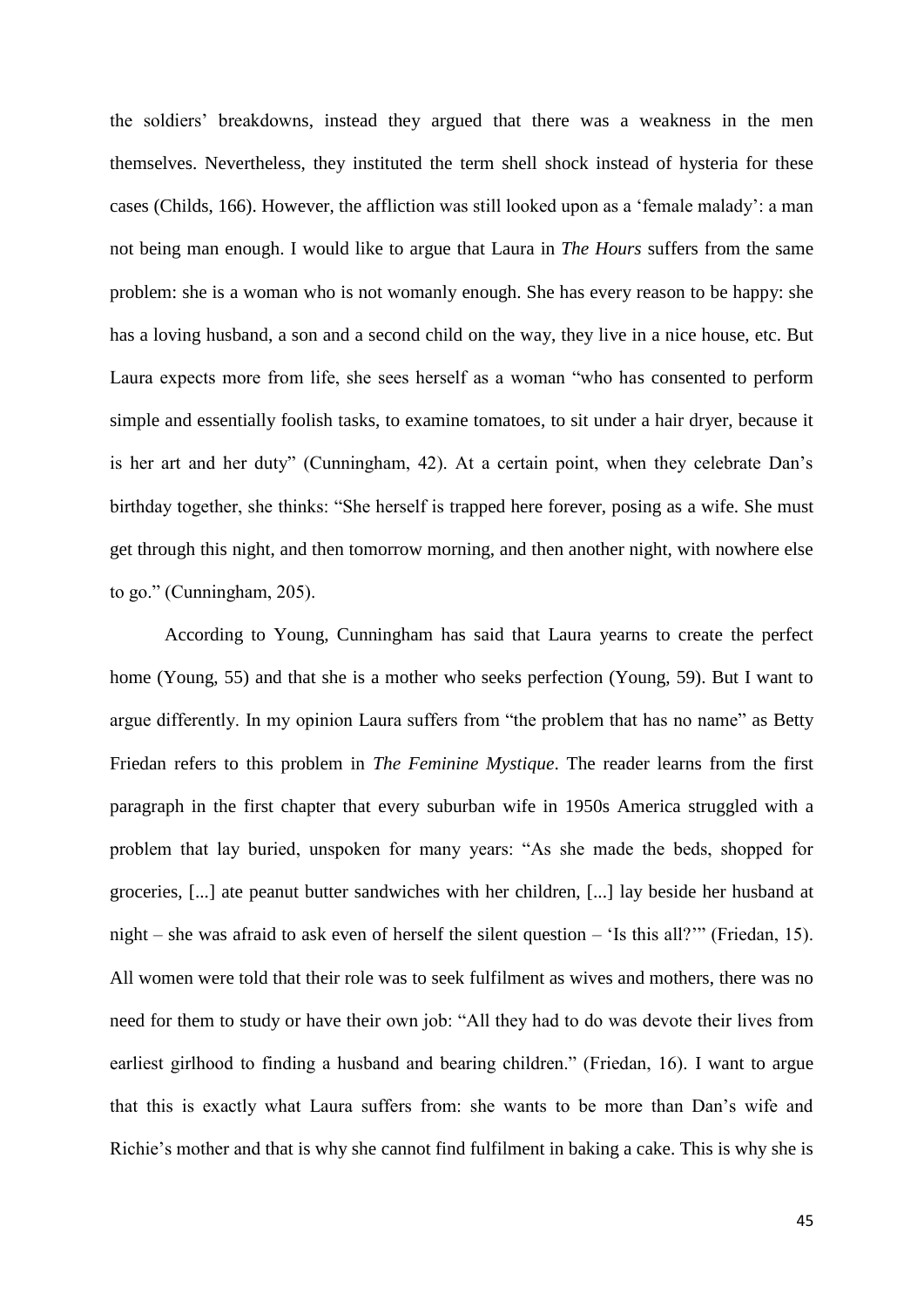the soldiers' breakdowns, instead they argued that there was a weakness in the men themselves. Nevertheless, they instituted the term shell shock instead of hysteria for these cases (Childs, 166). However, the affliction was still looked upon as a 'female malady': a man not being man enough. I would like to argue that Laura in *The Hours* suffers from the same problem: she is a woman who is not womanly enough. She has every reason to be happy: she has a loving husband, a son and a second child on the way, they live in a nice house, etc. But Laura expects more from life, she sees herself as a woman "who has consented to perform simple and essentially foolish tasks, to examine tomatoes, to sit under a hair dryer, because it is her art and her duty" (Cunningham, 42). At a certain point, when they celebrate Dan's birthday together, she thinks: "She herself is trapped here forever, posing as a wife. She must get through this night, and then tomorrow morning, and then another night, with nowhere else to go." (Cunningham, 205).

According to Young, Cunningham has said that Laura yearns to create the perfect home (Young, 55) and that she is a mother who seeks perfection (Young, 59). But I want to argue differently. In my opinion Laura suffers from "the problem that has no name" as Betty Friedan refers to this problem in *The Feminine Mystique*. The reader learns from the first paragraph in the first chapter that every suburban wife in 1950s America struggled with a problem that lay buried, unspoken for many years: "As she made the beds, shopped for groceries, [...] ate peanut butter sandwiches with her children, [...] lay beside her husband at night – she was afraid to ask even of herself the silent question – 'Is this all?'" (Friedan, 15). All women were told that their role was to seek fulfilment as wives and mothers, there was no need for them to study or have their own job: "All they had to do was devote their lives from earliest girlhood to finding a husband and bearing children." (Friedan, 16). I want to argue that this is exactly what Laura suffers from: she wants to be more than Dan's wife and Richie's mother and that is why she cannot find fulfilment in baking a cake. This is why she is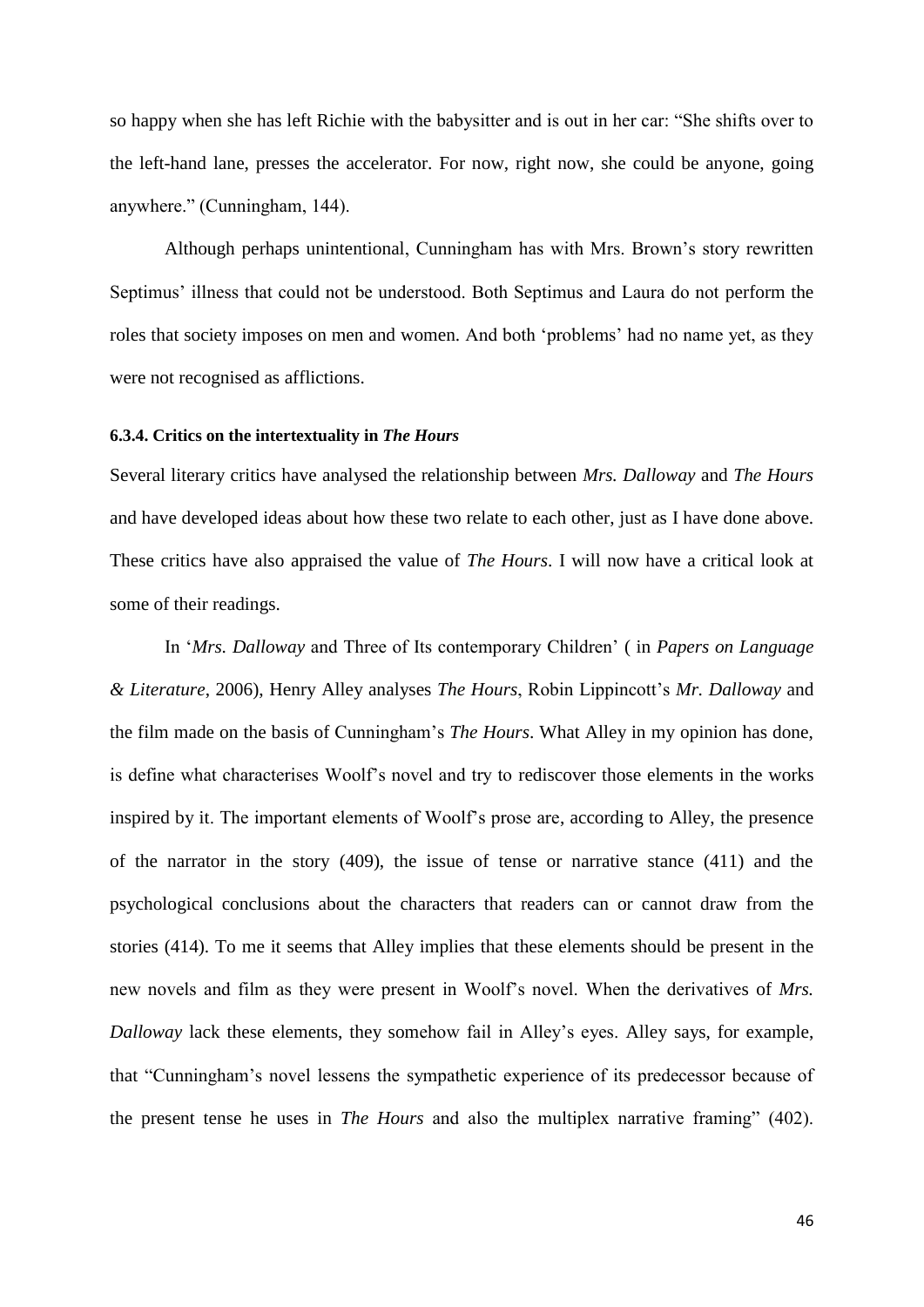so happy when she has left Richie with the babysitter and is out in her car: "She shifts over to the left-hand lane, presses the accelerator. For now, right now, she could be anyone, going anywhere." (Cunningham, 144).

Although perhaps unintentional, Cunningham has with Mrs. Brown's story rewritten Septimus' illness that could not be understood. Both Septimus and Laura do not perform the roles that society imposes on men and women. And both 'problems' had no name yet, as they were not recognised as afflictions.

### 6.3.4. Critics on the intertextuality in *The Hours*

Several literary critics have analysed the relationship between *Mrs. Dalloway* and *The Hours* and have developed ideas about how these two relate to each other, just as I have done above. These critics have also appraised the value of *The Hours*. I will now have a critical look at some of their readings.

In '*Mrs. Dalloway* and Three of Its contemporary Children' ( in *Papers on Language & Literature*, 2006), Henry Alley analyses *The Hours*, Robin Lippincott's *Mr. Dalloway* and the film made on the basis of Cunningham's *The Hours*. What Alley in my opinion has done, is define what characterises Woolf's novel and try to rediscover those elements in the works inspired by it. The important elements of Woolf's prose are, according to Alley, the presence of the narrator in the story (409), the issue of tense or narrative stance (411) and the psychological conclusions about the characters that readers can or cannot draw from the stories (414). To me it seems that Alley implies that these elements should be present in the new novels and film as they were present in Woolf's novel. When the derivatives of *Mrs. Dalloway* lack these elements, they somehow fail in Alley's eyes. Alley says, for example, that "Cunningham's novel lessens the sympathetic experience of its predecessor because of the present tense he uses in *The Hours* and also the multiplex narrative framing" (402).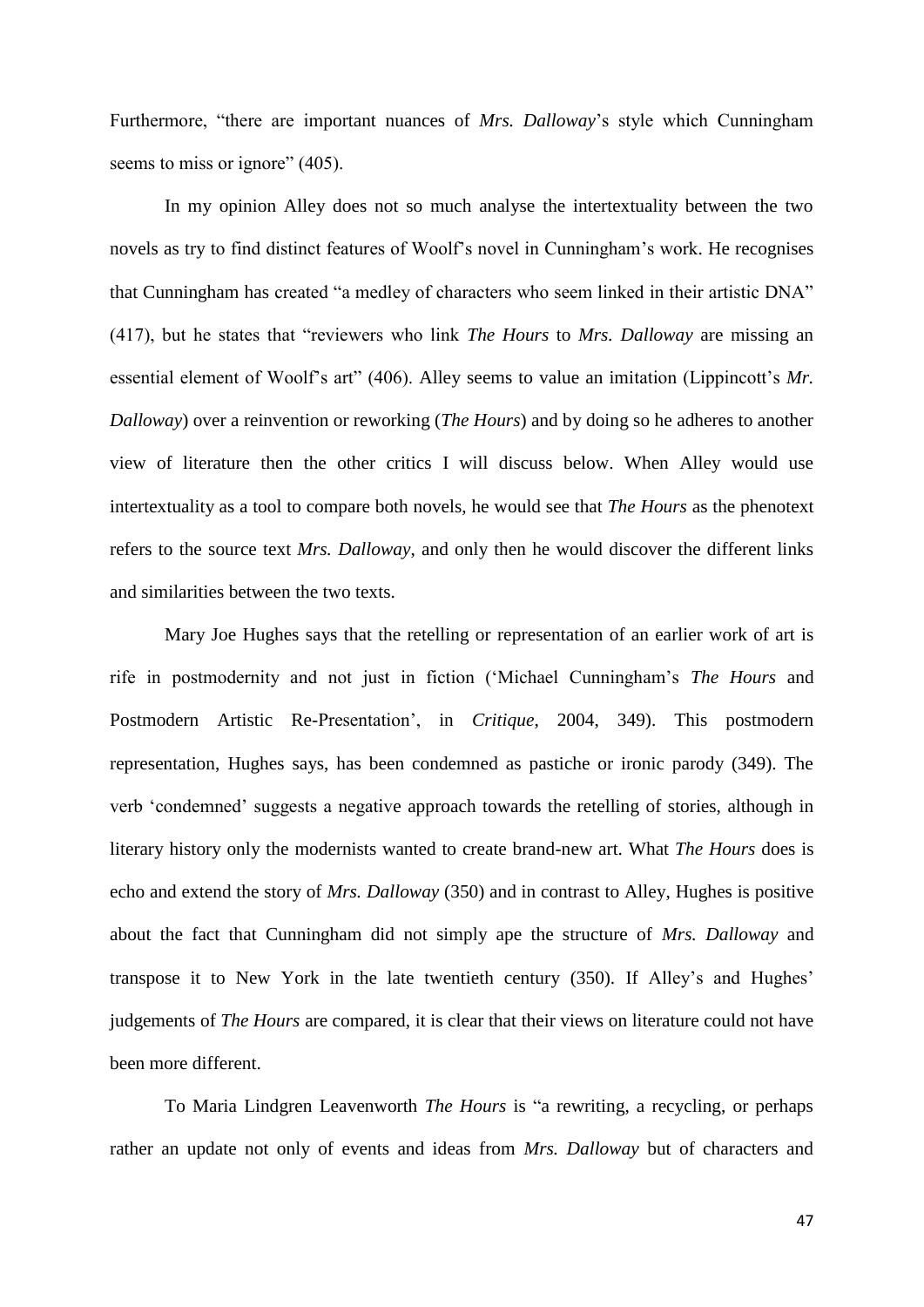Furthermore, "there are important nuances of *Mrs. Dalloway*'s style which Cunningham seems to miss or ignore" (405).

In my opinion Alley does not so much analyse the intertextuality between the two novels as try to find distinct features of Woolf's novel in Cunningham's work. He recognises that Cunningham has created "a medley of characters who seem linked in their artistic DNA" (417), but he states that "reviewers who link *The Hours* to *Mrs. Dalloway* are missing an essential element of Woolf's art" (406). Alley seems to value an imitation (Lippincott's *Mr. Dalloway*) over a reinvention or reworking (*The Hours*) and by doing so he adheres to another view of literature then the other critics I will discuss below. When Alley would use intertextuality as a tool to compare both novels, he would see that *The Hours* as the phenotext refers to the source text *Mrs. Dalloway*, and only then he would discover the different links and similarities between the two texts.

Mary Joe Hughes says that the retelling or representation of an earlier work of art is rife in postmodernity and not just in fiction ('Michael Cunningham's *The Hours* and Postmodern Artistic Re-Presentation', in *Critique*, 2004, 349). This postmodern representation, Hughes says, has been condemned as pastiche or ironic parody (349). The verb 'condemned' suggests a negative approach towards the retelling of stories, although in literary history only the modernists wanted to create brand-new art. What *The Hours* does is echo and extend the story of *Mrs. Dalloway* (350) and in contrast to Alley, Hughes is positive about the fact that Cunningham did not simply ape the structure of *Mrs. Dalloway* and transpose it to New York in the late twentieth century (350). If Alley's and Hughes' judgements of *The Hours* are compared, it is clear that their views on literature could not have been more different.

To Maria Lindgren Leavenworth *The Hours* is "a rewriting, a recycling, or perhaps rather an update not only of events and ideas from *Mrs. Dalloway* but of characters and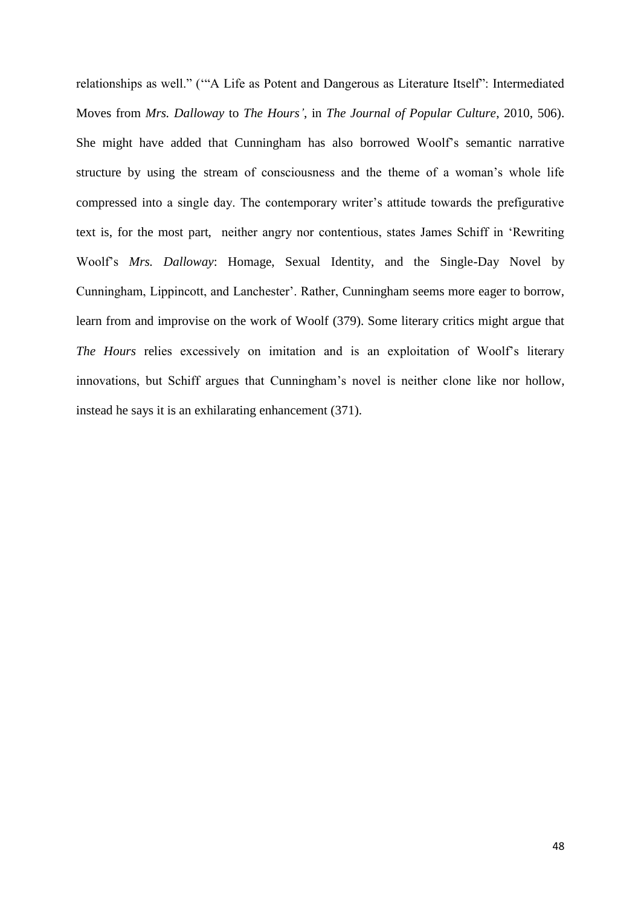relationships as well." ('"A Life as Potent and Dangerous as Literature Itself": Intermediated Moves from *Mrs. Dalloway* to *The Hours'*, in *The Journal of Popular Culture*, 2010, 506). She might have added that Cunningham has also borrowed Woolf's semantic narrative structure by using the stream of consciousness and the theme of a woman's whole life compressed into a single day. The contemporary writer's attitude towards the prefigurative text is, for the most part, neither angry nor contentious, states James Schiff in 'Rewriting Woolf's *Mrs. Dalloway*: Homage, Sexual Identity, and the Single-Day Novel by Cunningham, Lippincott, and Lanchester'. Rather, Cunningham seems more eager to borrow, learn from and improvise on the work of Woolf (379). Some literary critics might argue that *The Hours* relies excessively on imitation and is an exploitation of Woolf's literary innovations, but Schiff argues that Cunningham's novel is neither clone like nor hollow, instead he says it is an exhilarating enhancement (371).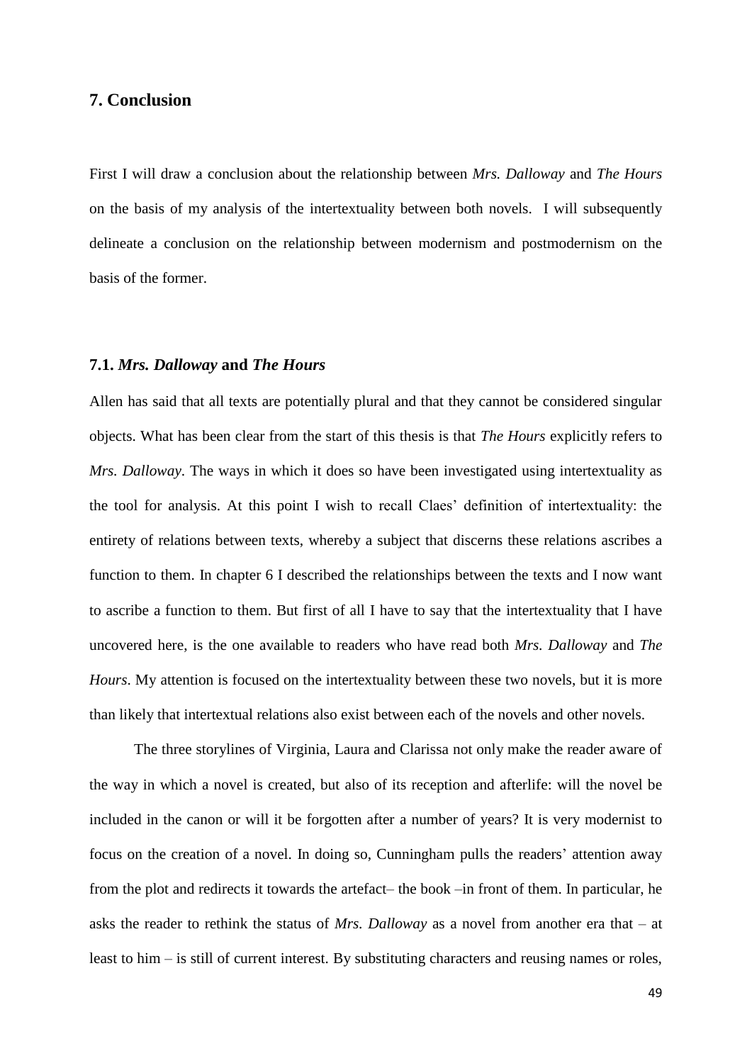## 7. Conclusion

First I will draw a conclusion about the relationship between *Mrs. Dalloway* and *The Hours* on the basis of my analysis of the intertextuality between both novels. I will subsequently delineate a conclusion on the relationship between modernism and postmodernism on the basis of the former.

### 7.1. *Mrs. Dalloway* and *The Hours*

Allen has said that all texts are potentially plural and that they cannot be considered singular objects. What has been clear from the start of this thesis is that *The Hours* explicitly refers to *Mrs. Dalloway*. The ways in which it does so have been investigated using intertextuality as the tool for analysis. At this point I wish to recall Claes' definition of intertextuality: the entirety of relations between texts, whereby a subject that discerns these relations ascribes a function to them. In chapter 6 I described the relationships between the texts and I now want to ascribe a function to them. But first of all I have to say that the intertextuality that I have uncovered here, is the one available to readers who have read both *Mrs. Dalloway* and *The Hours*. My attention is focused on the intertextuality between these two novels, but it is more than likely that intertextual relations also exist between each of the novels and other novels.

The three storylines of Virginia, Laura and Clarissa not only make the reader aware of the way in which a novel is created, but also of its reception and afterlife: will the novel be included in the canon or will it be forgotten after a number of years? It is very modernist to focus on the creation of a novel. In doing so, Cunningham pulls the readers' attention away from the plot and redirects it towards the artefact– the book –in front of them. In particular, he asks the reader to rethink the status of *Mrs. Dalloway* as a novel from another era that – at least to him – is still of current interest. By substituting characters and reusing names or roles,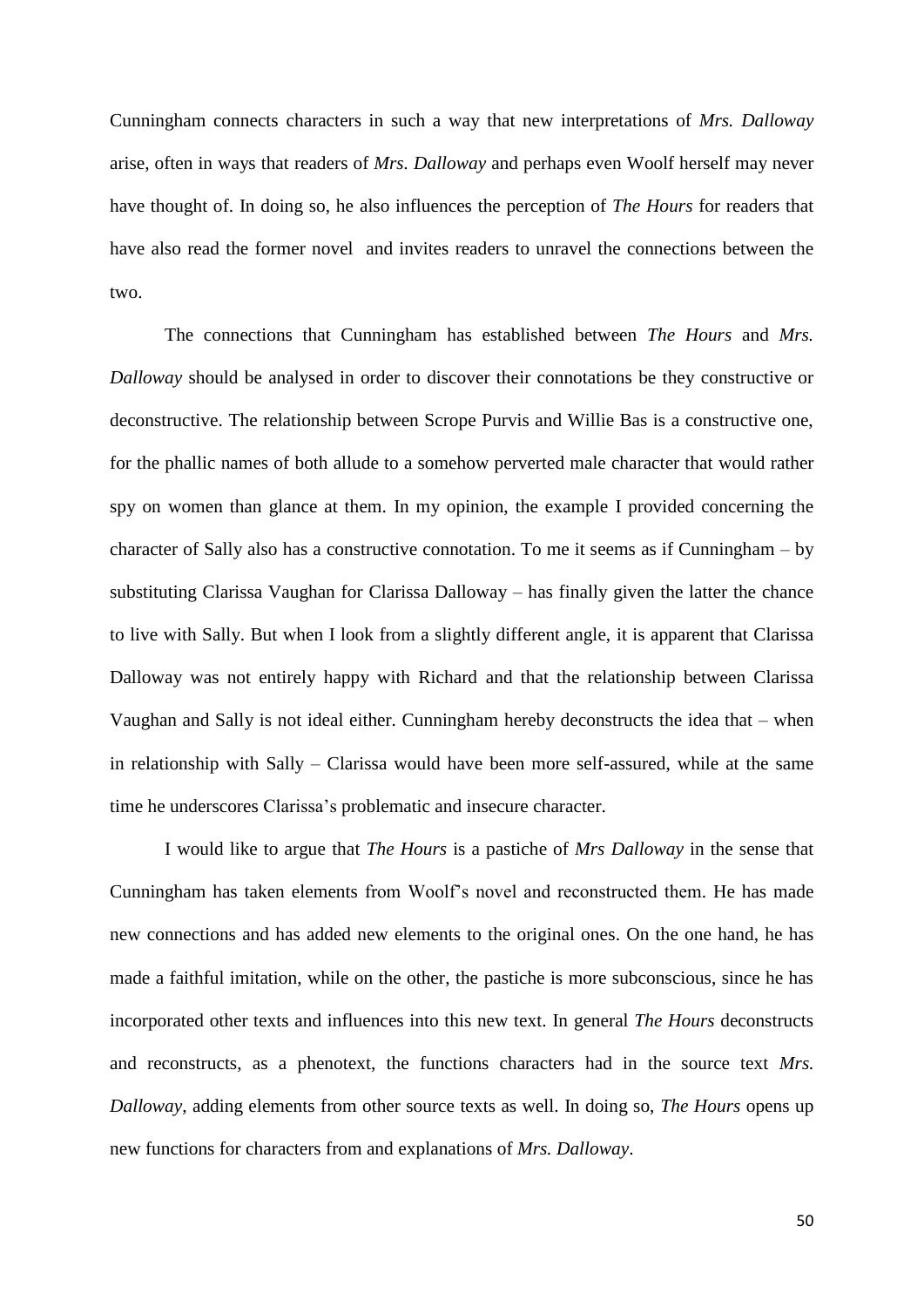Cunningham connects characters in such a way that new interpretations of *Mrs. Dalloway* arise, often in ways that readers of *Mrs. Dalloway* and perhaps even Woolf herself may never have thought of. In doing so, he also influences the perception of *The Hours* for readers that have also read the former novel and invites readers to unravel the connections between the two.

The connections that Cunningham has established between *The Hours* and *Mrs. Dalloway* should be analysed in order to discover their connotations be they constructive or deconstructive. The relationship between Scrope Purvis and Willie Bas is a constructive one, for the phallic names of both allude to a somehow perverted male character that would rather spy on women than glance at them. In my opinion, the example I provided concerning the character of Sally also has a constructive connotation. To me it seems as if Cunningham – by substituting Clarissa Vaughan for Clarissa Dalloway – has finally given the latter the chance to live with Sally. But when I look from a slightly different angle, it is apparent that Clarissa Dalloway was not entirely happy with Richard and that the relationship between Clarissa Vaughan and Sally is not ideal either. Cunningham hereby deconstructs the idea that – when in relationship with Sally – Clarissa would have been more self-assured, while at the same time he underscores Clarissa's problematic and insecure character.

I would like to argue that *The Hours* is a pastiche of *Mrs Dalloway* in the sense that Cunningham has taken elements from Woolf's novel and reconstructed them. He has made new connections and has added new elements to the original ones. On the one hand, he has made a faithful imitation, while on the other, the pastiche is more subconscious, since he has incorporated other texts and influences into this new text. In general *The Hours* deconstructs and reconstructs, as a phenotext, the functions characters had in the source text *Mrs. Dalloway*, adding elements from other source texts as well. In doing so, *The Hours* opens up new functions for characters from and explanations of *Mrs. Dalloway*.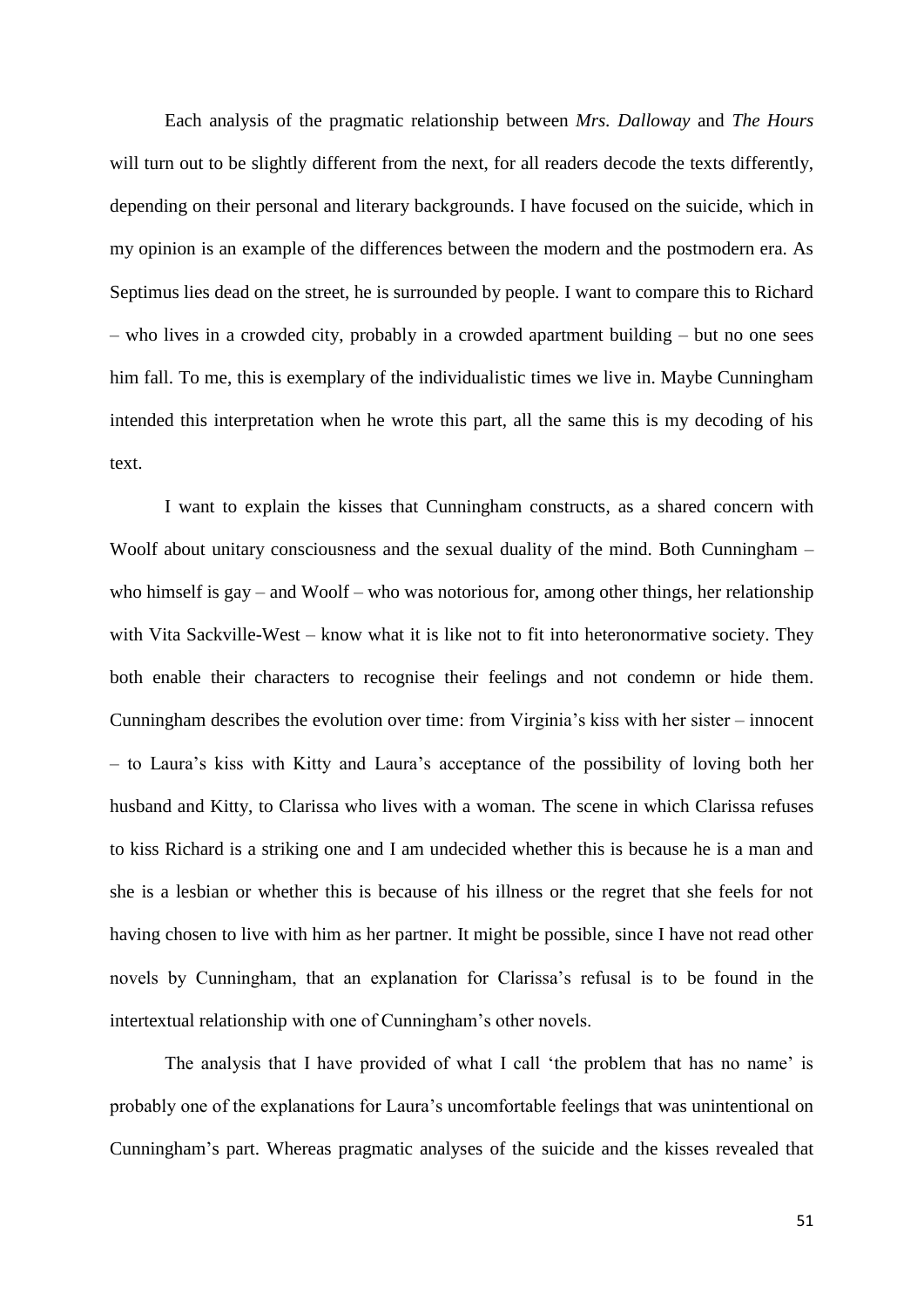Each analysis of the pragmatic relationship between *Mrs. Dalloway* and *The Hours* will turn out to be slightly different from the next, for all readers decode the texts differently, depending on their personal and literary backgrounds. I have focused on the suicide, which in my opinion is an example of the differences between the modern and the postmodern era. As Septimus lies dead on the street, he is surrounded by people. I want to compare this to Richard – who lives in a crowded city, probably in a crowded apartment building – but no one sees him fall. To me, this is exemplary of the individualistic times we live in. Maybe Cunningham intended this interpretation when he wrote this part, all the same this is my decoding of his text.

I want to explain the kisses that Cunningham constructs, as a shared concern with Woolf about unitary consciousness and the sexual duality of the mind. Both Cunningham – who himself is gay – and Woolf – who was notorious for, among other things, her relationship with Vita Sackville-West – know what it is like not to fit into heteronormative society. They both enable their characters to recognise their feelings and not condemn or hide them. Cunningham describes the evolution over time: from Virginia's kiss with her sister – innocent – to Laura's kiss with Kitty and Laura's acceptance of the possibility of loving both her husband and Kitty, to Clarissa who lives with a woman. The scene in which Clarissa refuses to kiss Richard is a striking one and I am undecided whether this is because he is a man and she is a lesbian or whether this is because of his illness or the regret that she feels for not having chosen to live with him as her partner. It might be possible, since I have not read other novels by Cunningham, that an explanation for Clarissa's refusal is to be found in the intertextual relationship with one of Cunningham's other novels.

The analysis that I have provided of what I call 'the problem that has no name' is probably one of the explanations for Laura's uncomfortable feelings that was unintentional on Cunningham's part. Whereas pragmatic analyses of the suicide and the kisses revealed that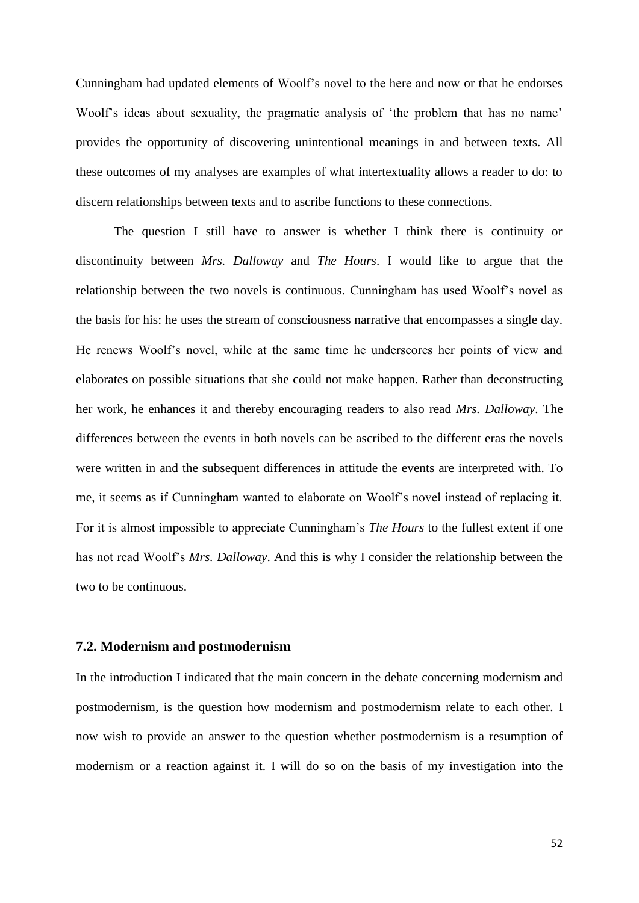Cunningham had updated elements of Woolf's novel to the here and now or that he endorses Woolf's ideas about sexuality, the pragmatic analysis of 'the problem that has no name' provides the opportunity of discovering unintentional meanings in and between texts. All these outcomes of my analyses are examples of what intertextuality allows a reader to do: to discern relationships between texts and to ascribe functions to these connections.

The question I still have to answer is whether I think there is continuity or discontinuity between *Mrs. Dalloway* and *The Hours*. I would like to argue that the relationship between the two novels is continuous. Cunningham has used Woolf's novel as the basis for his: he uses the stream of consciousness narrative that encompasses a single day. He renews Woolf's novel, while at the same time he underscores her points of view and elaborates on possible situations that she could not make happen. Rather than deconstructing her work, he enhances it and thereby encouraging readers to also read *Mrs. Dalloway*. The differences between the events in both novels can be ascribed to the different eras the novels were written in and the subsequent differences in attitude the events are interpreted with. To me, it seems as if Cunningham wanted to elaborate on Woolf's novel instead of replacing it. For it is almost impossible to appreciate Cunningham's *The Hours* to the fullest extent if one has not read Woolf's *Mrs. Dalloway*. And this is why I consider the relationship between the two to be continuous.

### 7.2. Modernism and postmodernism

In the introduction I indicated that the main concern in the debate concerning modernism and postmodernism, is the question how modernism and postmodernism relate to each other. I now wish to provide an answer to the question whether postmodernism is a resumption of modernism or a reaction against it. I will do so on the basis of my investigation into the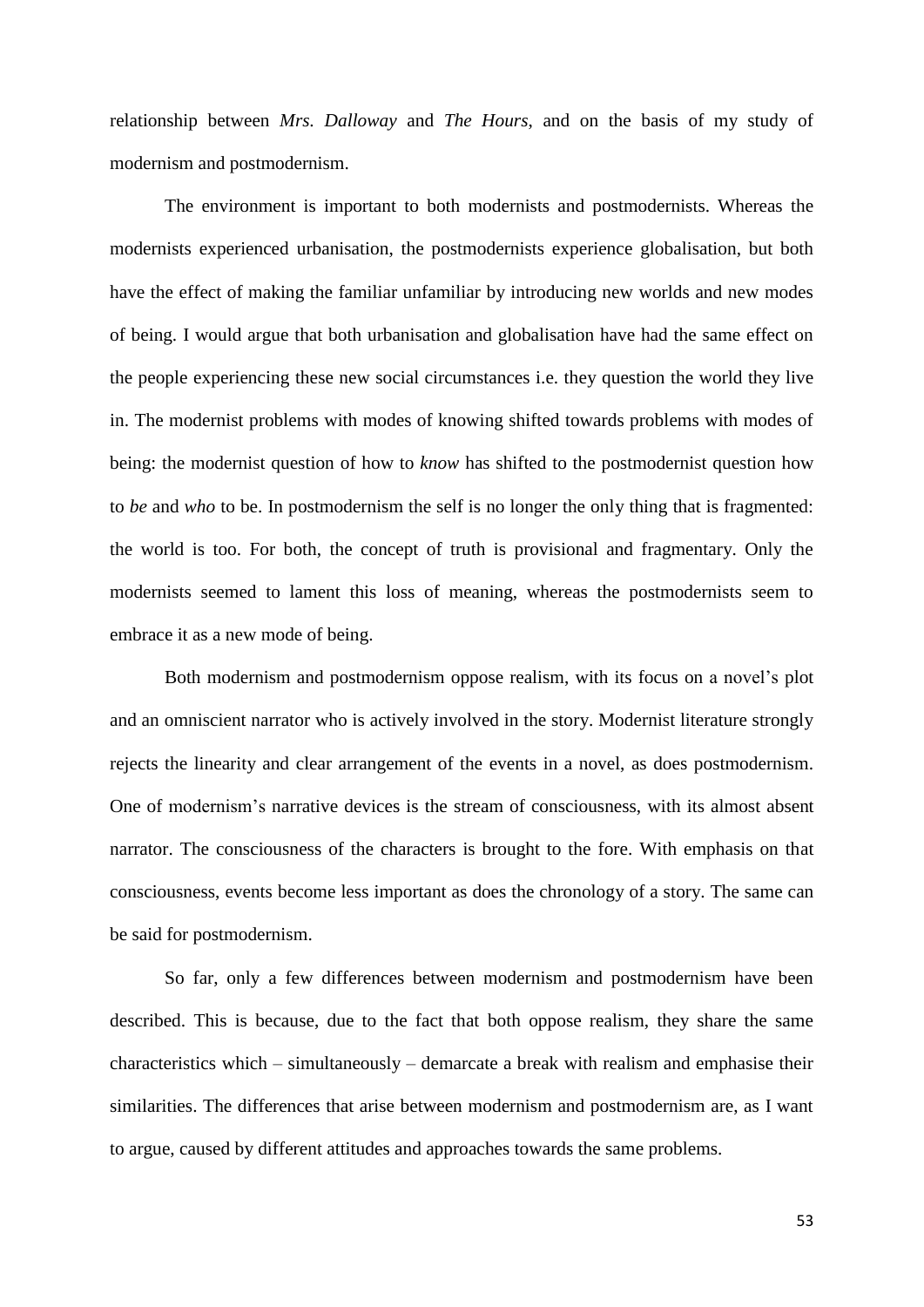relationship between *Mrs. Dalloway* and *The Hours*, and on the basis of my study of modernism and postmodernism.

The environment is important to both modernists and postmodernists. Whereas the modernists experienced urbanisation, the postmodernists experience globalisation, but both have the effect of making the familiar unfamiliar by introducing new worlds and new modes of being. I would argue that both urbanisation and globalisation have had the same effect on the people experiencing these new social circumstances i.e. they question the world they live in. The modernist problems with modes of knowing shifted towards problems with modes of being: the modernist question of how to *know* has shifted to the postmodernist question how to *be* and *who* to be. In postmodernism the self is no longer the only thing that is fragmented: the world is too. For both, the concept of truth is provisional and fragmentary. Only the modernists seemed to lament this loss of meaning, whereas the postmodernists seem to embrace it as a new mode of being.

Both modernism and postmodernism oppose realism, with its focus on a novel's plot and an omniscient narrator who is actively involved in the story. Modernist literature strongly rejects the linearity and clear arrangement of the events in a novel, as does postmodernism. One of modernism's narrative devices is the stream of consciousness, with its almost absent narrator. The consciousness of the characters is brought to the fore. With emphasis on that consciousness, events become less important as does the chronology of a story. The same can be said for postmodernism.

So far, only a few differences between modernism and postmodernism have been described. This is because, due to the fact that both oppose realism, they share the same characteristics which – simultaneously – demarcate a break with realism and emphasise their similarities. The differences that arise between modernism and postmodernism are, as I want to argue, caused by different attitudes and approaches towards the same problems.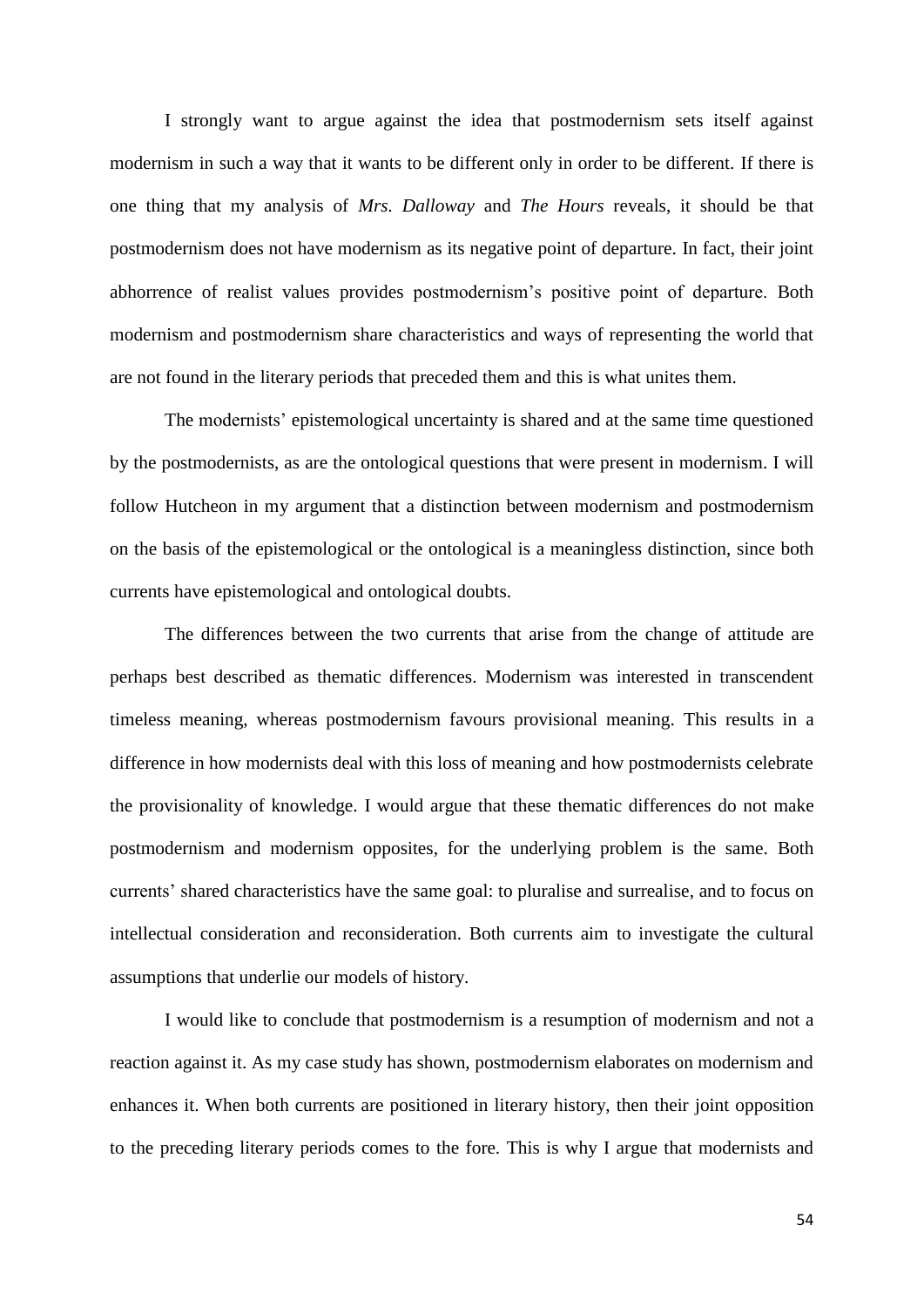I strongly want to argue against the idea that postmodernism sets itself against modernism in such a way that it wants to be different only in order to be different. If there is one thing that my analysis of *Mrs. Dalloway* and *The Hours* reveals, it should be that postmodernism does not have modernism as its negative point of departure. In fact, their joint abhorrence of realist values provides postmodernism's positive point of departure. Both modernism and postmodernism share characteristics and ways of representing the world that are not found in the literary periods that preceded them and this is what unites them.

The modernists' epistemological uncertainty is shared and at the same time questioned by the postmodernists, as are the ontological questions that were present in modernism. I will follow Hutcheon in my argument that a distinction between modernism and postmodernism on the basis of the epistemological or the ontological is a meaningless distinction, since both currents have epistemological and ontological doubts.

The differences between the two currents that arise from the change of attitude are perhaps best described as thematic differences. Modernism was interested in transcendent timeless meaning, whereas postmodernism favours provisional meaning. This results in a difference in how modernists deal with this loss of meaning and how postmodernists celebrate the provisionality of knowledge. I would argue that these thematic differences do not make postmodernism and modernism opposites, for the underlying problem is the same. Both currents' shared characteristics have the same goal: to pluralise and surrealise, and to focus on intellectual consideration and reconsideration. Both currents aim to investigate the cultural assumptions that underlie our models of history.

I would like to conclude that postmodernism is a resumption of modernism and not a reaction against it. As my case study has shown, postmodernism elaborates on modernism and enhances it. When both currents are positioned in literary history, then their joint opposition to the preceding literary periods comes to the fore. This is why I argue that modernists and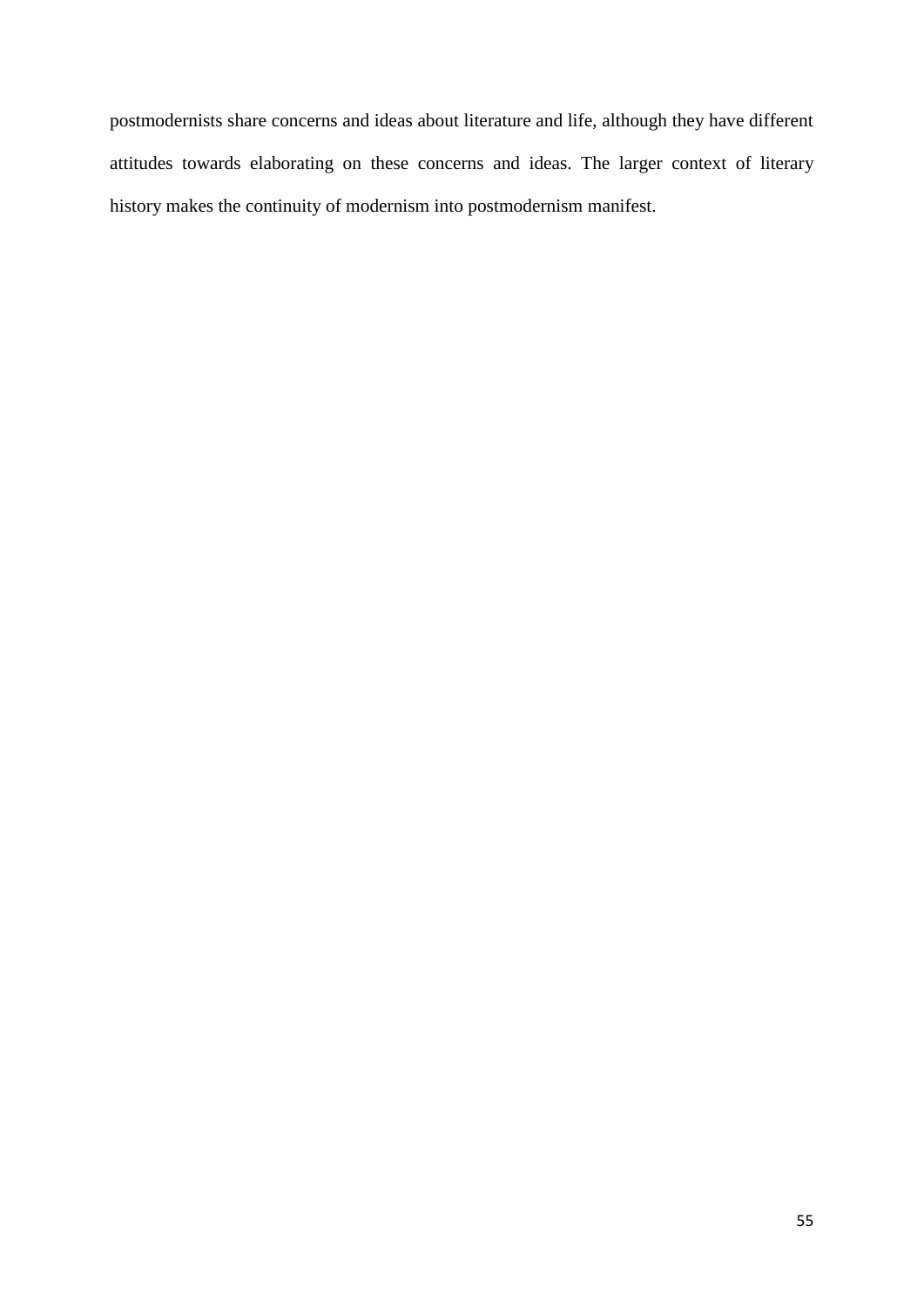postmodernists share concerns and ideas about literature and life, although they have different attitudes towards elaborating on these concerns and ideas. The larger context of literary history makes the continuity of modernism into postmodernism manifest.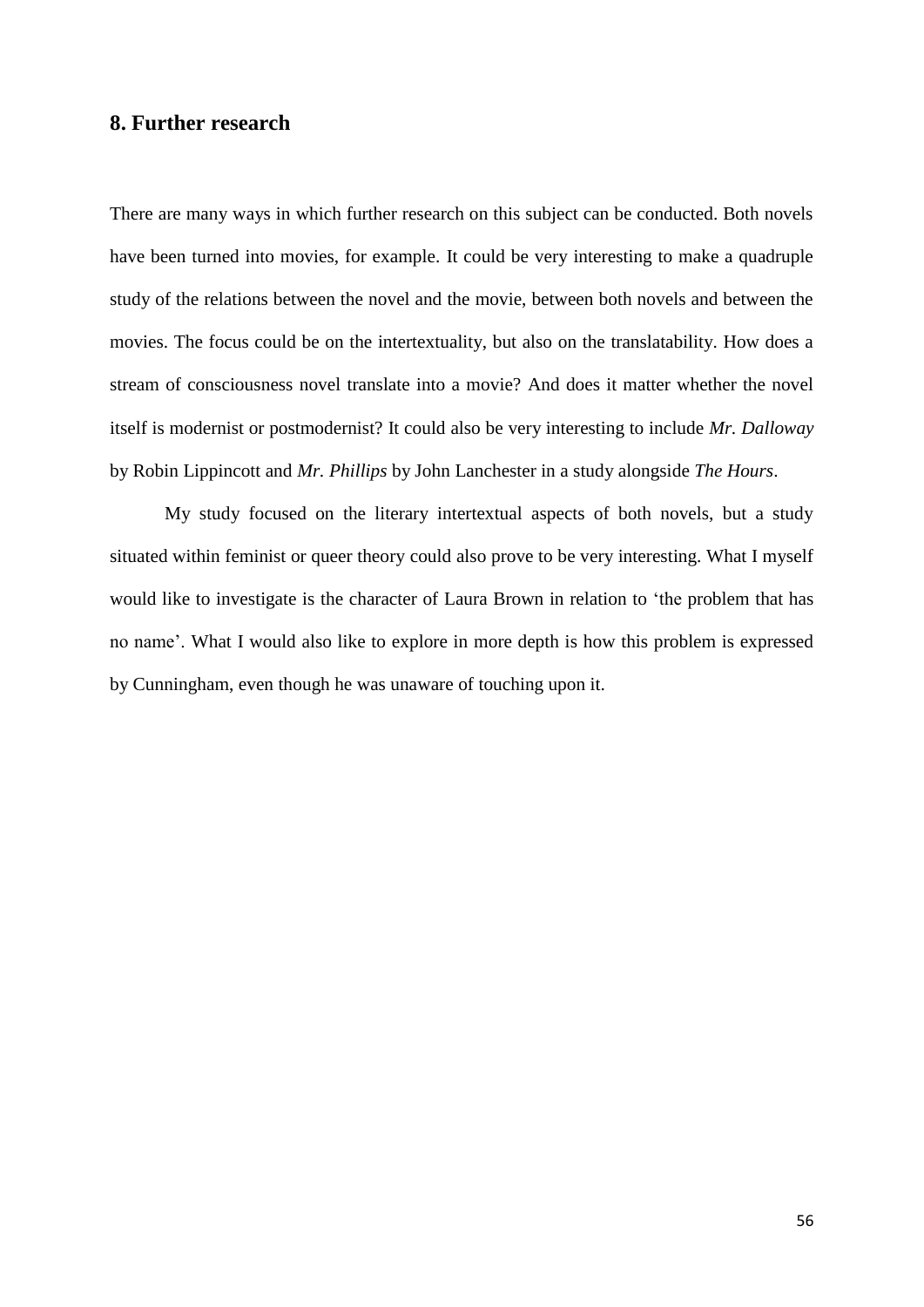## 8. Further research

There are many ways in which further research on this subject can be conducted. Both novels have been turned into movies, for example. It could be very interesting to make a quadruple study of the relations between the novel and the movie, between both novels and between the movies. The focus could be on the intertextuality, but also on the translatability. How does a stream of consciousness novel translate into a movie? And does it matter whether the novel itself is modernist or postmodernist? It could also be very interesting to include *Mr. Dalloway* by Robin Lippincott and *Mr. Phillips* by John Lanchester in a study alongside *The Hours*.

My study focused on the literary intertextual aspects of both novels, but a study situated within feminist or queer theory could also prove to be very interesting. What I myself would like to investigate is the character of Laura Brown in relation to 'the problem that has no name'. What I would also like to explore in more depth is how this problem is expressed by Cunningham, even though he was unaware of touching upon it.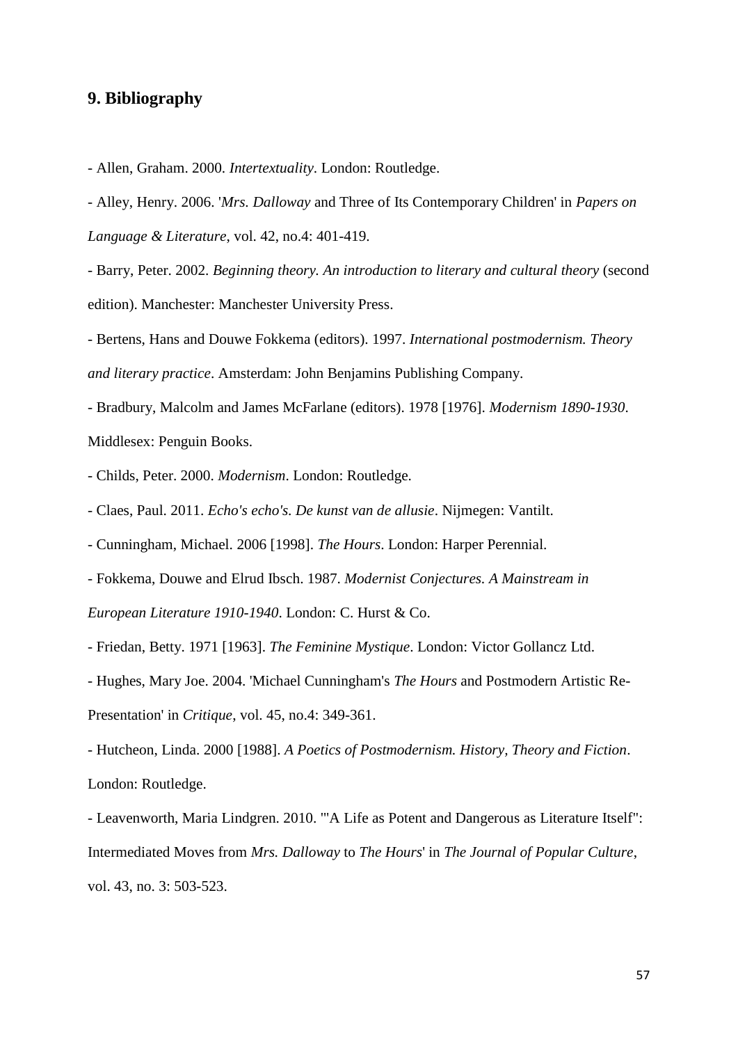## 9. Bibliography

- Allen, Graham. 2000. *Intertextuality*. London: Routledge.

- Alley, Henry. 2006. '*Mrs. Dalloway* and Three of Its Contemporary Children' in *Papers on Language & Literature*, vol. 42, no.4: 401-419.

- Barry, Peter. 2002. *Beginning theory. An introduction to literary and cultural theory* (second edition). Manchester: Manchester University Press.

- Bertens, Hans and Douwe Fokkema (editors). 1997. *International postmodernism. Theory and literary practice*. Amsterdam: John Benjamins Publishing Company.

- Bradbury, Malcolm and James McFarlane (editors). 1978 [1976]. *Modernism 1890-1930*. Middlesex: Penguin Books.

- Childs, Peter. 2000. *Modernism*. London: Routledge.

- Claes, Paul. 2011. *Echo's echo's. De kunst van de allusie*. Nijmegen: Vantilt.

- Cunningham, Michael. 2006 [1998]. *The Hours*. London: Harper Perennial.

- Fokkema, Douwe and Elrud Ibsch. 1987. *Modernist Conjectures. A Mainstream in European Literature 1910-1940*. London: C. Hurst & Co.

- Friedan, Betty. 1971 [1963]. *The Feminine Mystique*. London: Victor Gollancz Ltd.

- Hughes, Mary Joe. 2004. 'Michael Cunningham's *The Hours* and Postmodern Artistic Re-Presentation' in *Critique*, vol. 45, no.4: 349-361.

- Hutcheon, Linda. 2000 [1988]. *A Poetics of Postmodernism. History, Theory and Fiction*. London: Routledge.

- Leavenworth, Maria Lindgren. 2010. '"A Life as Potent and Dangerous as Literature Itself": Intermediated Moves from *Mrs. Dalloway* to *The Hours*' in *The Journal of Popular Culture*, vol. 43, no. 3: 503-523.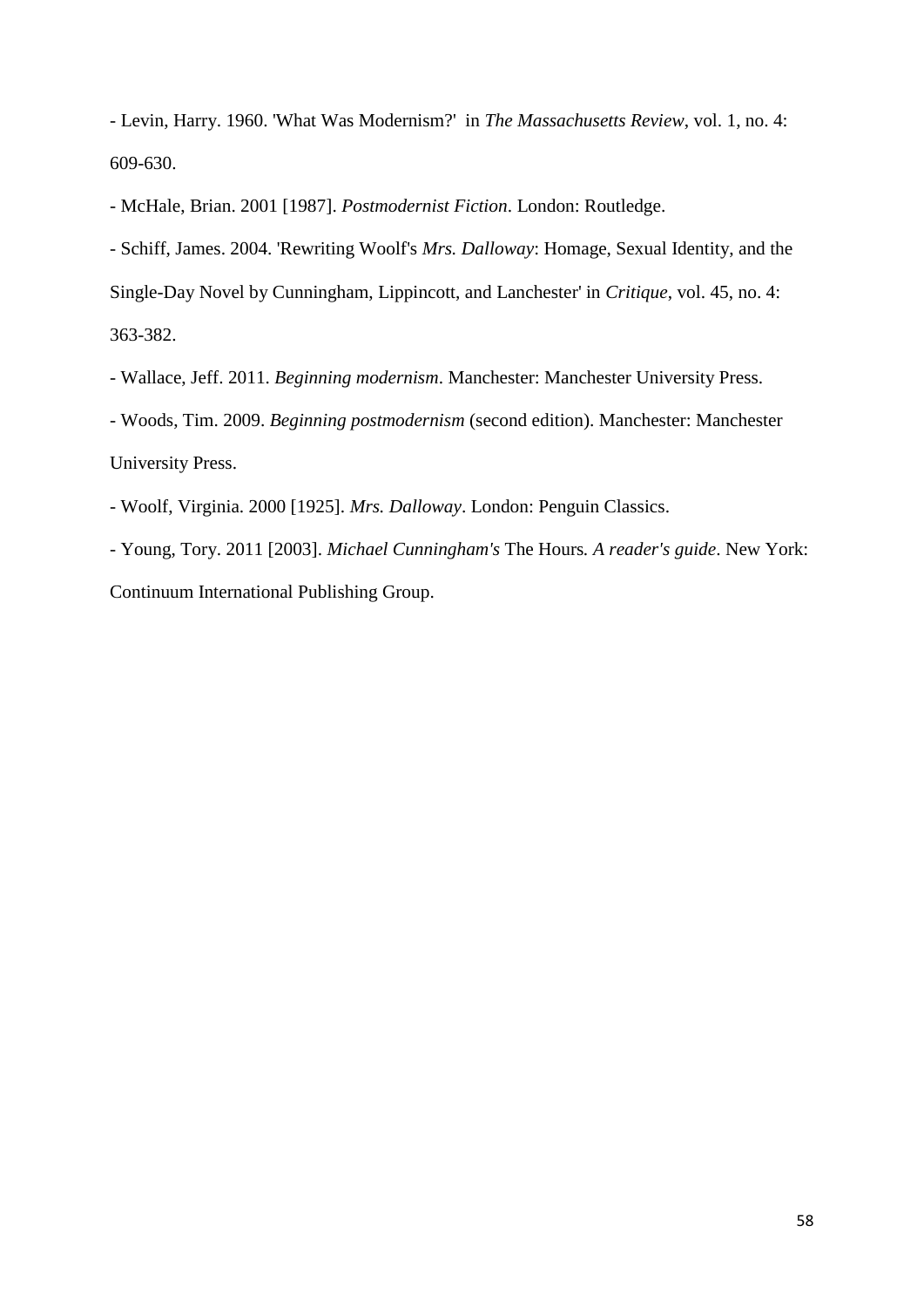- Levin, Harry. 1960. 'What Was Modernism?' in *The Massachusetts Review*, vol. 1, no. 4: 609-630.

- McHale, Brian. 2001 [1987]. *Postmodernist Fiction*. London: Routledge.

- Schiff, James. 2004. 'Rewriting Woolf's *Mrs. Dalloway*: Homage, Sexual Identity, and the Single-Day Novel by Cunningham, Lippincott, and Lanchester' in *Critique*, vol. 45, no. 4: 363-382.

- Wallace, Jeff. 2011. *Beginning modernism*. Manchester: Manchester University Press.

- Woods, Tim. 2009. *Beginning postmodernism* (second edition). Manchester: Manchester University Press.

- Woolf, Virginia. 2000 [1925]. *Mrs. Dalloway*. London: Penguin Classics.

- Young, Tory. 2011 [2003]. *Michael Cunningham's* The Hours*. A reader's guide*. New York: Continuum International Publishing Group.